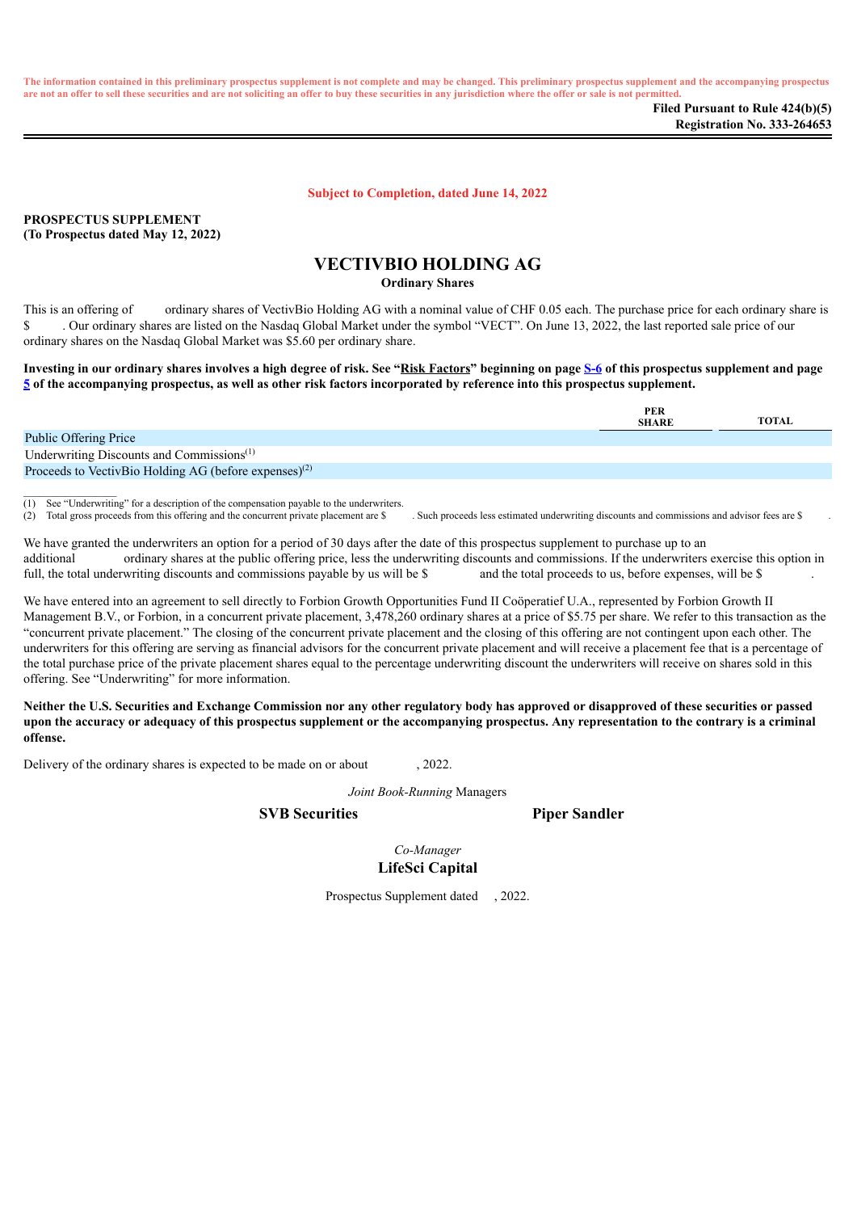The information contained in this preliminary prospectus supplement is not complete and may be changed. This preliminary prospectus supplement and the accompanying prospectus are not an offer to sell these securities and are not soliciting an offer to buy these securities in any jurisdiction where the offer or sale is not permitted.

**Filed Pursuant to Rule 424(b)(5)**
**Registration No. 333-264653**

**Subject to Completion, dated June 14, 2022**

**PROSPECTUS SUPPLEMENT**
**(To Prospectus dated May 12, 2022)**

# VECTIVBIO HOLDING AG

**Ordinary Shares**

This is an offering of ordinary shares of VectivBio Holding AG with a nominal value of CHF 0.05 each. The purchase price for each ordinary share is $ . Our ordinary shares are listed on the Nasdaq Global Market under the symbol "VECT". On June 13, 2022, the last reported sale price of our ordinary shares on the Nasdaq Global Market was $5.60 per ordinary share.

**Investing in our ordinary shares involves a high degree of risk. See "Risk Factors" beginning on page S-6 of this prospectus supplement and page 5 of the accompanying prospectus, as well as other risk factors incorporated by reference into this prospectus supplement.**

| | PER SHARE | TOTAL |
|---|---|---|
| Public Offering Price | | |
| Underwriting Discounts and Commissions[(1)] | | |
| Proceeds to VectivBio Holding AG (before expenses)[(2)] | | |

(1) See "Underwriting" for a description of the compensation payable to the underwriters.
(2) Total gross proceeds from this offering and the concurrent private placement are $ . Such proceeds less estimated underwriting discounts and commissions and advisor fees are $ .

We have granted the underwriters an option for a period of 30 days after the date of this prospectus supplement to purchase up to an additional ordinary shares at the public offering price, less the underwriting discounts and commissions. If the underwriters exercise this option in full, the total underwriting discounts and commissions payable by us will be $ and the total proceeds to us, before expenses, will be $ .

We have entered into an agreement to sell directly to Forbion Growth Opportunities Fund II Coöperatief U.A., represented by Forbion Growth II Management B.V., or Forbion, in a concurrent private placement, 3,478,260 ordinary shares at a price of $5.75 per share. We refer to this transaction as the "concurrent private placement." The closing of the concurrent private placement and the closing of this offering are not contingent upon each other. The underwriters for this offering are serving as financial advisors for the concurrent private placement and will receive a placement fee that is a percentage of the total purchase price of the private placement shares equal to the percentage underwriting discount the underwriters will receive on shares sold in this offering. See "Underwriting" for more information.

**Neither the U.S. Securities and Exchange Commission nor any other regulatory body has approved or disapproved of these securities or passed upon the accuracy or adequacy of this prospectus supplement or the accompanying prospectus. Any representation to the contrary is a criminal offense.**

Delivery of the ordinary shares is expected to be made on or about , 2022.

*Joint Book-Running* Managers

**SVB Securities** **Piper Sandler**

*Co-Manager*

**LifeSci Capital**

Prospectus Supplement dated , 2022.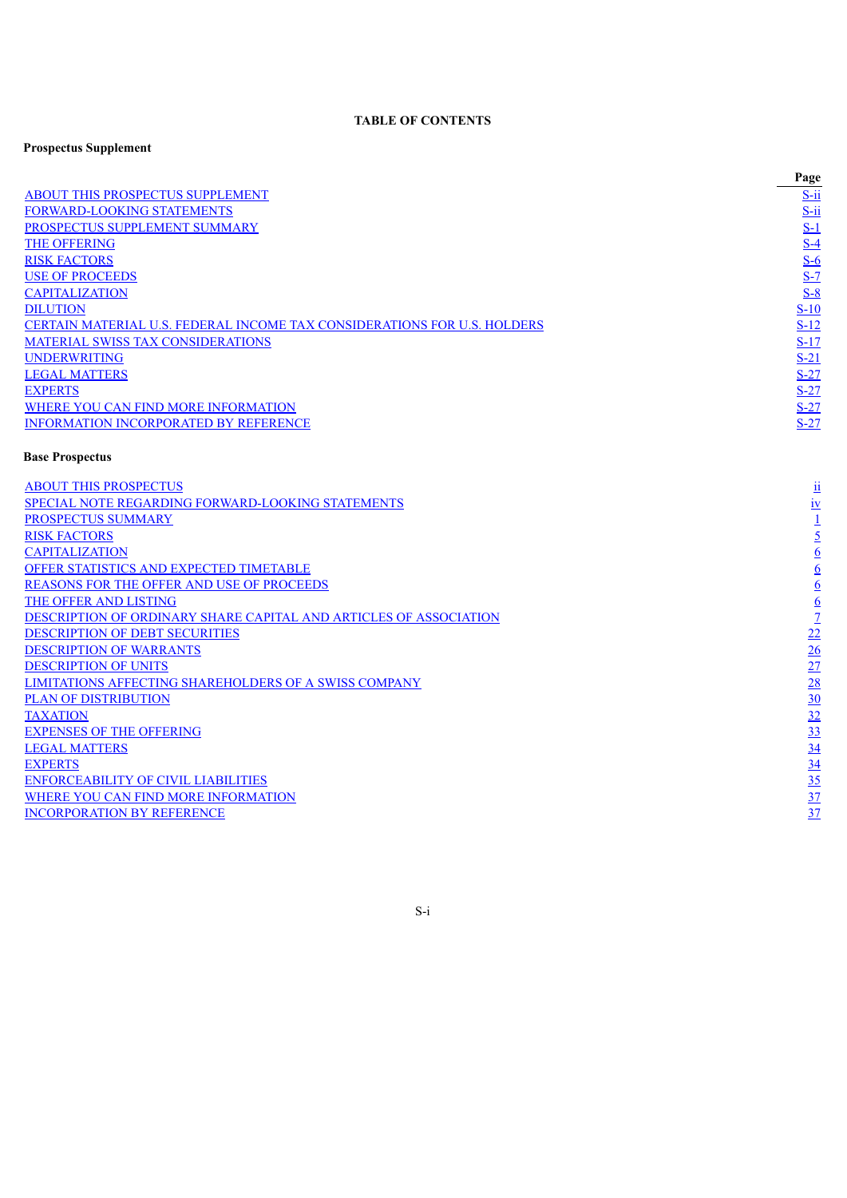# TABLE OF CONTENTS

**Prospectus Supplement**

| | Page |
|---|---|
| ABOUT THIS PROSPECTUS SUPPLEMENT | S-ii |
| FORWARD-LOOKING STATEMENTS | S-ii |
| PROSPECTUS SUPPLEMENT SUMMARY | S-1 |
| THE OFFERING | S-4 |
| RISK FACTORS | S-6 |
| USE OF PROCEEDS | S-7 |
| CAPITALIZATION | S-8 |
| DILUTION | S-10 |
| CERTAIN MATERIAL U.S. FEDERAL INCOME TAX CONSIDERATIONS FOR U.S. HOLDERS | S-12 |
| MATERIAL SWISS TAX CONSIDERATIONS | S-17 |
| UNDERWRITING | S-21 |
| LEGAL MATTERS | S-27 |
| EXPERTS | S-27 |
| WHERE YOU CAN FIND MORE INFORMATION | S-27 |
| INFORMATION INCORPORATED BY REFERENCE | S-27 |

**Base Prospectus**

| | |
|---|---|
| ABOUT THIS PROSPECTUS | ii |
| SPECIAL NOTE REGARDING FORWARD-LOOKING STATEMENTS | iv |
| PROSPECTUS SUMMARY | 1 |
| RISK FACTORS | 5 |
| CAPITALIZATION | 6 |
| OFFER STATISTICS AND EXPECTED TIMETABLE | 6 |
| REASONS FOR THE OFFER AND USE OF PROCEEDS | 6 |
| THE OFFER AND LISTING | 6 |
| DESCRIPTION OF ORDINARY SHARE CAPITAL AND ARTICLES OF ASSOCIATION | 7 |
| DESCRIPTION OF DEBT SECURITIES | 22 |
| DESCRIPTION OF WARRANTS | 26 |
| DESCRIPTION OF UNITS | 27 |
| LIMITATIONS AFFECTING SHAREHOLDERS OF A SWISS COMPANY | 28 |
| PLAN OF DISTRIBUTION | 30 |
| TAXATION | 32 |
| EXPENSES OF THE OFFERING | 33 |
| LEGAL MATTERS | 34 |
| EXPERTS | 34 |
| ENFORCEABILITY OF CIVIL LIABILITIES | 35 |
| WHERE YOU CAN FIND MORE INFORMATION | 37 |
| INCORPORATION BY REFERENCE | 37 |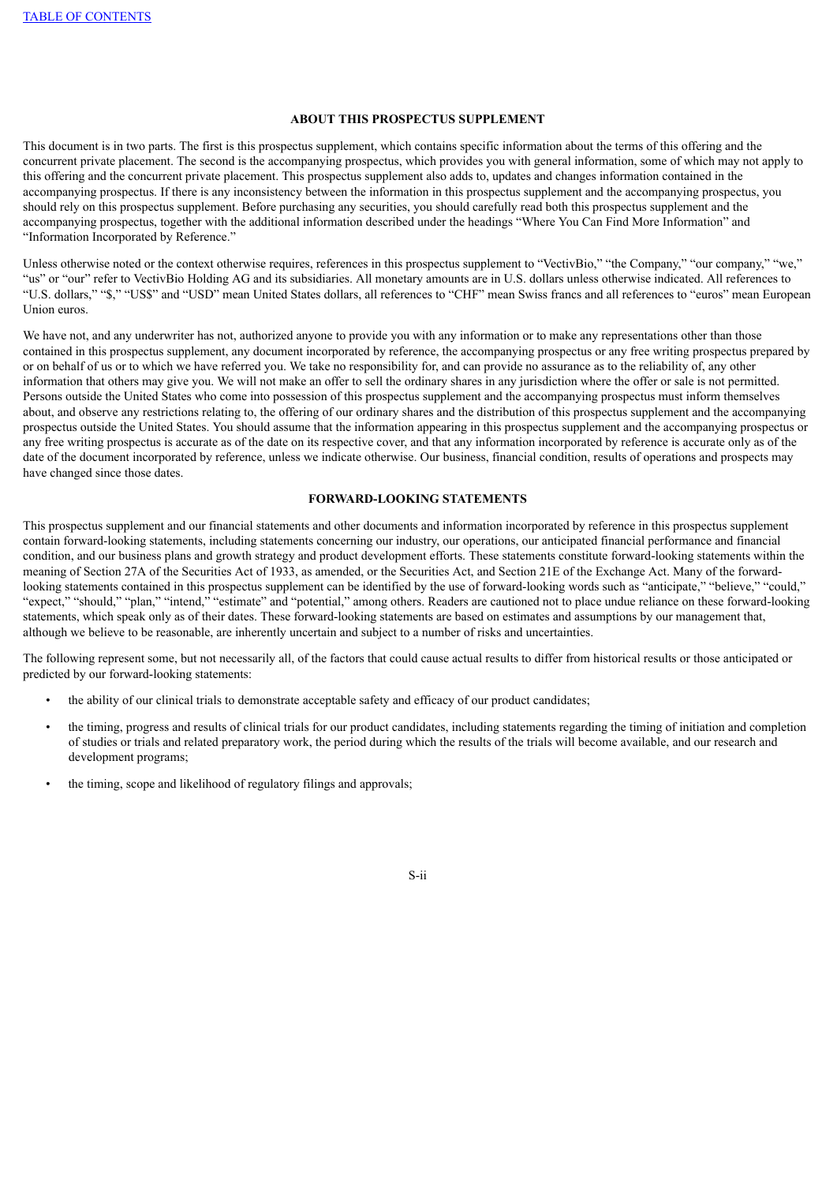## ABOUT THIS PROSPECTUS SUPPLEMENT

This document is in two parts. The first is this prospectus supplement, which contains specific information about the terms of this offering and the concurrent private placement. The second is the accompanying prospectus, which provides you with general information, some of which may not apply to this offering and the concurrent private placement. This prospectus supplement also adds to, updates and changes information contained in the accompanying prospectus. If there is any inconsistency between the information in this prospectus supplement and the accompanying prospectus, you should rely on this prospectus supplement. Before purchasing any securities, you should carefully read both this prospectus supplement and the accompanying prospectus, together with the additional information described under the headings "Where You Can Find More Information" and "Information Incorporated by Reference."

Unless otherwise noted or the context otherwise requires, references in this prospectus supplement to "VectivBio," "the Company," "our company," "we," "us" or "our" refer to VectivBio Holding AG and its subsidiaries. All monetary amounts are in U.S. dollars unless otherwise indicated. All references to "U.S. dollars," "$," "US$" and "USD" mean United States dollars, all references to "CHF" mean Swiss francs and all references to "euros" mean European Union euros.

We have not, and any underwriter has not, authorized anyone to provide you with any information or to make any representations other than those contained in this prospectus supplement, any document incorporated by reference, the accompanying prospectus or any free writing prospectus prepared by or on behalf of us or to which we have referred you. We take no responsibility for, and can provide no assurance as to the reliability of, any other information that others may give you. We will not make an offer to sell the ordinary shares in any jurisdiction where the offer or sale is not permitted. Persons outside the United States who come into possession of this prospectus supplement and the accompanying prospectus must inform themselves about, and observe any restrictions relating to, the offering of our ordinary shares and the distribution of this prospectus supplement and the accompanying prospectus outside the United States. You should assume that the information appearing in this prospectus supplement and the accompanying prospectus or any free writing prospectus is accurate as of the date on its respective cover, and that any information incorporated by reference is accurate only as of the date of the document incorporated by reference, unless we indicate otherwise. Our business, financial condition, results of operations and prospects may have changed since those dates.

## FORWARD-LOOKING STATEMENTS

This prospectus supplement and our financial statements and other documents and information incorporated by reference in this prospectus supplement contain forward-looking statements, including statements concerning our industry, our operations, our anticipated financial performance and financial condition, and our business plans and growth strategy and product development efforts. These statements constitute forward-looking statements within the meaning of Section 27A of the Securities Act of 1933, as amended, or the Securities Act, and Section 21E of the Exchange Act. Many of the forward-looking statements contained in this prospectus supplement can be identified by the use of forward-looking words such as "anticipate," "believe," "could," "expect," "should," "plan," "intend," "estimate" and "potential," among others. Readers are cautioned not to place undue reliance on these forward-looking statements, which speak only as of their dates. These forward-looking statements are based on estimates and assumptions by our management that, although we believe to be reasonable, are inherently uncertain and subject to a number of risks and uncertainties.

The following represent some, but not necessarily all, of the factors that could cause actual results to differ from historical results or those anticipated or predicted by our forward-looking statements:

- the ability of our clinical trials to demonstrate acceptable safety and efficacy of our product candidates;
- the timing, progress and results of clinical trials for our product candidates, including statements regarding the timing of initiation and completion of studies or trials and related preparatory work, the period during which the results of the trials will become available, and our research and development programs;
- the timing, scope and likelihood of regulatory filings and approvals;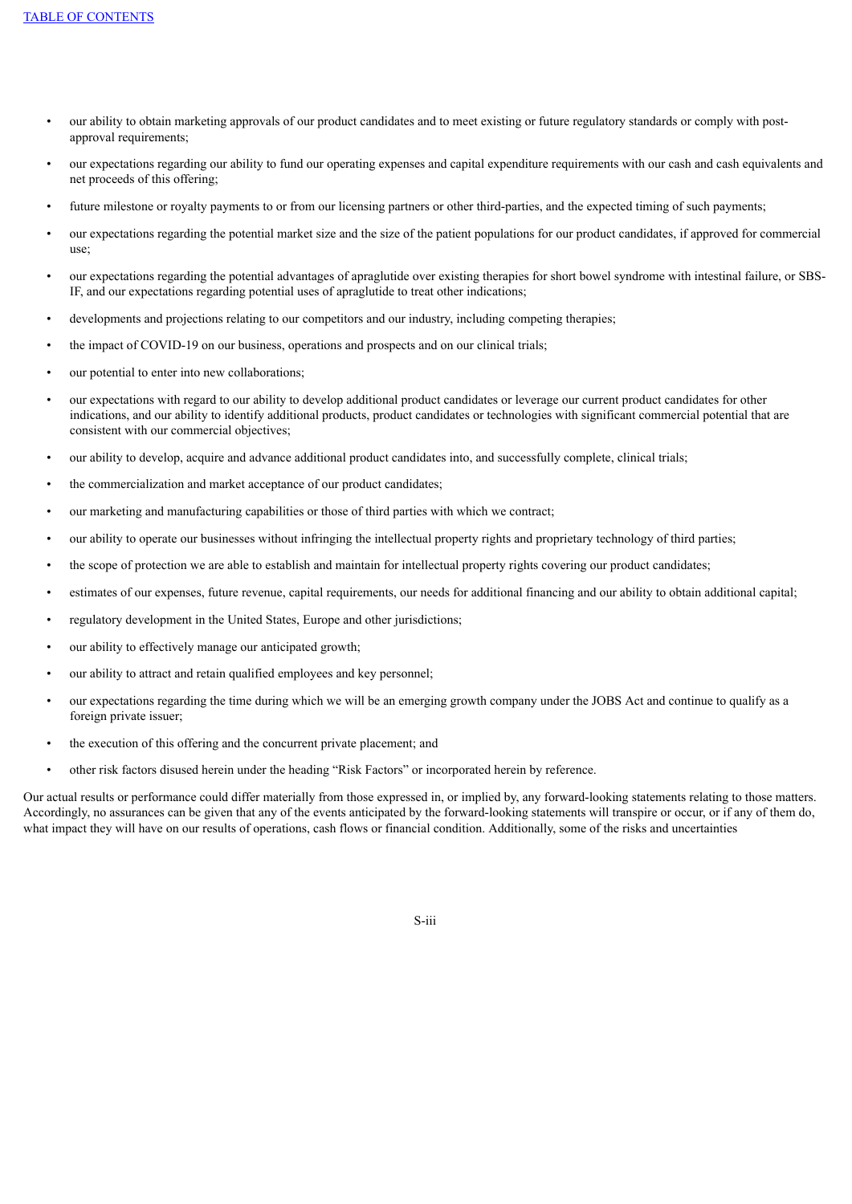- our ability to obtain marketing approvals of our product candidates and to meet existing or future regulatory standards or comply with post-approval requirements;
- our expectations regarding our ability to fund our operating expenses and capital expenditure requirements with our cash and cash equivalents and net proceeds of this offering;
- future milestone or royalty payments to or from our licensing partners or other third-parties, and the expected timing of such payments;
- our expectations regarding the potential market size and the size of the patient populations for our product candidates, if approved for commercial use;
- our expectations regarding the potential advantages of apraglutide over existing therapies for short bowel syndrome with intestinal failure, or SBS-IF, and our expectations regarding potential uses of apraglutide to treat other indications;
- developments and projections relating to our competitors and our industry, including competing therapies;
- the impact of COVID-19 on our business, operations and prospects and on our clinical trials;
- our potential to enter into new collaborations;
- our expectations with regard to our ability to develop additional product candidates or leverage our current product candidates for other indications, and our ability to identify additional products, product candidates or technologies with significant commercial potential that are consistent with our commercial objectives;
- our ability to develop, acquire and advance additional product candidates into, and successfully complete, clinical trials;
- the commercialization and market acceptance of our product candidates;
- our marketing and manufacturing capabilities or those of third parties with which we contract;
- our ability to operate our businesses without infringing the intellectual property rights and proprietary technology of third parties;
- the scope of protection we are able to establish and maintain for intellectual property rights covering our product candidates;
- estimates of our expenses, future revenue, capital requirements, our needs for additional financing and our ability to obtain additional capital;
- regulatory development in the United States, Europe and other jurisdictions;
- our ability to effectively manage our anticipated growth;
- our ability to attract and retain qualified employees and key personnel;
- our expectations regarding the time during which we will be an emerging growth company under the JOBS Act and continue to qualify as a foreign private issuer;
- the execution of this offering and the concurrent private placement; and
- other risk factors disused herein under the heading “Risk Factors” or incorporated herein by reference.

Our actual results or performance could differ materially from those expressed in, or implied by, any forward-looking statements relating to those matters. Accordingly, no assurances can be given that any of the events anticipated by the forward-looking statements will transpire or occur, or if any of them do, what impact they will have on our results of operations, cash flows or financial condition. Additionally, some of the risks and uncertainties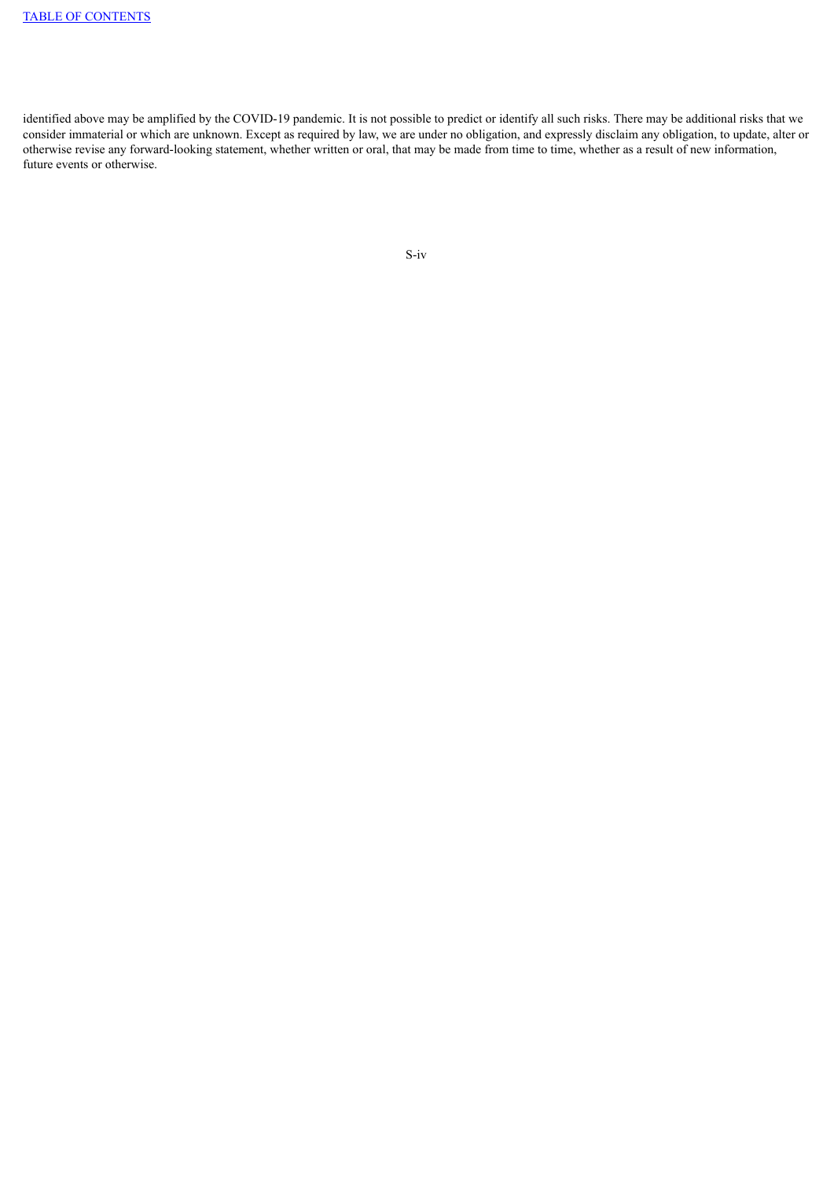identified above may be amplified by the COVID-19 pandemic. It is not possible to predict or identify all such risks. There may be additional risks that we consider immaterial or which are unknown. Except as required by law, we are under no obligation, and expressly disclaim any obligation, to update, alter or otherwise revise any forward-looking statement, whether written or oral, that may be made from time to time, whether as a result of new information, future events or otherwise.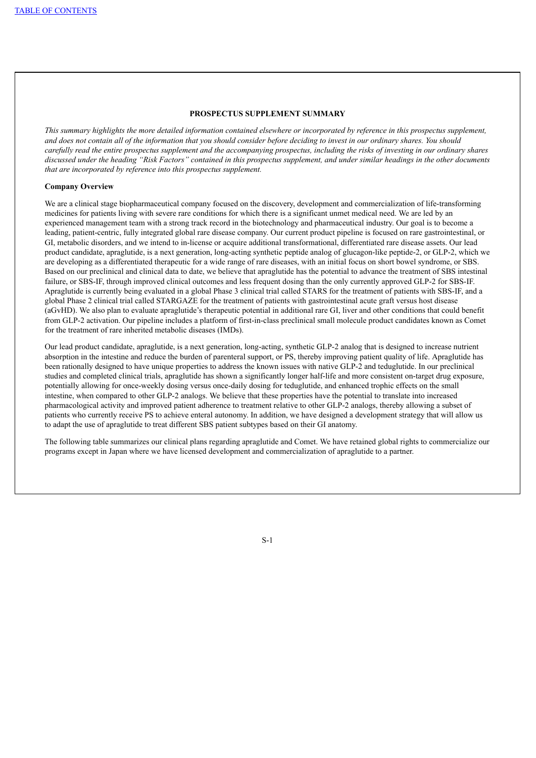## PROSPECTUS SUPPLEMENT SUMMARY

*This summary highlights the more detailed information contained elsewhere or incorporated by reference in this prospectus supplement, and does not contain all of the information that you should consider before deciding to invest in our ordinary shares. You should carefully read the entire prospectus supplement and the accompanying prospectus, including the risks of investing in our ordinary shares discussed under the heading "Risk Factors" contained in this prospectus supplement, and under similar headings in the other documents that are incorporated by reference into this prospectus supplement.*

**Company Overview**

We are a clinical stage biopharmaceutical company focused on the discovery, development and commercialization of life-transforming medicines for patients living with severe rare conditions for which there is a significant unmet medical need. We are led by an experienced management team with a strong track record in the biotechnology and pharmaceutical industry. Our goal is to become a leading, patient-centric, fully integrated global rare disease company. Our current product pipeline is focused on rare gastrointestinal, or GI, metabolic disorders, and we intend to in-license or acquire additional transformational, differentiated rare disease assets. Our lead product candidate, apraglutide, is a next generation, long-acting synthetic peptide analog of glucagon-like peptide-2, or GLP-2, which we are developing as a differentiated therapeutic for a wide range of rare diseases, with an initial focus on short bowel syndrome, or SBS. Based on our preclinical and clinical data to date, we believe that apraglutide has the potential to advance the treatment of SBS intestinal failure, or SBS-IF, through improved clinical outcomes and less frequent dosing than the only currently approved GLP-2 for SBS-IF. Apraglutide is currently being evaluated in a global Phase 3 clinical trial called STARS for the treatment of patients with SBS-IF, and a global Phase 2 clinical trial called STARGAZE for the treatment of patients with gastrointestinal acute graft versus host disease (aGvHD). We also plan to evaluate apraglutide's therapeutic potential in additional rare GI, liver and other conditions that could benefit from GLP-2 activation. Our pipeline includes a platform of first-in-class preclinical small molecule product candidates known as Comet for the treatment of rare inherited metabolic diseases (IMDs).

Our lead product candidate, apraglutide, is a next generation, long-acting, synthetic GLP-2 analog that is designed to increase nutrient absorption in the intestine and reduce the burden of parenteral support, or PS, thereby improving patient quality of life. Apraglutide has been rationally designed to have unique properties to address the known issues with native GLP-2 and teduglutide. In our preclinical studies and completed clinical trials, apraglutide has shown a significantly longer half-life and more consistent on-target drug exposure, potentially allowing for once-weekly dosing versus once-daily dosing for teduglutide, and enhanced trophic effects on the small intestine, when compared to other GLP-2 analogs. We believe that these properties have the potential to translate into increased pharmacological activity and improved patient adherence to treatment relative to other GLP-2 analogs, thereby allowing a subset of patients who currently receive PS to achieve enteral autonomy. In addition, we have designed a development strategy that will allow us to adapt the use of apraglutide to treat different SBS patient subtypes based on their GI anatomy.

The following table summarizes our clinical plans regarding apraglutide and Comet. We have retained global rights to commercialize our programs except in Japan where we have licensed development and commercialization of apraglutide to a partner.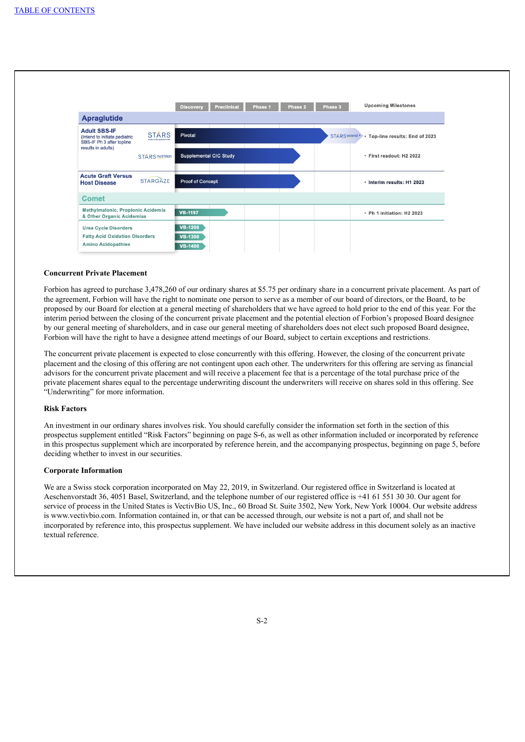| | | Discovery | Preclinical | Phase 1 | Phase 2 | Phase 3 | Upcoming Milestones |
|---|---|---|---|---|---|---|---|
| **Apraglutide** | | | | | | | |
| **Adult SBS-IF** (Intend to initiate pediatric SBS-IF Ph 3 after topline results in adults) | STARS | Pivotal | | | | STARS extend | • Top-line results: End of 2023 |
| | STARS nutrition | Supplemental CIC Study | | | | | • First readout: H2 2022 |
| **Acute Graft Versus Host Disease** | STARGAZE | Proof of Concept | | | | | • Interim results: H1 2023 |
| **Comet** | | | | | | | |
| Methylmalonic, Propionic Acidemia & Other Organic Acidemias | | VB-1197 | | | | | • Ph 1 initiation: H2 2023 |
| Urea Cycle Disorders | | VB-1200 | | | | | |
| Fatty Acid Oxidation Disorders | | VB-1300 | | | | | |
| Amino Acidopathies | | VB-1400 | | | | | |

### Concurrent Private Placement

Forbion has agreed to purchase 3,478,260 of our ordinary shares at $5.75 per ordinary share in a concurrent private placement. As part of the agreement, Forbion will have the right to nominate one person to serve as a member of our board of directors, or the Board, to be proposed by our Board for election at a general meeting of shareholders that we have agreed to hold prior to the end of this year. For the interim period between the closing of the concurrent private placement and the potential election of Forbion's proposed Board designee by our general meeting of shareholders, and in case our general meeting of shareholders does not elect such proposed Board designee, Forbion will have the right to have a designee attend meetings of our Board, subject to certain exceptions and restrictions.

The concurrent private placement is expected to close concurrently with this offering. However, the closing of the concurrent private placement and the closing of this offering are not contingent upon each other. The underwriters for this offering are serving as financial advisors for the concurrent private placement and will receive a placement fee that is a percentage of the total purchase price of the private placement shares equal to the percentage underwriting discount the underwriters will receive on shares sold in this offering. See "Underwriting" for more information.

### Risk Factors

An investment in our ordinary shares involves risk. You should carefully consider the information set forth in the section of this prospectus supplement entitled "Risk Factors" beginning on page S-6, as well as other information included or incorporated by reference in this prospectus supplement which are incorporated by reference herein, and the accompanying prospectus, beginning on page 5, before deciding whether to invest in our securities.

### Corporate Information

We are a Swiss stock corporation incorporated on May 22, 2019, in Switzerland. Our registered office in Switzerland is located at Aeschenvorstadt 36, 4051 Basel, Switzerland, and the telephone number of our registered office is +41 61 551 30 30. Our agent for service of process in the United States is VectivBio US, Inc., 60 Broad St. Suite 3502, New York, New York 10004. Our website address is www.vectivbio.com. Information contained in, or that can be accessed through, our website is not a part of, and shall not be incorporated by reference into, this prospectus supplement. We have included our website address in this document solely as an inactive textual reference.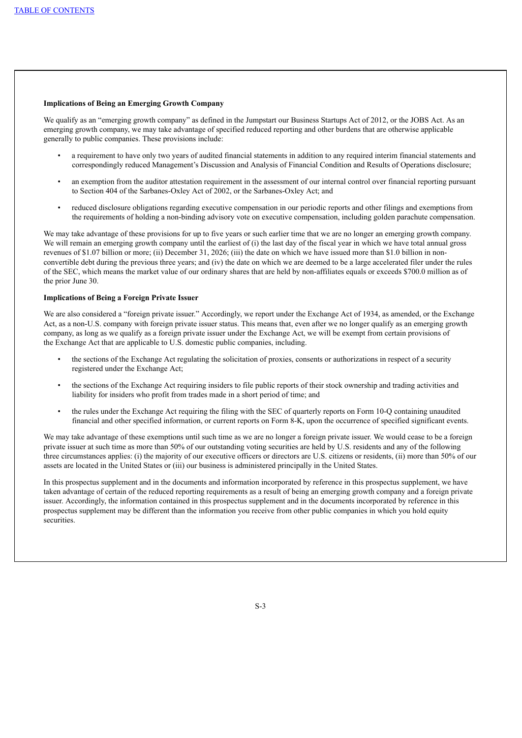**Implications of Being an Emerging Growth Company**

We qualify as an "emerging growth company" as defined in the Jumpstart our Business Startups Act of 2012, or the JOBS Act. As an emerging growth company, we may take advantage of specified reduced reporting and other burdens that are otherwise applicable generally to public companies. These provisions include:

- a requirement to have only two years of audited financial statements in addition to any required interim financial statements and correspondingly reduced Management's Discussion and Analysis of Financial Condition and Results of Operations disclosure;
- an exemption from the auditor attestation requirement in the assessment of our internal control over financial reporting pursuant to Section 404 of the Sarbanes-Oxley Act of 2002, or the Sarbanes-Oxley Act; and
- reduced disclosure obligations regarding executive compensation in our periodic reports and other filings and exemptions from the requirements of holding a non-binding advisory vote on executive compensation, including golden parachute compensation.

We may take advantage of these provisions for up to five years or such earlier time that we are no longer an emerging growth company. We will remain an emerging growth company until the earliest of (i) the last day of the fiscal year in which we have total annual gross revenues of $1.07 billion or more; (ii) December 31, 2026; (iii) the date on which we have issued more than $1.0 billion in non-convertible debt during the previous three years; and (iv) the date on which we are deemed to be a large accelerated filer under the rules of the SEC, which means the market value of our ordinary shares that are held by non-affiliates equals or exceeds $700.0 million as of the prior June 30.

**Implications of Being a Foreign Private Issuer**

We are also considered a "foreign private issuer." Accordingly, we report under the Exchange Act of 1934, as amended, or the Exchange Act, as a non-U.S. company with foreign private issuer status. This means that, even after we no longer qualify as an emerging growth company, as long as we qualify as a foreign private issuer under the Exchange Act, we will be exempt from certain provisions of the Exchange Act that are applicable to U.S. domestic public companies, including.

- the sections of the Exchange Act regulating the solicitation of proxies, consents or authorizations in respect of a security registered under the Exchange Act;
- the sections of the Exchange Act requiring insiders to file public reports of their stock ownership and trading activities and liability for insiders who profit from trades made in a short period of time; and
- the rules under the Exchange Act requiring the filing with the SEC of quarterly reports on Form 10-Q containing unaudited financial and other specified information, or current reports on Form 8-K, upon the occurrence of specified significant events.

We may take advantage of these exemptions until such time as we are no longer a foreign private issuer. We would cease to be a foreign private issuer at such time as more than 50% of our outstanding voting securities are held by U.S. residents and any of the following three circumstances applies: (i) the majority of our executive officers or directors are U.S. citizens or residents, (ii) more than 50% of our assets are located in the United States or (iii) our business is administered principally in the United States.

In this prospectus supplement and in the documents and information incorporated by reference in this prospectus supplement, we have taken advantage of certain of the reduced reporting requirements as a result of being an emerging growth company and a foreign private issuer. Accordingly, the information contained in this prospectus supplement and in the documents incorporated by reference in this prospectus supplement may be different than the information you receive from other public companies in which you hold equity securities.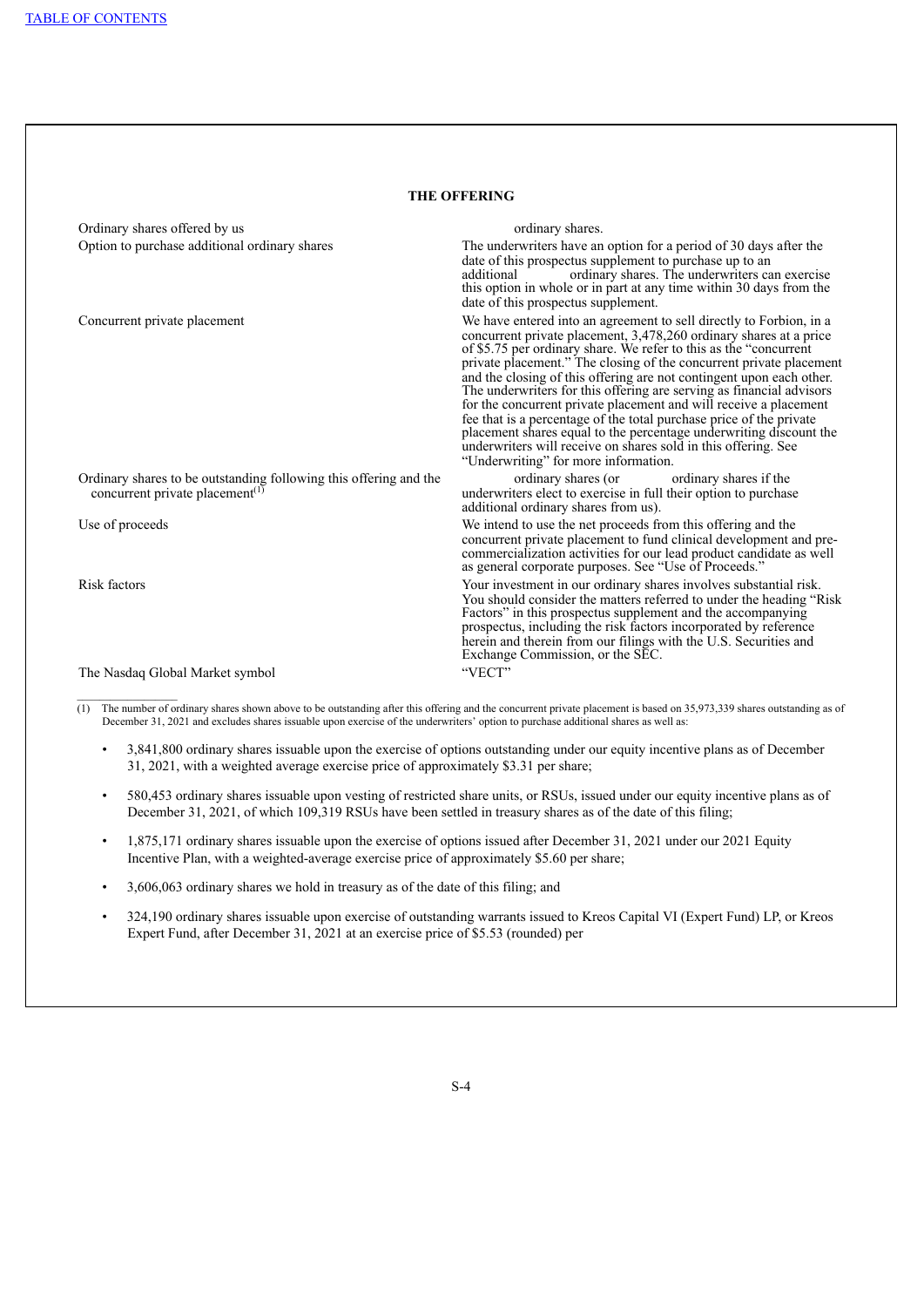## THE OFFERING

| | |
|---|---|
| Ordinary shares offered by us | ordinary shares. |
| Option to purchase additional ordinary shares | The underwriters have an option for a period of 30 days after the date of this prospectus supplement to purchase up to an additional ordinary shares. The underwriters can exercise this option in whole or in part at any time within 30 days from the date of this prospectus supplement. |
| Concurrent private placement | We have entered into an agreement to sell directly to Forbion, in a concurrent private placement, 3,478,260 ordinary shares at a price of $5.75 per ordinary share. We refer to this as the "concurrent private placement." The closing of the concurrent private placement and the closing of this offering are not contingent upon each other. The underwriters for this offering are serving as financial advisors for the concurrent private placement and will receive a placement fee that is a percentage of the total purchase price of the private placement shares equal to the percentage underwriting discount the underwriters will receive on shares sold in this offering. See "Underwriting" for more information. |
| Ordinary shares to be outstanding following this offering and the concurrent private placement[(1)] | ordinary shares (or ordinary shares if the underwriters elect to exercise in full their option to purchase additional ordinary shares from us). |
| Use of proceeds | We intend to use the net proceeds from this offering and the concurrent private placement to fund clinical development and pre-commercialization activities for our lead product candidate as well as general corporate purposes. See "Use of Proceeds." |
| Risk factors | Your investment in our ordinary shares involves substantial risk. You should consider the matters referred to under the heading "Risk Factors" in this prospectus supplement and the accompanying prospectus, including the risk factors incorporated by reference herein and therein from our filings with the U.S. Securities and Exchange Commission, or the SEC. |
| The Nasdaq Global Market symbol | "VECT" |

(1) The number of ordinary shares shown above to be outstanding after this offering and the concurrent private placement is based on 35,973,339 shares outstanding as of December 31, 2021 and excludes shares issuable upon exercise of the underwriters' option to purchase additional shares as well as:

- 3,841,800 ordinary shares issuable upon the exercise of options outstanding under our equity incentive plans as of December 31, 2021, with a weighted average exercise price of approximately $3.31 per share;
- 580,453 ordinary shares issuable upon vesting of restricted share units, or RSUs, issued under our equity incentive plans as of December 31, 2021, of which 109,319 RSUs have been settled in treasury shares as of the date of this filing;
- 1,875,171 ordinary shares issuable upon the exercise of options issued after December 31, 2021 under our 2021 Equity Incentive Plan, with a weighted-average exercise price of approximately $5.60 per share;
- 3,606,063 ordinary shares we hold in treasury as of the date of this filing; and
- 324,190 ordinary shares issuable upon exercise of outstanding warrants issued to Kreos Capital VI (Expert Fund) LP, or Kreos Expert Fund, after December 31, 2021 at an exercise price of $5.53 (rounded) per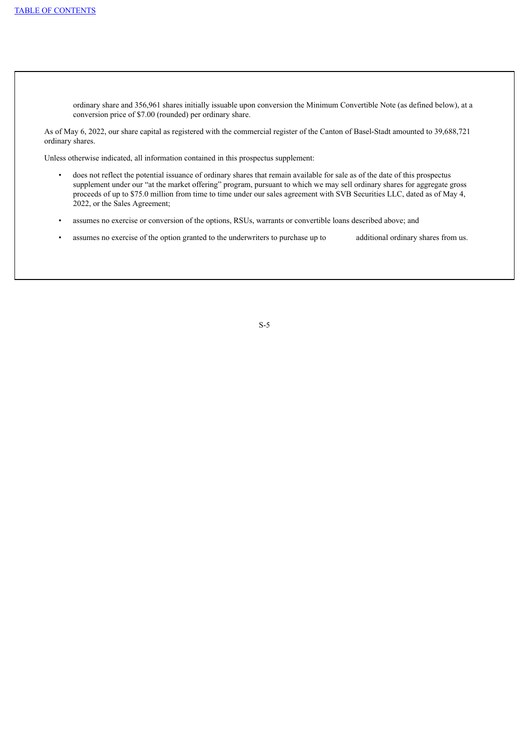ordinary share and 356,961 shares initially issuable upon conversion the Minimum Convertible Note (as defined below), at a conversion price of $7.00 (rounded) per ordinary share.

As of May 6, 2022, our share capital as registered with the commercial register of the Canton of Basel-Stadt amounted to 39,688,721 ordinary shares.

Unless otherwise indicated, all information contained in this prospectus supplement:

- does not reflect the potential issuance of ordinary shares that remain available for sale as of the date of this prospectus supplement under our "at the market offering" program, pursuant to which we may sell ordinary shares for aggregate gross proceeds of up to $75.0 million from time to time under our sales agreement with SVB Securities LLC, dated as of May 4, 2022, or the Sales Agreement;
- assumes no exercise or conversion of the options, RSUs, warrants or convertible loans described above; and
- assumes no exercise of the option granted to the underwriters to purchase up to additional ordinary shares from us.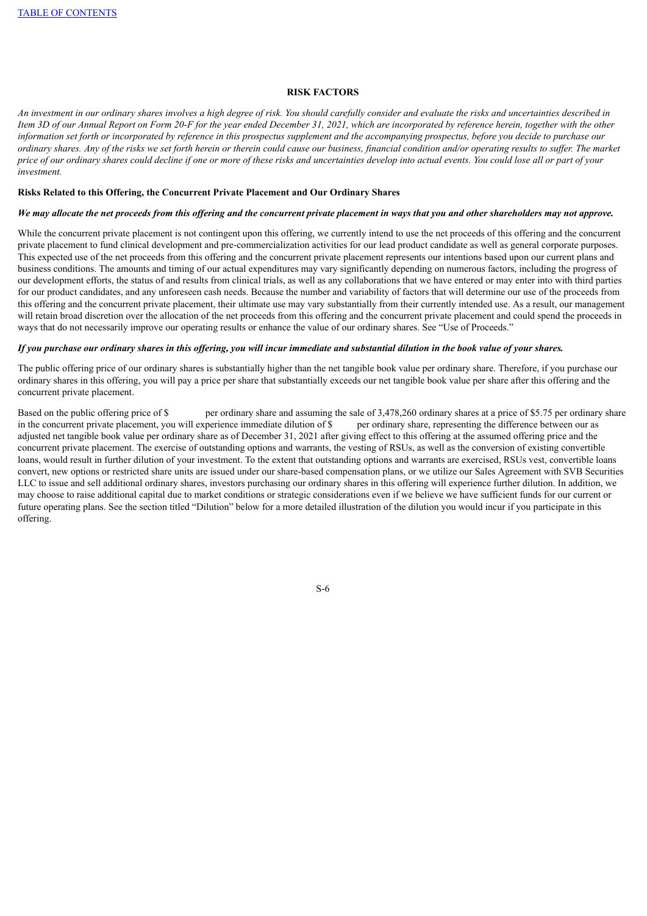## RISK FACTORS

*An investment in our ordinary shares involves a high degree of risk. You should carefully consider and evaluate the risks and uncertainties described in Item 3D of our Annual Report on Form 20-F for the year ended December 31, 2021, which are incorporated by reference herein, together with the other information set forth or incorporated by reference in this prospectus supplement and the accompanying prospectus, before you decide to purchase our ordinary shares. Any of the risks we set forth herein or therein could cause our business, financial condition and/or operating results to suffer. The market price of our ordinary shares could decline if one or more of these risks and uncertainties develop into actual events. You could lose all or part of your investment.*

### Risks Related to this Offering, the Concurrent Private Placement and Our Ordinary Shares

***We may allocate the net proceeds from this offering and the concurrent private placement in ways that you and other shareholders may not approve.***

While the concurrent private placement is not contingent upon this offering, we currently intend to use the net proceeds of this offering and the concurrent private placement to fund clinical development and pre-commercialization activities for our lead product candidate as well as general corporate purposes. This expected use of the net proceeds from this offering and the concurrent private placement represents our intentions based upon our current plans and business conditions. The amounts and timing of our actual expenditures may vary significantly depending on numerous factors, including the progress of our development efforts, the status of and results from clinical trials, as well as any collaborations that we have entered or may enter into with third parties for our product candidates, and any unforeseen cash needs. Because the number and variability of factors that will determine our use of the proceeds from this offering and the concurrent private placement, their ultimate use may vary substantially from their currently intended use. As a result, our management will retain broad discretion over the allocation of the net proceeds from this offering and the concurrent private placement and could spend the proceeds in ways that do not necessarily improve our operating results or enhance the value of our ordinary shares. See "Use of Proceeds."

***If you purchase our ordinary shares in this offering, you will incur immediate and substantial dilution in the book value of your shares.***

The public offering price of our ordinary shares is substantially higher than the net tangible book value per ordinary share. Therefore, if you purchase our ordinary shares in this offering, you will pay a price per share that substantially exceeds our net tangible book value per share after this offering and the concurrent private placement.

Based on the public offering price of $ per ordinary share and assuming the sale of 3,478,260 ordinary shares at a price of $5.75 per ordinary share in the concurrent private placement, you will experience immediate dilution of $ per ordinary share, representing the difference between our as adjusted net tangible book value per ordinary share as of December 31, 2021 after giving effect to this offering at the assumed offering price and the concurrent private placement. The exercise of outstanding options and warrants, the vesting of RSUs, as well as the conversion of existing convertible loans, would result in further dilution of your investment. To the extent that outstanding options and warrants are exercised, RSUs vest, convertible loans convert, new options or restricted share units are issued under our share-based compensation plans, or we utilize our Sales Agreement with SVB Securities LLC to issue and sell additional ordinary shares, investors purchasing our ordinary shares in this offering will experience further dilution. In addition, we may choose to raise additional capital due to market conditions or strategic considerations even if we believe we have sufficient funds for our current or future operating plans. See the section titled "Dilution" below for a more detailed illustration of the dilution you would incur if you participate in this offering.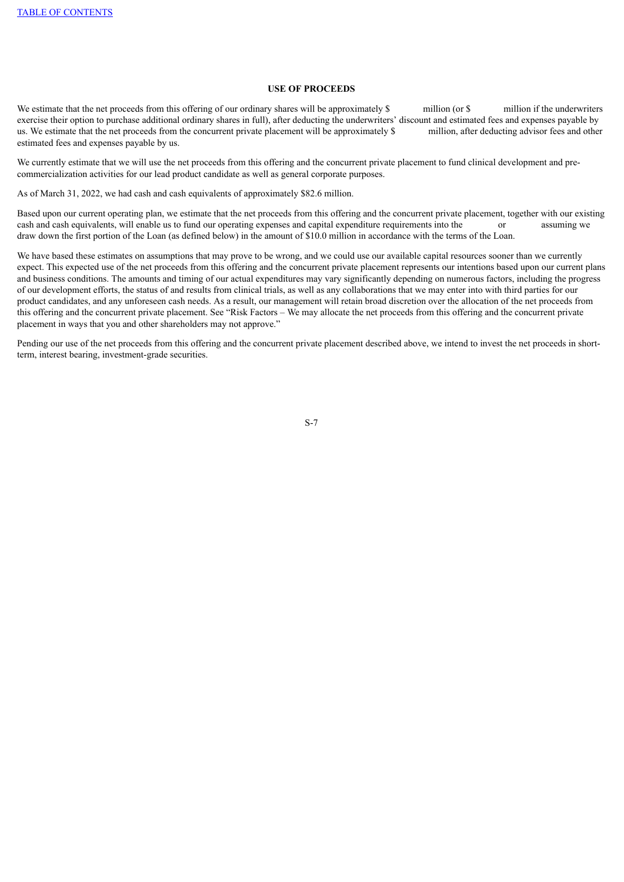## USE OF PROCEEDS

We estimate that the net proceeds from this offering of our ordinary shares will be approximately $ million (or $ million if the underwriters exercise their option to purchase additional ordinary shares in full), after deducting the underwriters' discount and estimated fees and expenses payable by us. We estimate that the net proceeds from the concurrent private placement will be approximately $ million, after deducting advisor fees and other estimated fees and expenses payable by us.

We currently estimate that we will use the net proceeds from this offering and the concurrent private placement to fund clinical development and pre-commercialization activities for our lead product candidate as well as general corporate purposes.

As of March 31, 2022, we had cash and cash equivalents of approximately $82.6 million.

Based upon our current operating plan, we estimate that the net proceeds from this offering and the concurrent private placement, together with our existing cash and cash equivalents, will enable us to fund our operating expenses and capital expenditure requirements into the or assuming we draw down the first portion of the Loan (as defined below) in the amount of $10.0 million in accordance with the terms of the Loan.

We have based these estimates on assumptions that may prove to be wrong, and we could use our available capital resources sooner than we currently expect. This expected use of the net proceeds from this offering and the concurrent private placement represents our intentions based upon our current plans and business conditions. The amounts and timing of our actual expenditures may vary significantly depending on numerous factors, including the progress of our development efforts, the status of and results from clinical trials, as well as any collaborations that we may enter into with third parties for our product candidates, and any unforeseen cash needs. As a result, our management will retain broad discretion over the allocation of the net proceeds from this offering and the concurrent private placement. See "Risk Factors – We may allocate the net proceeds from this offering and the concurrent private placement in ways that you and other shareholders may not approve."

Pending our use of the net proceeds from this offering and the concurrent private placement described above, we intend to invest the net proceeds in short-term, interest bearing, investment-grade securities.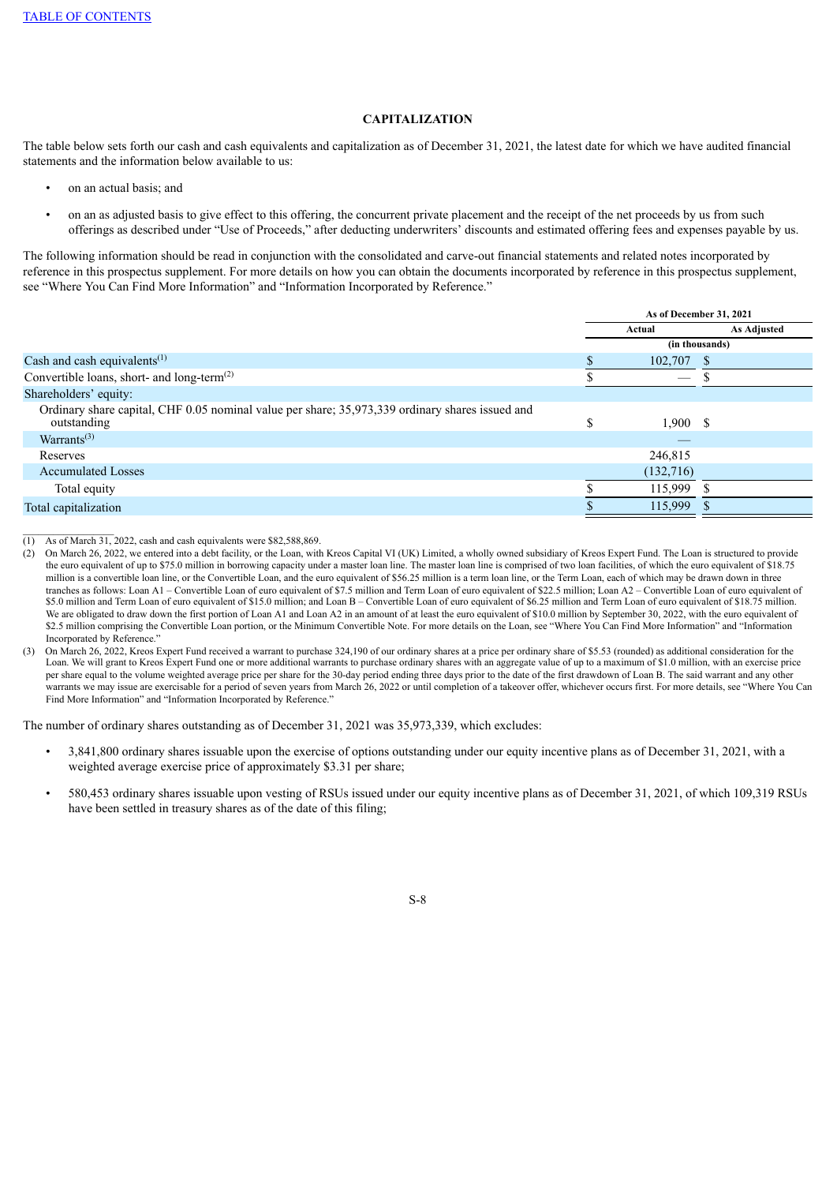## CAPITALIZATION

The table below sets forth our cash and cash equivalents and capitalization as of December 31, 2021, the latest date for which we have audited financial statements and the information below available to us:

- on an actual basis; and
- on an as adjusted basis to give effect to this offering, the concurrent private placement and the receipt of the net proceeds by us from such offerings as described under "Use of Proceeds," after deducting underwriters' discounts and estimated offering fees and expenses payable by us.

The following information should be read in conjunction with the consolidated and carve-out financial statements and related notes incorporated by reference in this prospectus supplement. For more details on how you can obtain the documents incorporated by reference in this prospectus supplement, see "Where You Can Find More Information" and "Information Incorporated by Reference."

| | As of December 31, 2021 | |
|---|---|---|
| | Actual | As Adjusted |
| | (in thousands) | |
| Cash and cash equivalents[(1)] | $ 102,707 | $ |
| Convertible loans, short- and long-term[(2)] | $ — | $ |
| Shareholders' equity: | | |
| Ordinary share capital, CHF 0.05 nominal value per share; 35,973,339 ordinary shares issued and outstanding | $ 1,900 | $ |
| Warrants[(3)] | — | |
| Reserves | 246,815 | |
| Accumulated Losses | (132,716) | |
| Total equity | $ 115,999 | $ |
| Total capitalization | $ 115,999 | $ |

(1) As of March 31, 2022, cash and cash equivalents were $82,588,869.

(2) On March 26, 2022, we entered into a debt facility, or the Loan, with Kreos Capital VI (UK) Limited, a wholly owned subsidiary of Kreos Expert Fund. The Loan is structured to provide the euro equivalent of up to $75.0 million in borrowing capacity under a master loan line. The master loan line is comprised of two loan facilities, of which the euro equivalent of $18.75 million is a convertible loan line, or the Convertible Loan, and the euro equivalent of $56.25 million is a term loan line, or the Term Loan, each of which may be drawn down in three tranches as follows: Loan A1 – Convertible Loan of euro equivalent of $7.5 million and Term Loan of euro equivalent of $22.5 million; Loan A2 – Convertible Loan of euro equivalent of $5.0 million and Term Loan of euro equivalent of $15.0 million; and Loan B – Convertible Loan of euro equivalent of $6.25 million and Term Loan of euro equivalent of $18.75 million. We are obligated to draw down the first portion of Loan A1 and Loan A2 in an amount of at least the euro equivalent of $10.0 million by September 30, 2022, with the euro equivalent of $2.5 million comprising the Convertible Loan portion, or the Minimum Convertible Note. For more details on the Loan, see "Where You Can Find More Information" and "Information Incorporated by Reference."

(3) On March 26, 2022, Kreos Expert Fund received a warrant to purchase 324,190 of our ordinary shares at a price per ordinary share of $5.53 (rounded) as additional consideration for the Loan. We will grant to Kreos Expert Fund one or more additional warrants to purchase ordinary shares with an aggregate value of up to a maximum of $1.0 million, with an exercise price per share equal to the volume weighted average price per share for the 30-day period ending three days prior to the date of the first drawdown of Loan B. The said warrant and any other warrants we may issue are exercisable for a period of seven years from March 26, 2022 or until completion of a takeover offer, whichever occurs first. For more details, see "Where You Can Find More Information" and "Information Incorporated by Reference."

The number of ordinary shares outstanding as of December 31, 2021 was 35,973,339, which excludes:

- 3,841,800 ordinary shares issuable upon the exercise of options outstanding under our equity incentive plans as of December 31, 2021, with a weighted average exercise price of approximately $3.31 per share;
- 580,453 ordinary shares issuable upon vesting of RSUs issued under our equity incentive plans as of December 31, 2021, of which 109,319 RSUs have been settled in treasury shares as of the date of this filing;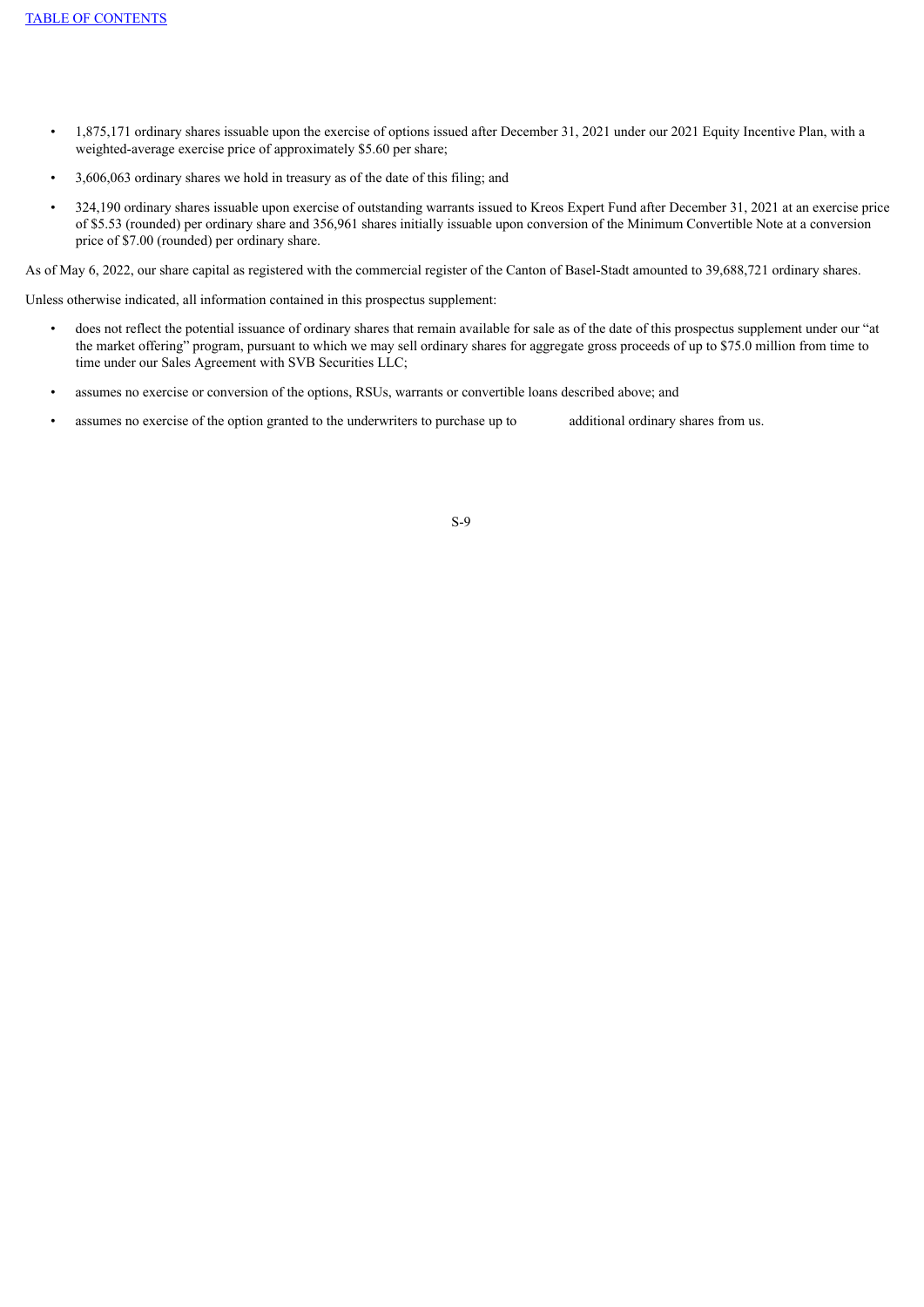- 1,875,171 ordinary shares issuable upon the exercise of options issued after December 31, 2021 under our 2021 Equity Incentive Plan, with a weighted-average exercise price of approximately $5.60 per share;
- 3,606,063 ordinary shares we hold in treasury as of the date of this filing; and
- 324,190 ordinary shares issuable upon exercise of outstanding warrants issued to Kreos Expert Fund after December 31, 2021 at an exercise price of $5.53 (rounded) per ordinary share and 356,961 shares initially issuable upon conversion of the Minimum Convertible Note at a conversion price of $7.00 (rounded) per ordinary share.

As of May 6, 2022, our share capital as registered with the commercial register of the Canton of Basel-Stadt amounted to 39,688,721 ordinary shares.

Unless otherwise indicated, all information contained in this prospectus supplement:

- does not reflect the potential issuance of ordinary shares that remain available for sale as of the date of this prospectus supplement under our "at the market offering" program, pursuant to which we may sell ordinary shares for aggregate gross proceeds of up to $75.0 million from time to time under our Sales Agreement with SVB Securities LLC;
- assumes no exercise or conversion of the options, RSUs, warrants or convertible loans described above; and
- assumes no exercise of the option granted to the underwriters to purchase up to additional ordinary shares from us.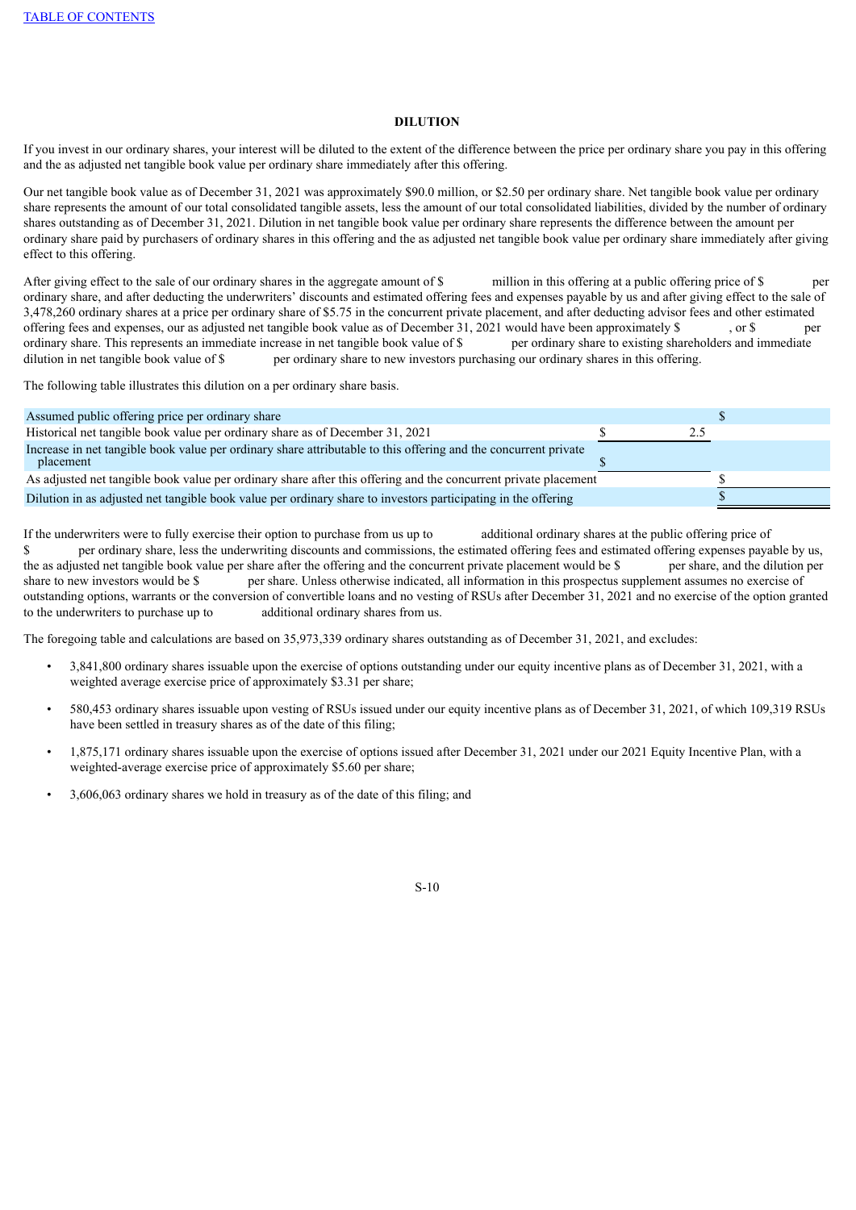## DILUTION

If you invest in our ordinary shares, your interest will be diluted to the extent of the difference between the price per ordinary share you pay in this offering and the as adjusted net tangible book value per ordinary share immediately after this offering.

Our net tangible book value as of December 31, 2021 was approximately $90.0 million, or $2.50 per ordinary share. Net tangible book value per ordinary share represents the amount of our total consolidated tangible assets, less the amount of our total consolidated liabilities, divided by the number of ordinary shares outstanding as of December 31, 2021. Dilution in net tangible book value per ordinary share represents the difference between the amount per ordinary share paid by purchasers of ordinary shares in this offering and the as adjusted net tangible book value per ordinary share immediately after giving effect to this offering.

After giving effect to the sale of our ordinary shares in the aggregate amount of $ million in this offering at a public offering price of $ per ordinary share, and after deducting the underwriters' discounts and estimated offering fees and expenses payable by us and after giving effect to the sale of 3,478,260 ordinary shares at a price per ordinary share of $5.75 in the concurrent private placement, and after deducting advisor fees and other estimated offering fees and expenses, our as adjusted net tangible book value as of December 31, 2021 would have been approximately $ , or $ per ordinary share. This represents an immediate increase in net tangible book value of $ per ordinary share to existing shareholders and immediate dilution in net tangible book value of $ per ordinary share to new investors purchasing our ordinary shares in this offering.

The following table illustrates this dilution on a per ordinary share basis.

| | | |
|---|---|---|
| Assumed public offering price per ordinary share | | $ |
| Historical net tangible book value per ordinary share as of December 31, 2021 | $ 2.5 | |
| Increase in net tangible book value per ordinary share attributable to this offering and the concurrent private placement | $ | |
| As adjusted net tangible book value per ordinary share after this offering and the concurrent private placement | | $ |
| Dilution in as adjusted net tangible book value per ordinary share to investors participating in the offering | | $ |

If the underwriters were to fully exercise their option to purchase from us up to additional ordinary shares at the public offering price of $ per ordinary share, less the underwriting discounts and commissions, the estimated offering fees and estimated offering expenses payable by us, the as adjusted net tangible book value per share after the offering and the concurrent private placement would be $ per share, and the dilution per share to new investors would be $ per share. Unless otherwise indicated, all information in this prospectus supplement assumes no exercise of outstanding options, warrants or the conversion of convertible loans and no vesting of RSUs after December 31, 2021 and no exercise of the option granted to the underwriters to purchase up to additional ordinary shares from us.

The foregoing table and calculations are based on 35,973,339 ordinary shares outstanding as of December 31, 2021, and excludes:

- 3,841,800 ordinary shares issuable upon the exercise of options outstanding under our equity incentive plans as of December 31, 2021, with a weighted average exercise price of approximately $3.31 per share;
- 580,453 ordinary shares issuable upon vesting of RSUs issued under our equity incentive plans as of December 31, 2021, of which 109,319 RSUs have been settled in treasury shares as of the date of this filing;
- 1,875,171 ordinary shares issuable upon the exercise of options issued after December 31, 2021 under our 2021 Equity Incentive Plan, with a weighted-average exercise price of approximately $5.60 per share;
- 3,606,063 ordinary shares we hold in treasury as of the date of this filing; and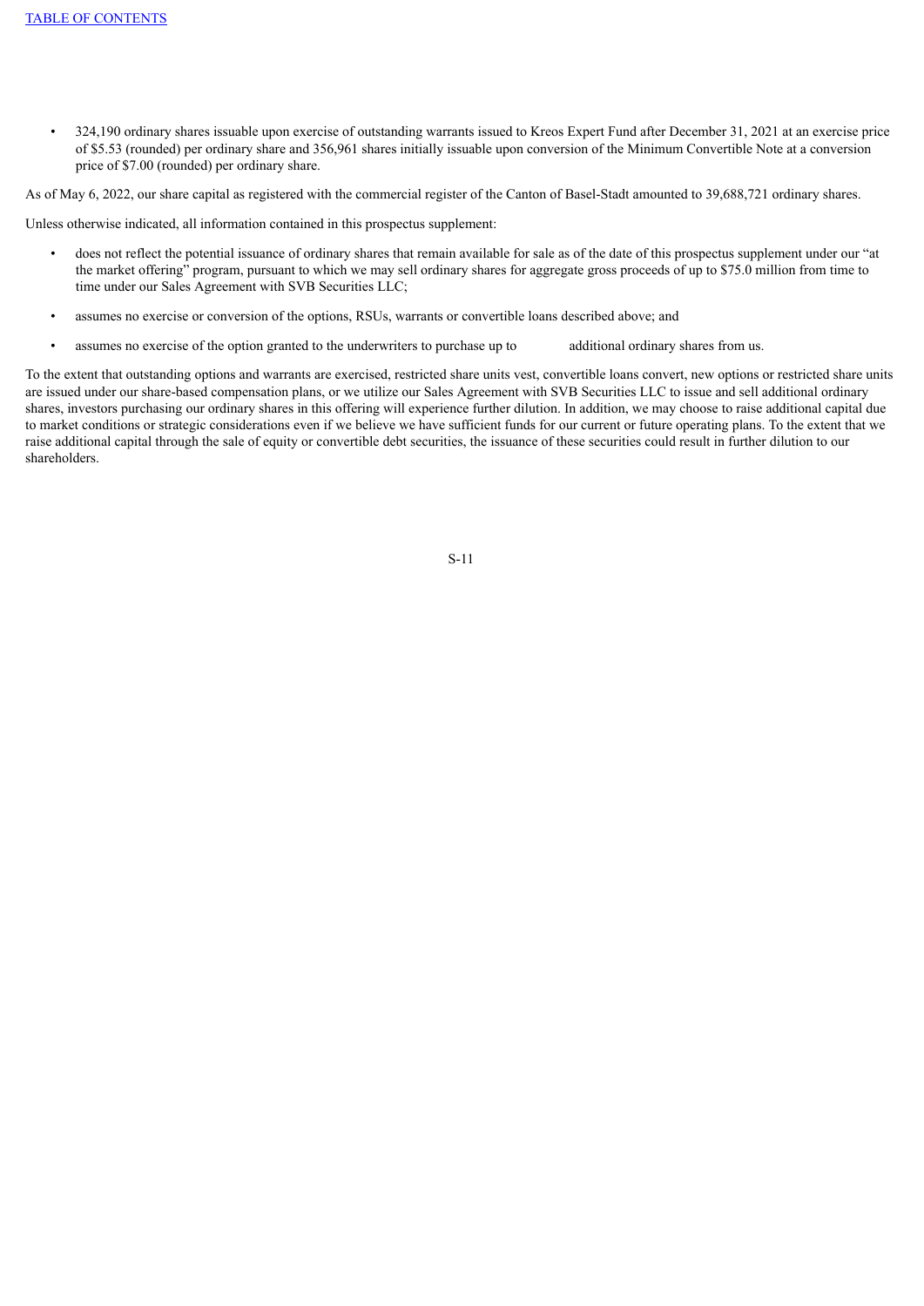- 324,190 ordinary shares issuable upon exercise of outstanding warrants issued to Kreos Expert Fund after December 31, 2021 at an exercise price of $5.53 (rounded) per ordinary share and 356,961 shares initially issuable upon conversion of the Minimum Convertible Note at a conversion price of $7.00 (rounded) per ordinary share.

As of May 6, 2022, our share capital as registered with the commercial register of the Canton of Basel-Stadt amounted to 39,688,721 ordinary shares.

Unless otherwise indicated, all information contained in this prospectus supplement:

- does not reflect the potential issuance of ordinary shares that remain available for sale as of the date of this prospectus supplement under our "at the market offering" program, pursuant to which we may sell ordinary shares for aggregate gross proceeds of up to $75.0 million from time to time under our Sales Agreement with SVB Securities LLC;
- assumes no exercise or conversion of the options, RSUs, warrants or convertible loans described above; and
- assumes no exercise of the option granted to the underwriters to purchase up to            additional ordinary shares from us.

To the extent that outstanding options and warrants are exercised, restricted share units vest, convertible loans convert, new options or restricted share units are issued under our share-based compensation plans, or we utilize our Sales Agreement with SVB Securities LLC to issue and sell additional ordinary shares, investors purchasing our ordinary shares in this offering will experience further dilution. In addition, we may choose to raise additional capital due to market conditions or strategic considerations even if we believe we have sufficient funds for our current or future operating plans. To the extent that we raise additional capital through the sale of equity or convertible debt securities, the issuance of these securities could result in further dilution to our shareholders.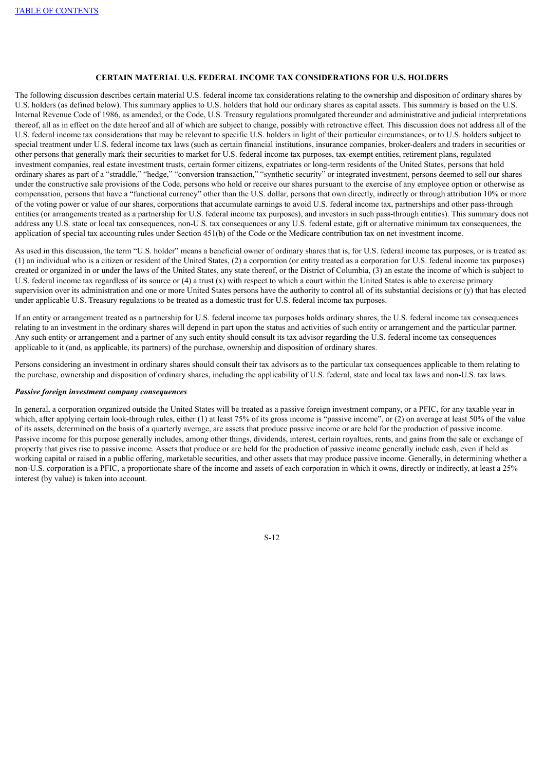## CERTAIN MATERIAL U.S. FEDERAL INCOME TAX CONSIDERATIONS FOR U.S. HOLDERS

The following discussion describes certain material U.S. federal income tax considerations relating to the ownership and disposition of ordinary shares by U.S. holders (as defined below). This summary applies to U.S. holders that hold our ordinary shares as capital assets. This summary is based on the U.S. Internal Revenue Code of 1986, as amended, or the Code, U.S. Treasury regulations promulgated thereunder and administrative and judicial interpretations thereof, all as in effect on the date hereof and all of which are subject to change, possibly with retroactive effect. This discussion does not address all of the U.S. federal income tax considerations that may be relevant to specific U.S. holders in light of their particular circumstances, or to U.S. holders subject to special treatment under U.S. federal income tax laws (such as certain financial institutions, insurance companies, broker-dealers and traders in securities or other persons that generally mark their securities to market for U.S. federal income tax purposes, tax-exempt entities, retirement plans, regulated investment companies, real estate investment trusts, certain former citizens, expatriates or long-term residents of the United States, persons that hold ordinary shares as part of a "straddle," "hedge," "conversion transaction," "synthetic security" or integrated investment, persons deemed to sell our shares under the constructive sale provisions of the Code, persons who hold or receive our shares pursuant to the exercise of any employee option or otherwise as compensation, persons that have a "functional currency" other than the U.S. dollar, persons that own directly, indirectly or through attribution 10% or more of the voting power or value of our shares, corporations that accumulate earnings to avoid U.S. federal income tax, partnerships and other pass-through entities (or arrangements treated as a partnership for U.S. federal income tax purposes), and investors in such pass-through entities). This summary does not address any U.S. state or local tax consequences, non-U.S. tax consequences or any U.S. federal estate, gift or alternative minimum tax consequences, the application of special tax accounting rules under Section 451(b) of the Code or the Medicare contribution tax on net investment income.

As used in this discussion, the term "U.S. holder" means a beneficial owner of ordinary shares that is, for U.S. federal income tax purposes, or is treated as: (1) an individual who is a citizen or resident of the United States, (2) a corporation (or entity treated as a corporation for U.S. federal income tax purposes) created or organized in or under the laws of the United States, any state thereof, or the District of Columbia, (3) an estate the income of which is subject to U.S. federal income tax regardless of its source or (4) a trust (x) with respect to which a court within the United States is able to exercise primary supervision over its administration and one or more United States persons have the authority to control all of its substantial decisions or (y) that has elected under applicable U.S. Treasury regulations to be treated as a domestic trust for U.S. federal income tax purposes.

If an entity or arrangement treated as a partnership for U.S. federal income tax purposes holds ordinary shares, the U.S. federal income tax consequences relating to an investment in the ordinary shares will depend in part upon the status and activities of such entity or arrangement and the particular partner. Any such entity or arrangement and a partner of any such entity should consult its tax advisor regarding the U.S. federal income tax consequences applicable to it (and, as applicable, its partners) of the purchase, ownership and disposition of ordinary shares.

Persons considering an investment in ordinary shares should consult their tax advisors as to the particular tax consequences applicable to them relating to the purchase, ownership and disposition of ordinary shares, including the applicability of U.S. federal, state and local tax laws and non-U.S. tax laws.

***Passive foreign investment company consequences***

In general, a corporation organized outside the United States will be treated as a passive foreign investment company, or a PFIC, for any taxable year in which, after applying certain look-through rules, either (1) at least 75% of its gross income is "passive income", or (2) on average at least 50% of the value of its assets, determined on the basis of a quarterly average, are assets that produce passive income or are held for the production of passive income. Passive income for this purpose generally includes, among other things, dividends, interest, certain royalties, rents, and gains from the sale or exchange of property that gives rise to passive income. Assets that produce or are held for the production of passive income generally include cash, even if held as working capital or raised in a public offering, marketable securities, and other assets that may produce passive income. Generally, in determining whether a non-U.S. corporation is a PFIC, a proportionate share of the income and assets of each corporation in which it owns, directly or indirectly, at least a 25% interest (by value) is taken into account.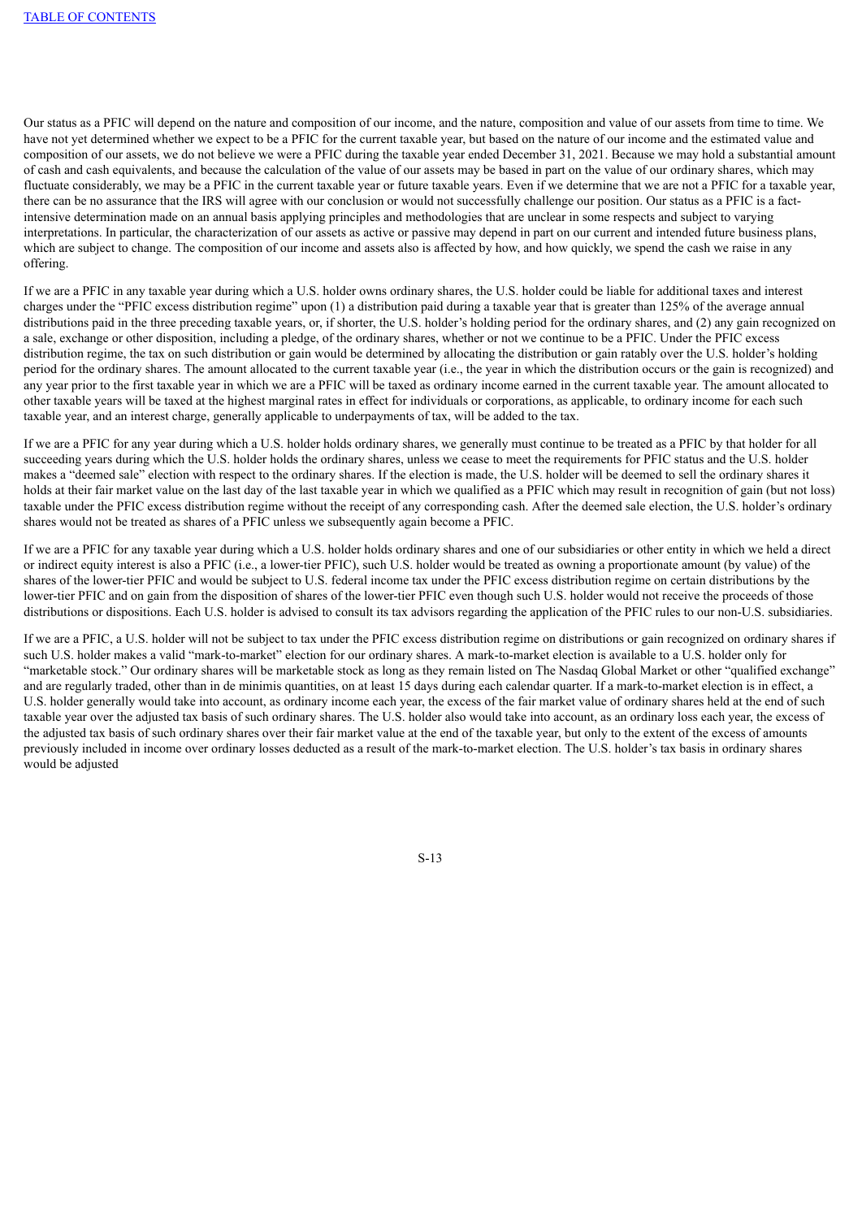Our status as a PFIC will depend on the nature and composition of our income, and the nature, composition and value of our assets from time to time. We have not yet determined whether we expect to be a PFIC for the current taxable year, but based on the nature of our income and the estimated value and composition of our assets, we do not believe we were a PFIC during the taxable year ended December 31, 2021. Because we may hold a substantial amount of cash and cash equivalents, and because the calculation of the value of our assets may be based in part on the value of our ordinary shares, which may fluctuate considerably, we may be a PFIC in the current taxable year or future taxable years. Even if we determine that we are not a PFIC for a taxable year, there can be no assurance that the IRS will agree with our conclusion or would not successfully challenge our position. Our status as a PFIC is a fact-intensive determination made on an annual basis applying principles and methodologies that are unclear in some respects and subject to varying interpretations. In particular, the characterization of our assets as active or passive may depend in part on our current and intended future business plans, which are subject to change. The composition of our income and assets also is affected by how, and how quickly, we spend the cash we raise in any offering.

If we are a PFIC in any taxable year during which a U.S. holder owns ordinary shares, the U.S. holder could be liable for additional taxes and interest charges under the "PFIC excess distribution regime" upon (1) a distribution paid during a taxable year that is greater than 125% of the average annual distributions paid in the three preceding taxable years, or, if shorter, the U.S. holder's holding period for the ordinary shares, and (2) any gain recognized on a sale, exchange or other disposition, including a pledge, of the ordinary shares, whether or not we continue to be a PFIC. Under the PFIC excess distribution regime, the tax on such distribution or gain would be determined by allocating the distribution or gain ratably over the U.S. holder's holding period for the ordinary shares. The amount allocated to the current taxable year (i.e., the year in which the distribution occurs or the gain is recognized) and any year prior to the first taxable year in which we are a PFIC will be taxed as ordinary income earned in the current taxable year. The amount allocated to other taxable years will be taxed at the highest marginal rates in effect for individuals or corporations, as applicable, to ordinary income for each such taxable year, and an interest charge, generally applicable to underpayments of tax, will be added to the tax.

If we are a PFIC for any year during which a U.S. holder holds ordinary shares, we generally must continue to be treated as a PFIC by that holder for all succeeding years during which the U.S. holder holds the ordinary shares, unless we cease to meet the requirements for PFIC status and the U.S. holder makes a "deemed sale" election with respect to the ordinary shares. If the election is made, the U.S. holder will be deemed to sell the ordinary shares it holds at their fair market value on the last day of the last taxable year in which we qualified as a PFIC which may result in recognition of gain (but not loss) taxable under the PFIC excess distribution regime without the receipt of any corresponding cash. After the deemed sale election, the U.S. holder's ordinary shares would not be treated as shares of a PFIC unless we subsequently again become a PFIC.

If we are a PFIC for any taxable year during which a U.S. holder holds ordinary shares and one of our subsidiaries or other entity in which we held a direct or indirect equity interest is also a PFIC (i.e., a lower-tier PFIC), such U.S. holder would be treated as owning a proportionate amount (by value) of the shares of the lower-tier PFIC and would be subject to U.S. federal income tax under the PFIC excess distribution regime on certain distributions by the lower-tier PFIC and on gain from the disposition of shares of the lower-tier PFIC even though such U.S. holder would not receive the proceeds of those distributions or dispositions. Each U.S. holder is advised to consult its tax advisors regarding the application of the PFIC rules to our non-U.S. subsidiaries.

If we are a PFIC, a U.S. holder will not be subject to tax under the PFIC excess distribution regime on distributions or gain recognized on ordinary shares if such U.S. holder makes a valid "mark-to-market" election for our ordinary shares. A mark-to-market election is available to a U.S. holder only for "marketable stock." Our ordinary shares will be marketable stock as long as they remain listed on The Nasdaq Global Market or other "qualified exchange" and are regularly traded, other than in de minimis quantities, on at least 15 days during each calendar quarter. If a mark-to-market election is in effect, a U.S. holder generally would take into account, as ordinary income each year, the excess of the fair market value of ordinary shares held at the end of such taxable year over the adjusted tax basis of such ordinary shares. The U.S. holder also would take into account, as an ordinary loss each year, the excess of the adjusted tax basis of such ordinary shares over their fair market value at the end of the taxable year, but only to the extent of the excess of amounts previously included in income over ordinary losses deducted as a result of the mark-to-market election. The U.S. holder's tax basis in ordinary shares would be adjusted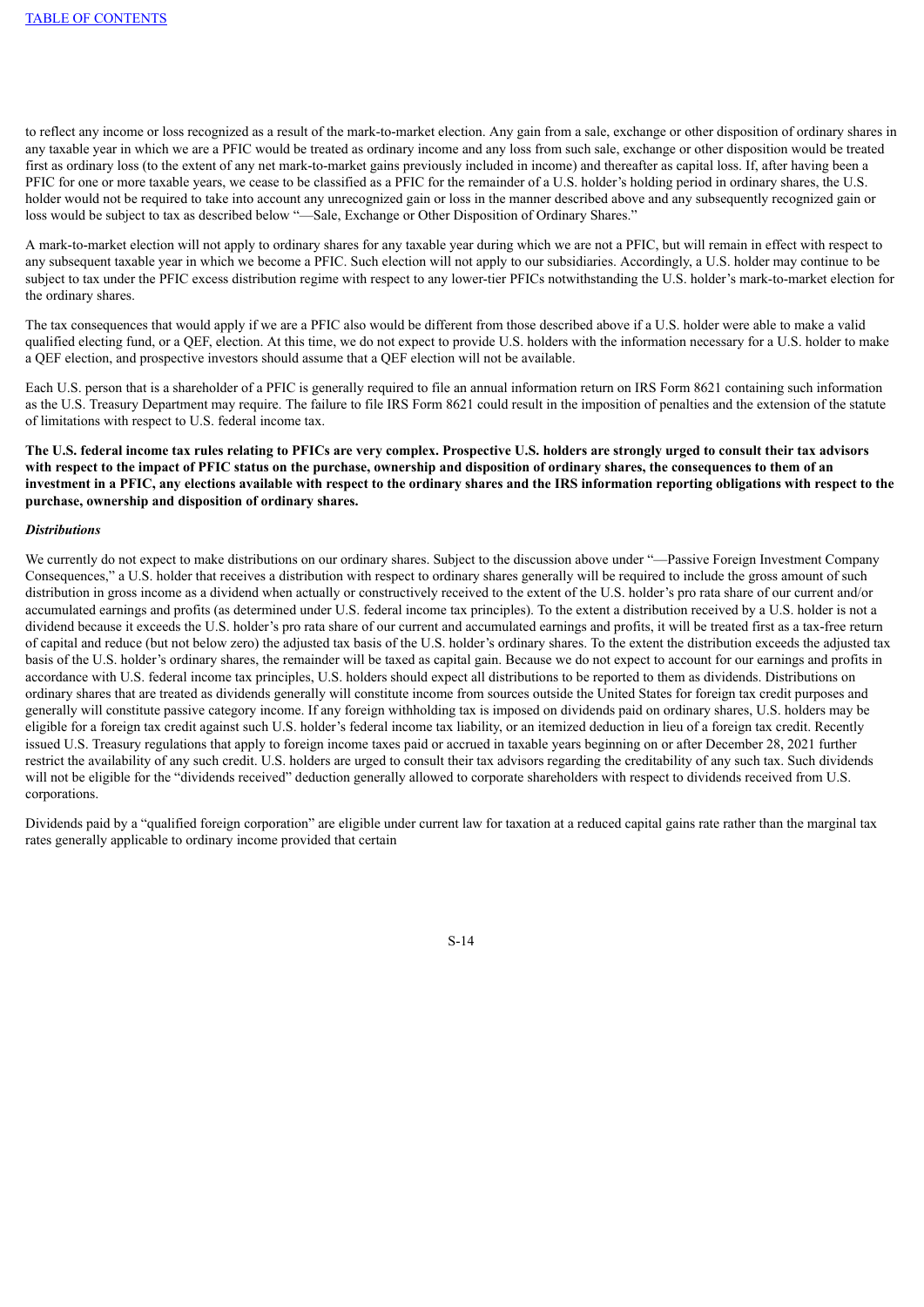to reflect any income or loss recognized as a result of the mark-to-market election. Any gain from a sale, exchange or other disposition of ordinary shares in any taxable year in which we are a PFIC would be treated as ordinary income and any loss from such sale, exchange or other disposition would be treated first as ordinary loss (to the extent of any net mark-to-market gains previously included in income) and thereafter as capital loss. If, after having been a PFIC for one or more taxable years, we cease to be classified as a PFIC for the remainder of a U.S. holder's holding period in ordinary shares, the U.S. holder would not be required to take into account any unrecognized gain or loss in the manner described above and any subsequently recognized gain or loss would be subject to tax as described below "—Sale, Exchange or Other Disposition of Ordinary Shares."

A mark-to-market election will not apply to ordinary shares for any taxable year during which we are not a PFIC, but will remain in effect with respect to any subsequent taxable year in which we become a PFIC. Such election will not apply to our subsidiaries. Accordingly, a U.S. holder may continue to be subject to tax under the PFIC excess distribution regime with respect to any lower-tier PFICs notwithstanding the U.S. holder's mark-to-market election for the ordinary shares.

The tax consequences that would apply if we are a PFIC also would be different from those described above if a U.S. holder were able to make a valid qualified electing fund, or a QEF, election. At this time, we do not expect to provide U.S. holders with the information necessary for a U.S. holder to make a QEF election, and prospective investors should assume that a QEF election will not be available.

Each U.S. person that is a shareholder of a PFIC is generally required to file an annual information return on IRS Form 8621 containing such information as the U.S. Treasury Department may require. The failure to file IRS Form 8621 could result in the imposition of penalties and the extension of the statute of limitations with respect to U.S. federal income tax.

**The U.S. federal income tax rules relating to PFICs are very complex. Prospective U.S. holders are strongly urged to consult their tax advisors with respect to the impact of PFIC status on the purchase, ownership and disposition of ordinary shares, the consequences to them of an investment in a PFIC, any elections available with respect to the ordinary shares and the IRS information reporting obligations with respect to the purchase, ownership and disposition of ordinary shares.**

***Distributions***

We currently do not expect to make distributions on our ordinary shares. Subject to the discussion above under "—Passive Foreign Investment Company Consequences," a U.S. holder that receives a distribution with respect to ordinary shares generally will be required to include the gross amount of such distribution in gross income as a dividend when actually or constructively received to the extent of the U.S. holder's pro rata share of our current and/or accumulated earnings and profits (as determined under U.S. federal income tax principles). To the extent a distribution received by a U.S. holder is not a dividend because it exceeds the U.S. holder's pro rata share of our current and accumulated earnings and profits, it will be treated first as a tax-free return of capital and reduce (but not below zero) the adjusted tax basis of the U.S. holder's ordinary shares. To the extent the distribution exceeds the adjusted tax basis of the U.S. holder's ordinary shares, the remainder will be taxed as capital gain. Because we do not expect to account for our earnings and profits in accordance with U.S. federal income tax principles, U.S. holders should expect all distributions to be reported to them as dividends. Distributions on ordinary shares that are treated as dividends generally will constitute income from sources outside the United States for foreign tax credit purposes and generally will constitute passive category income. If any foreign withholding tax is imposed on dividends paid on ordinary shares, U.S. holders may be eligible for a foreign tax credit against such U.S. holder's federal income tax liability, or an itemized deduction in lieu of a foreign tax credit. Recently issued U.S. Treasury regulations that apply to foreign income taxes paid or accrued in taxable years beginning on or after December 28, 2021 further restrict the availability of any such credit. U.S. holders are urged to consult their tax advisors regarding the creditability of any such tax. Such dividends will not be eligible for the "dividends received" deduction generally allowed to corporate shareholders with respect to dividends received from U.S. corporations.

Dividends paid by a "qualified foreign corporation" are eligible under current law for taxation at a reduced capital gains rate rather than the marginal tax rates generally applicable to ordinary income provided that certain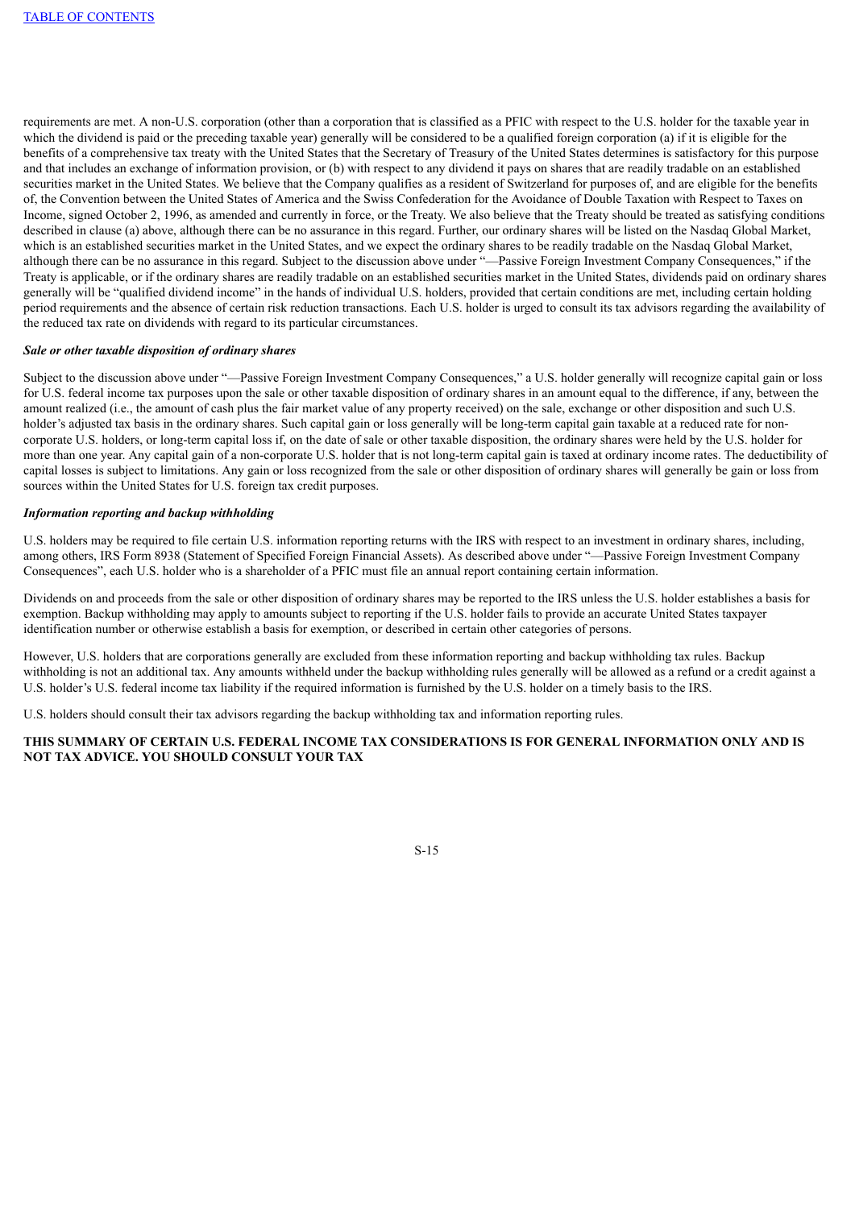requirements are met. A non-U.S. corporation (other than a corporation that is classified as a PFIC with respect to the U.S. holder for the taxable year in which the dividend is paid or the preceding taxable year) generally will be considered to be a qualified foreign corporation (a) if it is eligible for the benefits of a comprehensive tax treaty with the United States that the Secretary of Treasury of the United States determines is satisfactory for this purpose and that includes an exchange of information provision, or (b) with respect to any dividend it pays on shares that are readily tradable on an established securities market in the United States. We believe that the Company qualifies as a resident of Switzerland for purposes of, and are eligible for the benefits of, the Convention between the United States of America and the Swiss Confederation for the Avoidance of Double Taxation with Respect to Taxes on Income, signed October 2, 1996, as amended and currently in force, or the Treaty. We also believe that the Treaty should be treated as satisfying conditions described in clause (a) above, although there can be no assurance in this regard. Further, our ordinary shares will be listed on the Nasdaq Global Market, which is an established securities market in the United States, and we expect the ordinary shares to be readily tradable on the Nasdaq Global Market, although there can be no assurance in this regard. Subject to the discussion above under "—Passive Foreign Investment Company Consequences," if the Treaty is applicable, or if the ordinary shares are readily tradable on an established securities market in the United States, dividends paid on ordinary shares generally will be "qualified dividend income" in the hands of individual U.S. holders, provided that certain conditions are met, including certain holding period requirements and the absence of certain risk reduction transactions. Each U.S. holder is urged to consult its tax advisors regarding the availability of the reduced tax rate on dividends with regard to its particular circumstances.

***Sale or other taxable disposition of ordinary shares***

Subject to the discussion above under "—Passive Foreign Investment Company Consequences," a U.S. holder generally will recognize capital gain or loss for U.S. federal income tax purposes upon the sale or other taxable disposition of ordinary shares in an amount equal to the difference, if any, between the amount realized (i.e., the amount of cash plus the fair market value of any property received) on the sale, exchange or other disposition and such U.S. holder's adjusted tax basis in the ordinary shares. Such capital gain or loss generally will be long-term capital gain taxable at a reduced rate for non-corporate U.S. holders, or long-term capital loss if, on the date of sale or other taxable disposition, the ordinary shares were held by the U.S. holder for more than one year. Any capital gain of a non-corporate U.S. holder that is not long-term capital gain is taxed at ordinary income rates. The deductibility of capital losses is subject to limitations. Any gain or loss recognized from the sale or other disposition of ordinary shares will generally be gain or loss from sources within the United States for U.S. foreign tax credit purposes.

***Information reporting and backup withholding***

U.S. holders may be required to file certain U.S. information reporting returns with the IRS with respect to an investment in ordinary shares, including, among others, IRS Form 8938 (Statement of Specified Foreign Financial Assets). As described above under "—Passive Foreign Investment Company Consequences", each U.S. holder who is a shareholder of a PFIC must file an annual report containing certain information.

Dividends on and proceeds from the sale or other disposition of ordinary shares may be reported to the IRS unless the U.S. holder establishes a basis for exemption. Backup withholding may apply to amounts subject to reporting if the U.S. holder fails to provide an accurate United States taxpayer identification number or otherwise establish a basis for exemption, or described in certain other categories of persons.

However, U.S. holders that are corporations generally are excluded from these information reporting and backup withholding tax rules. Backup withholding is not an additional tax. Any amounts withheld under the backup withholding rules generally will be allowed as a refund or a credit against a U.S. holder's U.S. federal income tax liability if the required information is furnished by the U.S. holder on a timely basis to the IRS.

U.S. holders should consult their tax advisors regarding the backup withholding tax and information reporting rules.

**THIS SUMMARY OF CERTAIN U.S. FEDERAL INCOME TAX CONSIDERATIONS IS FOR GENERAL INFORMATION ONLY AND IS NOT TAX ADVICE. YOU SHOULD CONSULT YOUR TAX**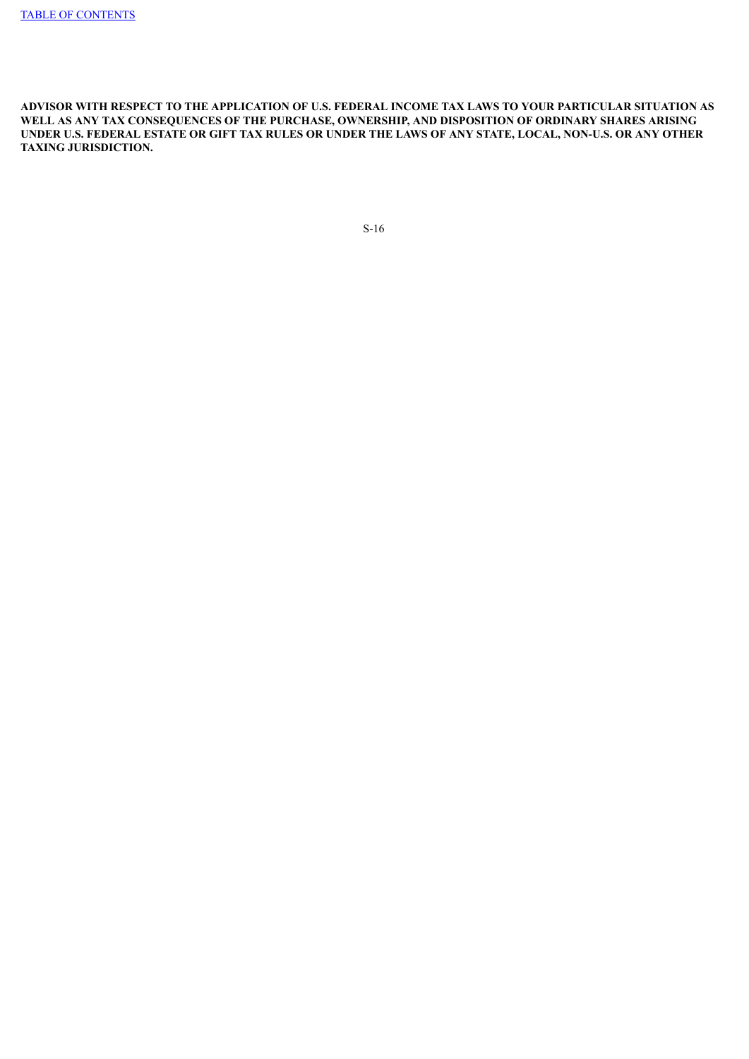**ADVISOR WITH RESPECT TO THE APPLICATION OF U.S. FEDERAL INCOME TAX LAWS TO YOUR PARTICULAR SITUATION AS WELL AS ANY TAX CONSEQUENCES OF THE PURCHASE, OWNERSHIP, AND DISPOSITION OF ORDINARY SHARES ARISING UNDER U.S. FEDERAL ESTATE OR GIFT TAX RULES OR UNDER THE LAWS OF ANY STATE, LOCAL, NON-U.S. OR ANY OTHER TAXING JURISDICTION.**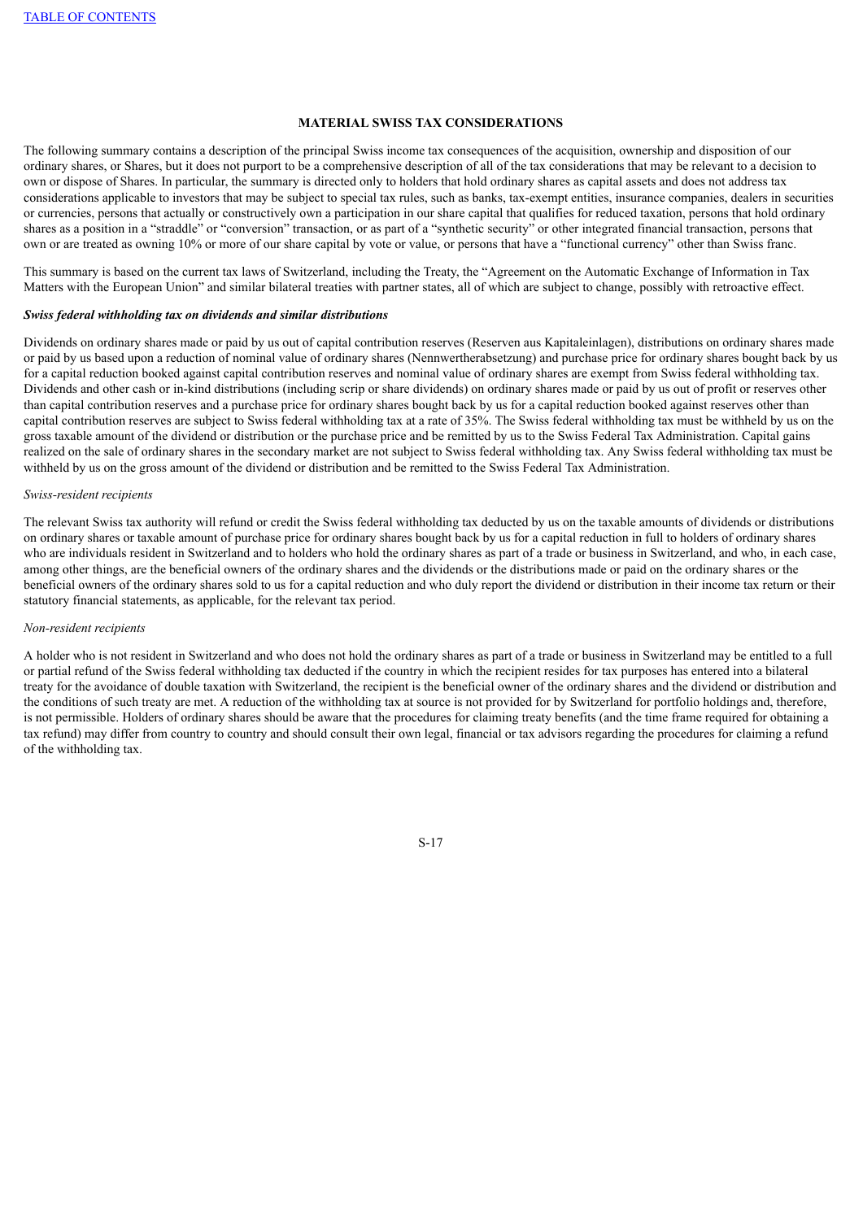## MATERIAL SWISS TAX CONSIDERATIONS

The following summary contains a description of the principal Swiss income tax consequences of the acquisition, ownership and disposition of our ordinary shares, or Shares, but it does not purport to be a comprehensive description of all of the tax considerations that may be relevant to a decision to own or dispose of Shares. In particular, the summary is directed only to holders that hold ordinary shares as capital assets and does not address tax considerations applicable to investors that may be subject to special tax rules, such as banks, tax-exempt entities, insurance companies, dealers in securities or currencies, persons that actually or constructively own a participation in our share capital that qualifies for reduced taxation, persons that hold ordinary shares as a position in a "straddle" or "conversion" transaction, or as part of a "synthetic security" or other integrated financial transaction, persons that own or are treated as owning 10% or more of our share capital by vote or value, or persons that have a "functional currency" other than Swiss franc.

This summary is based on the current tax laws of Switzerland, including the Treaty, the "Agreement on the Automatic Exchange of Information in Tax Matters with the European Union" and similar bilateral treaties with partner states, all of which are subject to change, possibly with retroactive effect.

***Swiss federal withholding tax on dividends and similar distributions***

Dividends on ordinary shares made or paid by us out of capital contribution reserves (Reserven aus Kapitaleinlagen), distributions on ordinary shares made or paid by us based upon a reduction of nominal value of ordinary shares (Nennwertherabsetzung) and purchase price for ordinary shares bought back by us for a capital reduction booked against capital contribution reserves and nominal value of ordinary shares are exempt from Swiss federal withholding tax. Dividends and other cash or in-kind distributions (including scrip or share dividends) on ordinary shares made or paid by us out of profit or reserves other than capital contribution reserves and a purchase price for ordinary shares bought back by us for a capital reduction booked against reserves other than capital contribution reserves are subject to Swiss federal withholding tax at a rate of 35%. The Swiss federal withholding tax must be withheld by us on the gross taxable amount of the dividend or distribution or the purchase price and be remitted by us to the Swiss Federal Tax Administration. Capital gains realized on the sale of ordinary shares in the secondary market are not subject to Swiss federal withholding tax. Any Swiss federal withholding tax must be withheld by us on the gross amount of the dividend or distribution and be remitted to the Swiss Federal Tax Administration.

*Swiss-resident recipients*

The relevant Swiss tax authority will refund or credit the Swiss federal withholding tax deducted by us on the taxable amounts of dividends or distributions on ordinary shares or taxable amount of purchase price for ordinary shares bought back by us for a capital reduction in full to holders of ordinary shares who are individuals resident in Switzerland and to holders who hold the ordinary shares as part of a trade or business in Switzerland, and who, in each case, among other things, are the beneficial owners of the ordinary shares and the dividends or the distributions made or paid on the ordinary shares or the beneficial owners of the ordinary shares sold to us for a capital reduction and who duly report the dividend or distribution in their income tax return or their statutory financial statements, as applicable, for the relevant tax period.

*Non-resident recipients*

A holder who is not resident in Switzerland and who does not hold the ordinary shares as part of a trade or business in Switzerland may be entitled to a full or partial refund of the Swiss federal withholding tax deducted if the country in which the recipient resides for tax purposes has entered into a bilateral treaty for the avoidance of double taxation with Switzerland, the recipient is the beneficial owner of the ordinary shares and the dividend or distribution and the conditions of such treaty are met. A reduction of the withholding tax at source is not provided for by Switzerland for portfolio holdings and, therefore, is not permissible. Holders of ordinary shares should be aware that the procedures for claiming treaty benefits (and the time frame required for obtaining a tax refund) may differ from country to country and should consult their own legal, financial or tax advisors regarding the procedures for claiming a refund of the withholding tax.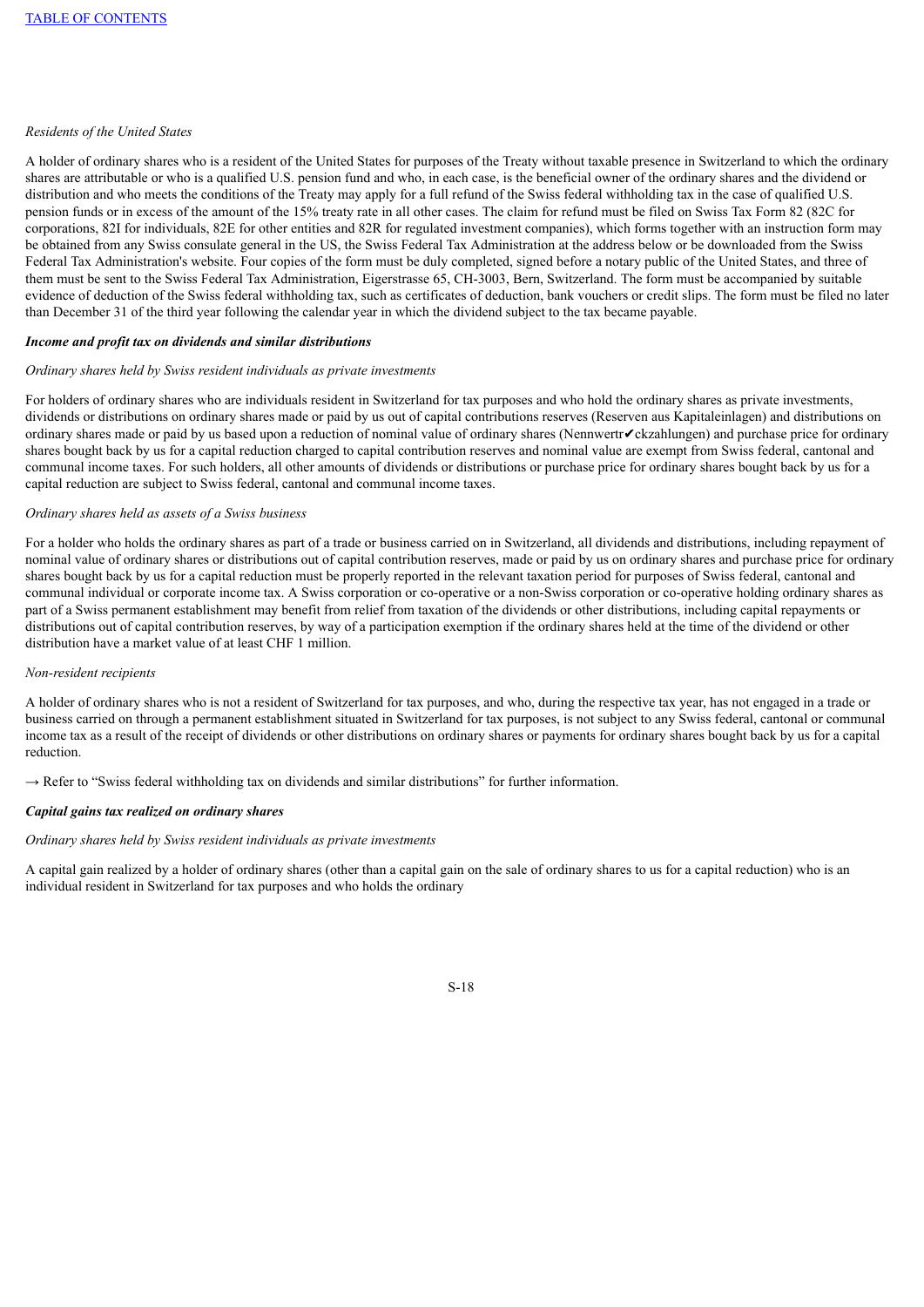*Residents of the United States*

A holder of ordinary shares who is a resident of the United States for purposes of the Treaty without taxable presence in Switzerland to which the ordinary shares are attributable or who is a qualified U.S. pension fund and who, in each case, is the beneficial owner of the ordinary shares and the dividend or distribution and who meets the conditions of the Treaty may apply for a full refund of the Swiss federal withholding tax in the case of qualified U.S. pension funds or in excess of the amount of the 15% treaty rate in all other cases. The claim for refund must be filed on Swiss Tax Form 82 (82C for corporations, 82I for individuals, 82E for other entities and 82R for regulated investment companies), which forms together with an instruction form may be obtained from any Swiss consulate general in the US, the Swiss Federal Tax Administration at the address below or be downloaded from the Swiss Federal Tax Administration's website. Four copies of the form must be duly completed, signed before a notary public of the United States, and three of them must be sent to the Swiss Federal Tax Administration, Eigerstrasse 65, CH-3003, Bern, Switzerland. The form must be accompanied by suitable evidence of deduction of the Swiss federal withholding tax, such as certificates of deduction, bank vouchers or credit slips. The form must be filed no later than December 31 of the third year following the calendar year in which the dividend subject to the tax became payable.

***Income and profit tax on dividends and similar distributions***

*Ordinary shares held by Swiss resident individuals as private investments*

For holders of ordinary shares who are individuals resident in Switzerland for tax purposes and who hold the ordinary shares as private investments, dividends or distributions on ordinary shares made or paid by us out of capital contributions reserves (Reserven aus Kapitaleinlagen) and distributions on ordinary shares made or paid by us based upon a reduction of nominal value of ordinary shares (Nennwertr✔ckzahlungen) and purchase price for ordinary shares bought back by us for a capital reduction charged to capital contribution reserves and nominal value are exempt from Swiss federal, cantonal and communal income taxes. For such holders, all other amounts of dividends or distributions or purchase price for ordinary shares bought back by us for a capital reduction are subject to Swiss federal, cantonal and communal income taxes.

*Ordinary shares held as assets of a Swiss business*

For a holder who holds the ordinary shares as part of a trade or business carried on in Switzerland, all dividends and distributions, including repayment of nominal value of ordinary shares or distributions out of capital contribution reserves, made or paid by us on ordinary shares and purchase price for ordinary shares bought back by us for a capital reduction must be properly reported in the relevant taxation period for purposes of Swiss federal, cantonal and communal individual or corporate income tax. A Swiss corporation or co-operative or a non-Swiss corporation or co-operative holding ordinary shares as part of a Swiss permanent establishment may benefit from relief from taxation of the dividends or other distributions, including capital repayments or distributions out of capital contribution reserves, by way of a participation exemption if the ordinary shares held at the time of the dividend or other distribution have a market value of at least CHF 1 million.

*Non-resident recipients*

A holder of ordinary shares who is not a resident of Switzerland for tax purposes, and who, during the respective tax year, has not engaged in a trade or business carried on through a permanent establishment situated in Switzerland for tax purposes, is not subject to any Swiss federal, cantonal or communal income tax as a result of the receipt of dividends or other distributions on ordinary shares or payments for ordinary shares bought back by us for a capital reduction.

→ Refer to "Swiss federal withholding tax on dividends and similar distributions" for further information.

***Capital gains tax realized on ordinary shares***

*Ordinary shares held by Swiss resident individuals as private investments*

A capital gain realized by a holder of ordinary shares (other than a capital gain on the sale of ordinary shares to us for a capital reduction) who is an individual resident in Switzerland for tax purposes and who holds the ordinary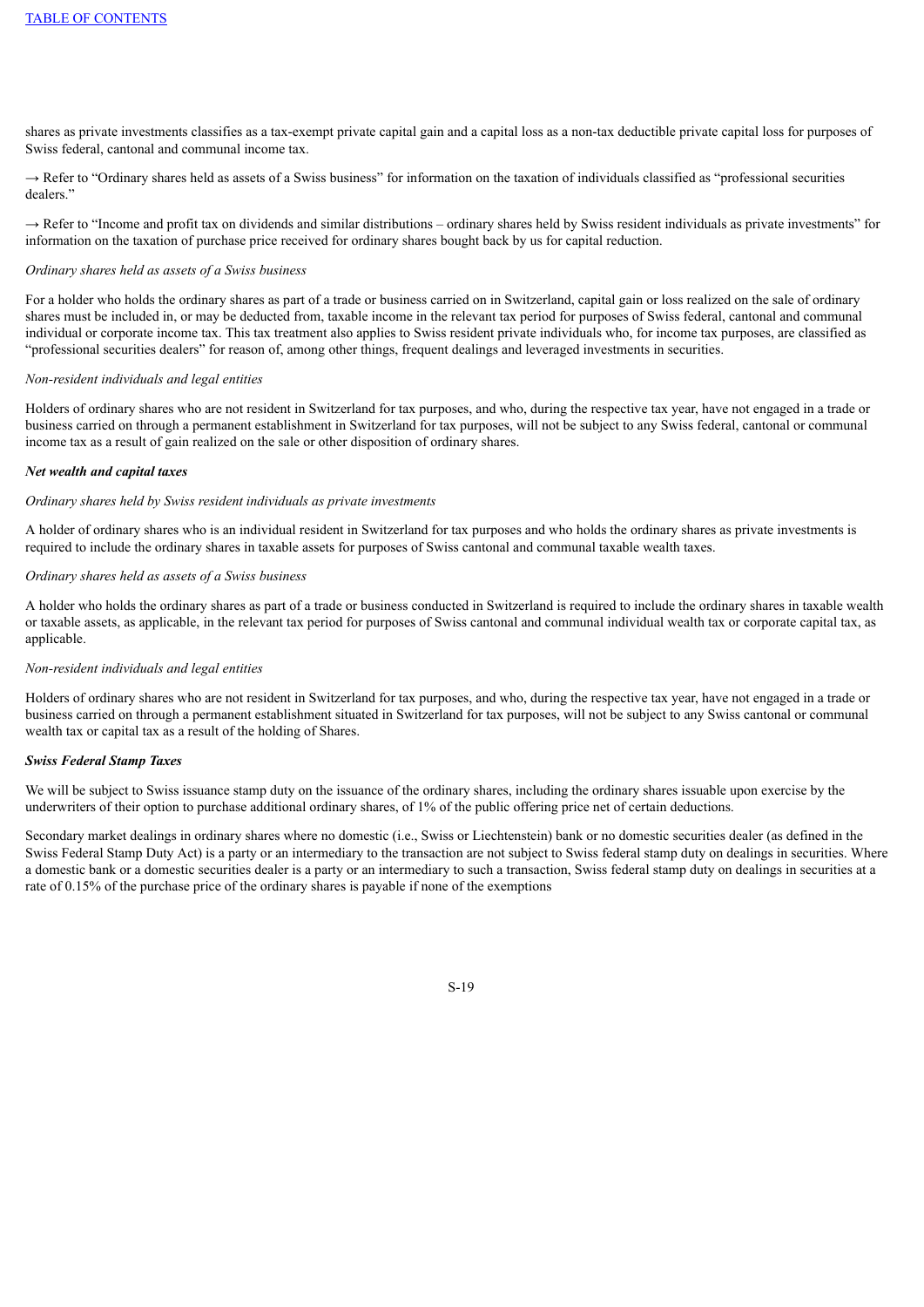shares as private investments classifies as a tax-exempt private capital gain and a capital loss as a non-tax deductible private capital loss for purposes of Swiss federal, cantonal and communal income tax.

→ Refer to "Ordinary shares held as assets of a Swiss business" for information on the taxation of individuals classified as "professional securities dealers."

→ Refer to "Income and profit tax on dividends and similar distributions – ordinary shares held by Swiss resident individuals as private investments" for information on the taxation of purchase price received for ordinary shares bought back by us for capital reduction.

*Ordinary shares held as assets of a Swiss business*

For a holder who holds the ordinary shares as part of a trade or business carried on in Switzerland, capital gain or loss realized on the sale of ordinary shares must be included in, or may be deducted from, taxable income in the relevant tax period for purposes of Swiss federal, cantonal and communal individual or corporate income tax. This tax treatment also applies to Swiss resident private individuals who, for income tax purposes, are classified as "professional securities dealers" for reason of, among other things, frequent dealings and leveraged investments in securities.

*Non-resident individuals and legal entities*

Holders of ordinary shares who are not resident in Switzerland for tax purposes, and who, during the respective tax year, have not engaged in a trade or business carried on through a permanent establishment in Switzerland for tax purposes, will not be subject to any Swiss federal, cantonal or communal income tax as a result of gain realized on the sale or other disposition of ordinary shares.

***Net wealth and capital taxes***

*Ordinary shares held by Swiss resident individuals as private investments*

A holder of ordinary shares who is an individual resident in Switzerland for tax purposes and who holds the ordinary shares as private investments is required to include the ordinary shares in taxable assets for purposes of Swiss cantonal and communal taxable wealth taxes.

*Ordinary shares held as assets of a Swiss business*

A holder who holds the ordinary shares as part of a trade or business conducted in Switzerland is required to include the ordinary shares in taxable wealth or taxable assets, as applicable, in the relevant tax period for purposes of Swiss cantonal and communal individual wealth tax or corporate capital tax, as applicable.

*Non-resident individuals and legal entities*

Holders of ordinary shares who are not resident in Switzerland for tax purposes, and who, during the respective tax year, have not engaged in a trade or business carried on through a permanent establishment situated in Switzerland for tax purposes, will not be subject to any Swiss cantonal or communal wealth tax or capital tax as a result of the holding of Shares.

***Swiss Federal Stamp Taxes***

We will be subject to Swiss issuance stamp duty on the issuance of the ordinary shares, including the ordinary shares issuable upon exercise by the underwriters of their option to purchase additional ordinary shares, of 1% of the public offering price net of certain deductions.

Secondary market dealings in ordinary shares where no domestic (i.e., Swiss or Liechtenstein) bank or no domestic securities dealer (as defined in the Swiss Federal Stamp Duty Act) is a party or an intermediary to the transaction are not subject to Swiss federal stamp duty on dealings in securities. Where a domestic bank or a domestic securities dealer is a party or an intermediary to such a transaction, Swiss federal stamp duty on dealings in securities at a rate of 0.15% of the purchase price of the ordinary shares is payable if none of the exemptions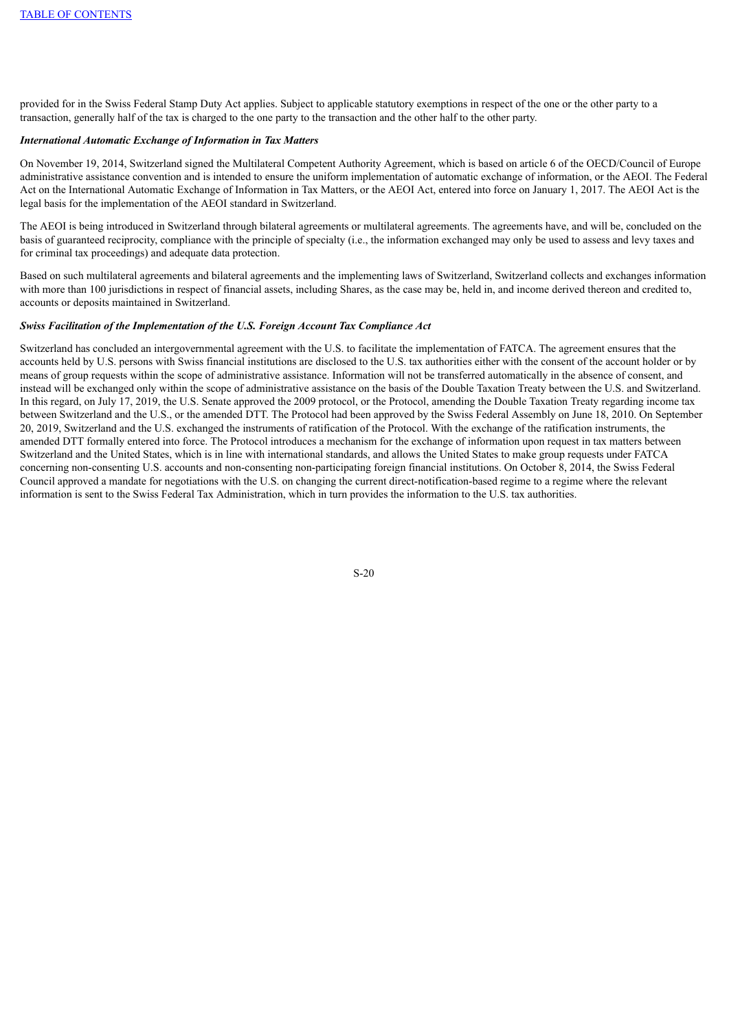provided for in the Swiss Federal Stamp Duty Act applies. Subject to applicable statutory exemptions in respect of the one or the other party to a transaction, generally half of the tax is charged to the one party to the transaction and the other half to the other party.

***International Automatic Exchange of Information in Tax Matters***

On November 19, 2014, Switzerland signed the Multilateral Competent Authority Agreement, which is based on article 6 of the OECD/Council of Europe administrative assistance convention and is intended to ensure the uniform implementation of automatic exchange of information, or the AEOI. The Federal Act on the International Automatic Exchange of Information in Tax Matters, or the AEOI Act, entered into force on January 1, 2017. The AEOI Act is the legal basis for the implementation of the AEOI standard in Switzerland.

The AEOI is being introduced in Switzerland through bilateral agreements or multilateral agreements. The agreements have, and will be, concluded on the basis of guaranteed reciprocity, compliance with the principle of specialty (i.e., the information exchanged may only be used to assess and levy taxes and for criminal tax proceedings) and adequate data protection.

Based on such multilateral agreements and bilateral agreements and the implementing laws of Switzerland, Switzerland collects and exchanges information with more than 100 jurisdictions in respect of financial assets, including Shares, as the case may be, held in, and income derived thereon and credited to, accounts or deposits maintained in Switzerland.

***Swiss Facilitation of the Implementation of the U.S. Foreign Account Tax Compliance Act***

Switzerland has concluded an intergovernmental agreement with the U.S. to facilitate the implementation of FATCA. The agreement ensures that the accounts held by U.S. persons with Swiss financial institutions are disclosed to the U.S. tax authorities either with the consent of the account holder or by means of group requests within the scope of administrative assistance. Information will not be transferred automatically in the absence of consent, and instead will be exchanged only within the scope of administrative assistance on the basis of the Double Taxation Treaty between the U.S. and Switzerland. In this regard, on July 17, 2019, the U.S. Senate approved the 2009 protocol, or the Protocol, amending the Double Taxation Treaty regarding income tax between Switzerland and the U.S., or the amended DTT. The Protocol had been approved by the Swiss Federal Assembly on June 18, 2010. On September 20, 2019, Switzerland and the U.S. exchanged the instruments of ratification of the Protocol. With the exchange of the ratification instruments, the amended DTT formally entered into force. The Protocol introduces a mechanism for the exchange of information upon request in tax matters between Switzerland and the United States, which is in line with international standards, and allows the United States to make group requests under FATCA concerning non-consenting U.S. accounts and non-consenting non-participating foreign financial institutions. On October 8, 2014, the Swiss Federal Council approved a mandate for negotiations with the U.S. on changing the current direct-notification-based regime to a regime where the relevant information is sent to the Swiss Federal Tax Administration, which in turn provides the information to the U.S. tax authorities.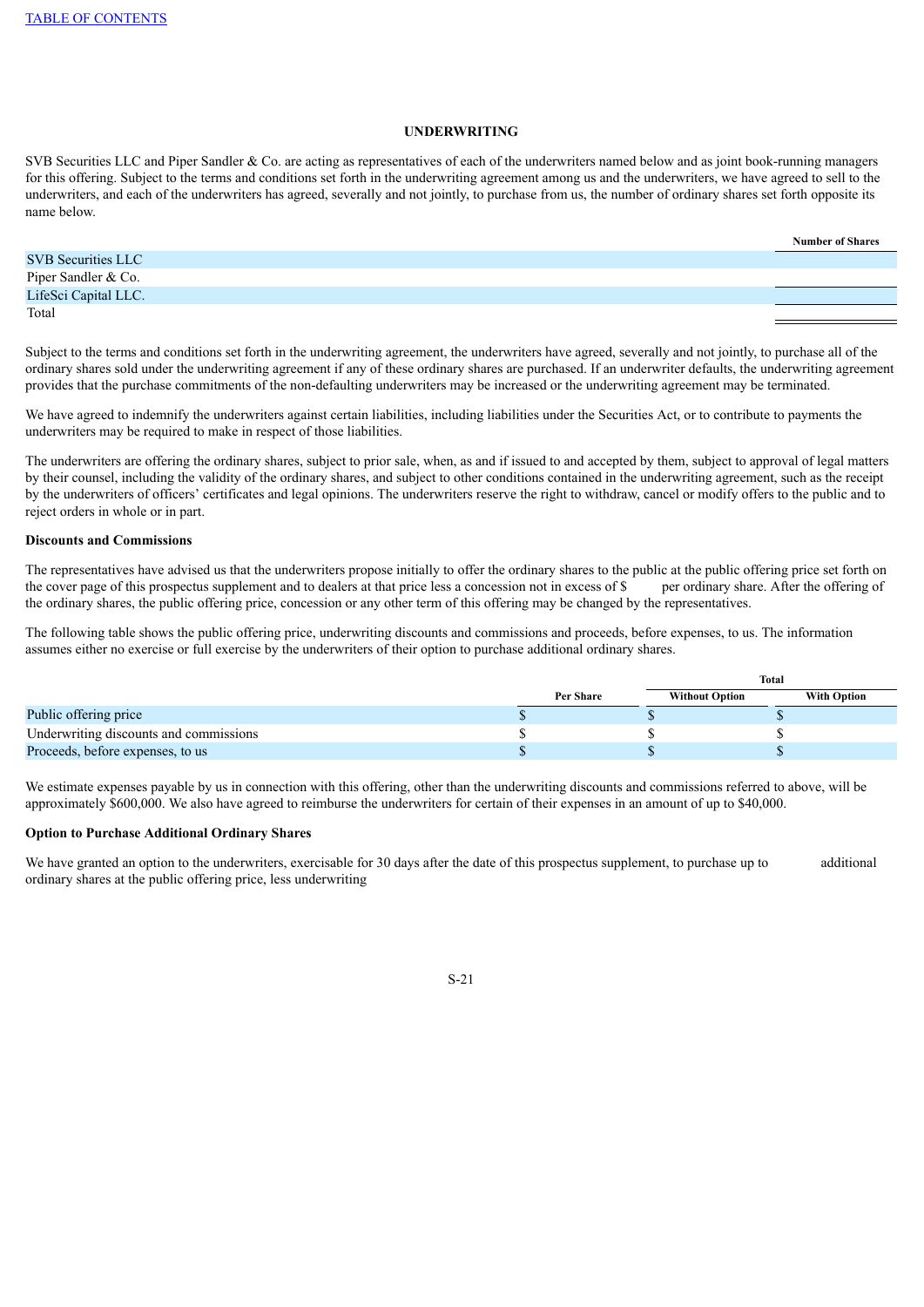## UNDERWRITING

SVB Securities LLC and Piper Sandler & Co. are acting as representatives of each of the underwriters named below and as joint book-running managers for this offering. Subject to the terms and conditions set forth in the underwriting agreement among us and the underwriters, we have agreed to sell to the underwriters, and each of the underwriters has agreed, severally and not jointly, to purchase from us, the number of ordinary shares set forth opposite its name below.

| | Number of Shares |
|---|---|
| SVB Securities LLC | |
| Piper Sandler & Co. | |
| LifeSci Capital LLC. | |
| Total | |

Subject to the terms and conditions set forth in the underwriting agreement, the underwriters have agreed, severally and not jointly, to purchase all of the ordinary shares sold under the underwriting agreement if any of these ordinary shares are purchased. If an underwriter defaults, the underwriting agreement provides that the purchase commitments of the non-defaulting underwriters may be increased or the underwriting agreement may be terminated.

We have agreed to indemnify the underwriters against certain liabilities, including liabilities under the Securities Act, or to contribute to payments the underwriters may be required to make in respect of those liabilities.

The underwriters are offering the ordinary shares, subject to prior sale, when, as and if issued to and accepted by them, subject to approval of legal matters by their counsel, including the validity of the ordinary shares, and subject to other conditions contained in the underwriting agreement, such as the receipt by the underwriters of officers' certificates and legal opinions. The underwriters reserve the right to withdraw, cancel or modify offers to the public and to reject orders in whole or in part.

**Discounts and Commissions**

The representatives have advised us that the underwriters propose initially to offer the ordinary shares to the public at the public offering price set forth on the cover page of this prospectus supplement and to dealers at that price less a concession not in excess of $ per ordinary share. After the offering of the ordinary shares, the public offering price, concession or any other term of this offering may be changed by the representatives.

The following table shows the public offering price, underwriting discounts and commissions and proceeds, before expenses, to us. The information assumes either no exercise or full exercise by the underwriters of their option to purchase additional ordinary shares.

| | | Total | |
|---|---|---|---|
| | Per Share | Without Option | With Option |
| Public offering price | $ | $ | $ |
| Underwriting discounts and commissions | $ | $ | $ |
| Proceeds, before expenses, to us | $ | $ | $ |

We estimate expenses payable by us in connection with this offering, other than the underwriting discounts and commissions referred to above, will be approximately $600,000. We also have agreed to reimburse the underwriters for certain of their expenses in an amount of up to $40,000.

**Option to Purchase Additional Ordinary Shares**

We have granted an option to the underwriters, exercisable for 30 days after the date of this prospectus supplement, to purchase up to additional ordinary shares at the public offering price, less underwriting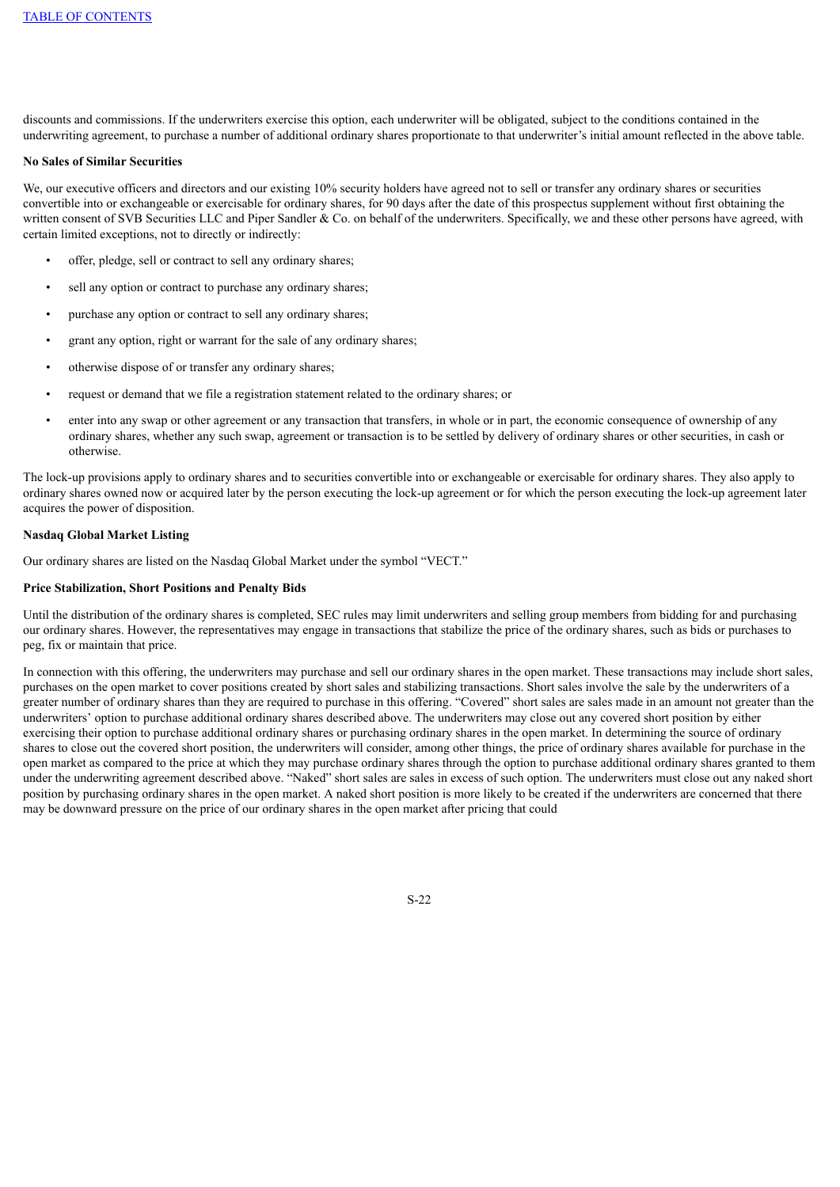discounts and commissions. If the underwriters exercise this option, each underwriter will be obligated, subject to the conditions contained in the underwriting agreement, to purchase a number of additional ordinary shares proportionate to that underwriter's initial amount reflected in the above table.

**No Sales of Similar Securities**

We, our executive officers and directors and our existing 10% security holders have agreed not to sell or transfer any ordinary shares or securities convertible into or exchangeable or exercisable for ordinary shares, for 90 days after the date of this prospectus supplement without first obtaining the written consent of SVB Securities LLC and Piper Sandler & Co. on behalf of the underwriters. Specifically, we and these other persons have agreed, with certain limited exceptions, not to directly or indirectly:

- offer, pledge, sell or contract to sell any ordinary shares;
- sell any option or contract to purchase any ordinary shares;
- purchase any option or contract to sell any ordinary shares;
- grant any option, right or warrant for the sale of any ordinary shares;
- otherwise dispose of or transfer any ordinary shares;
- request or demand that we file a registration statement related to the ordinary shares; or
- enter into any swap or other agreement or any transaction that transfers, in whole or in part, the economic consequence of ownership of any ordinary shares, whether any such swap, agreement or transaction is to be settled by delivery of ordinary shares or other securities, in cash or otherwise.

The lock-up provisions apply to ordinary shares and to securities convertible into or exchangeable or exercisable for ordinary shares. They also apply to ordinary shares owned now or acquired later by the person executing the lock-up agreement or for which the person executing the lock-up agreement later acquires the power of disposition.

**Nasdaq Global Market Listing**

Our ordinary shares are listed on the Nasdaq Global Market under the symbol "VECT."

**Price Stabilization, Short Positions and Penalty Bids**

Until the distribution of the ordinary shares is completed, SEC rules may limit underwriters and selling group members from bidding for and purchasing our ordinary shares. However, the representatives may engage in transactions that stabilize the price of the ordinary shares, such as bids or purchases to peg, fix or maintain that price.

In connection with this offering, the underwriters may purchase and sell our ordinary shares in the open market. These transactions may include short sales, purchases on the open market to cover positions created by short sales and stabilizing transactions. Short sales involve the sale by the underwriters of a greater number of ordinary shares than they are required to purchase in this offering. "Covered" short sales are sales made in an amount not greater than the underwriters' option to purchase additional ordinary shares described above. The underwriters may close out any covered short position by either exercising their option to purchase additional ordinary shares or purchasing ordinary shares in the open market. In determining the source of ordinary shares to close out the covered short position, the underwriters will consider, among other things, the price of ordinary shares available for purchase in the open market as compared to the price at which they may purchase ordinary shares through the option to purchase additional ordinary shares granted to them under the underwriting agreement described above. "Naked" short sales are sales in excess of such option. The underwriters must close out any naked short position by purchasing ordinary shares in the open market. A naked short position is more likely to be created if the underwriters are concerned that there may be downward pressure on the price of our ordinary shares in the open market after pricing that could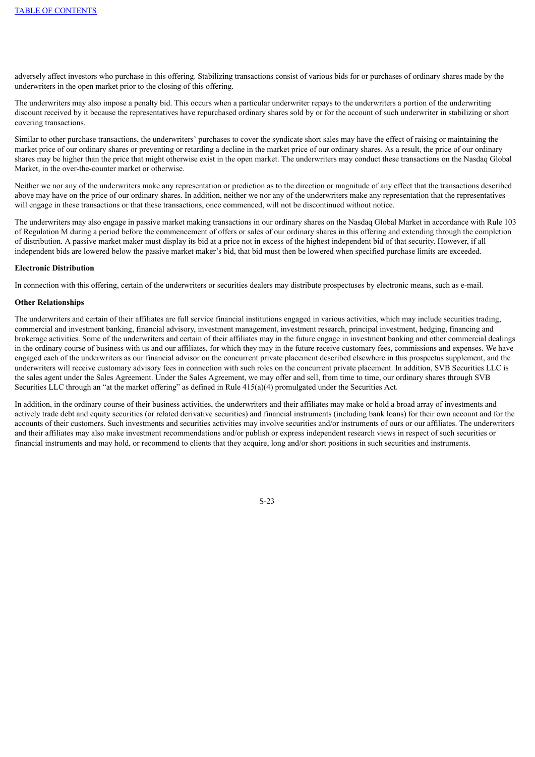adversely affect investors who purchase in this offering. Stabilizing transactions consist of various bids for or purchases of ordinary shares made by the underwriters in the open market prior to the closing of this offering.

The underwriters may also impose a penalty bid. This occurs when a particular underwriter repays to the underwriters a portion of the underwriting discount received by it because the representatives have repurchased ordinary shares sold by or for the account of such underwriter in stabilizing or short covering transactions.

Similar to other purchase transactions, the underwriters' purchases to cover the syndicate short sales may have the effect of raising or maintaining the market price of our ordinary shares or preventing or retarding a decline in the market price of our ordinary shares. As a result, the price of our ordinary shares may be higher than the price that might otherwise exist in the open market. The underwriters may conduct these transactions on the Nasdaq Global Market, in the over-the-counter market or otherwise.

Neither we nor any of the underwriters make any representation or prediction as to the direction or magnitude of any effect that the transactions described above may have on the price of our ordinary shares. In addition, neither we nor any of the underwriters make any representation that the representatives will engage in these transactions or that these transactions, once commenced, will not be discontinued without notice.

The underwriters may also engage in passive market making transactions in our ordinary shares on the Nasdaq Global Market in accordance with Rule 103 of Regulation M during a period before the commencement of offers or sales of our ordinary shares in this offering and extending through the completion of distribution. A passive market maker must display its bid at a price not in excess of the highest independent bid of that security. However, if all independent bids are lowered below the passive market maker's bid, that bid must then be lowered when specified purchase limits are exceeded.

**Electronic Distribution**

In connection with this offering, certain of the underwriters or securities dealers may distribute prospectuses by electronic means, such as e-mail.

**Other Relationships**

The underwriters and certain of their affiliates are full service financial institutions engaged in various activities, which may include securities trading, commercial and investment banking, financial advisory, investment management, investment research, principal investment, hedging, financing and brokerage activities. Some of the underwriters and certain of their affiliates may in the future engage in investment banking and other commercial dealings in the ordinary course of business with us and our affiliates, for which they may in the future receive customary fees, commissions and expenses. We have engaged each of the underwriters as our financial advisor on the concurrent private placement described elsewhere in this prospectus supplement, and the underwriters will receive customary advisory fees in connection with such roles on the concurrent private placement. In addition, SVB Securities LLC is the sales agent under the Sales Agreement. Under the Sales Agreement, we may offer and sell, from time to time, our ordinary shares through SVB Securities LLC through an "at the market offering" as defined in Rule 415(a)(4) promulgated under the Securities Act.

In addition, in the ordinary course of their business activities, the underwriters and their affiliates may make or hold a broad array of investments and actively trade debt and equity securities (or related derivative securities) and financial instruments (including bank loans) for their own account and for the accounts of their customers. Such investments and securities activities may involve securities and/or instruments of ours or our affiliates. The underwriters and their affiliates may also make investment recommendations and/or publish or express independent research views in respect of such securities or financial instruments and may hold, or recommend to clients that they acquire, long and/or short positions in such securities and instruments.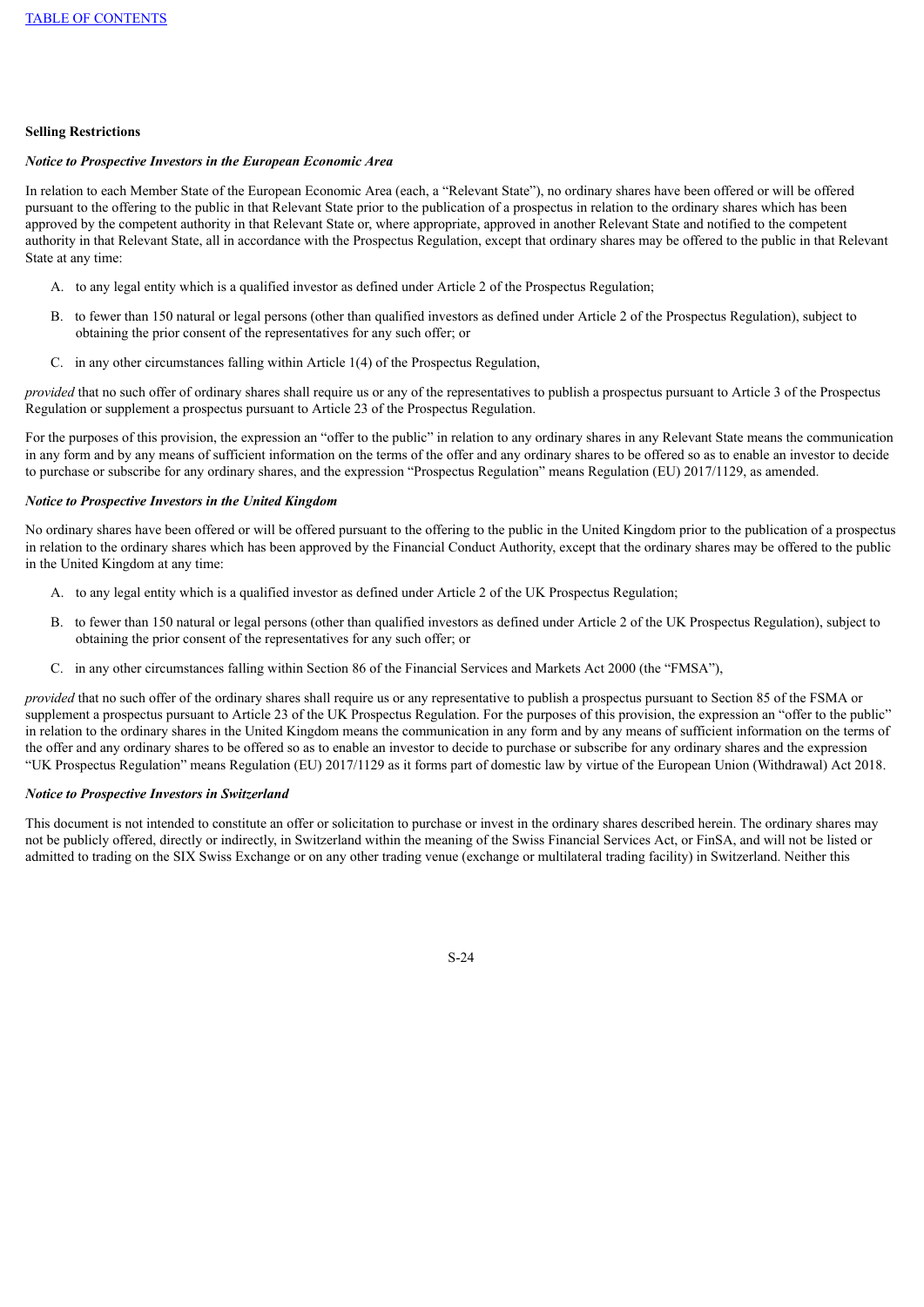**Selling Restrictions**

***Notice to Prospective Investors in the European Economic Area***

In relation to each Member State of the European Economic Area (each, a "Relevant State"), no ordinary shares have been offered or will be offered pursuant to the offering to the public in that Relevant State prior to the publication of a prospectus in relation to the ordinary shares which has been approved by the competent authority in that Relevant State or, where appropriate, approved in another Relevant State and notified to the competent authority in that Relevant State, all in accordance with the Prospectus Regulation, except that ordinary shares may be offered to the public in that Relevant State at any time:

A. to any legal entity which is a qualified investor as defined under Article 2 of the Prospectus Regulation;

B. to fewer than 150 natural or legal persons (other than qualified investors as defined under Article 2 of the Prospectus Regulation), subject to obtaining the prior consent of the representatives for any such offer; or

C. in any other circumstances falling within Article 1(4) of the Prospectus Regulation,

*provided* that no such offer of ordinary shares shall require us or any of the representatives to publish a prospectus pursuant to Article 3 of the Prospectus Regulation or supplement a prospectus pursuant to Article 23 of the Prospectus Regulation.

For the purposes of this provision, the expression an "offer to the public" in relation to any ordinary shares in any Relevant State means the communication in any form and by any means of sufficient information on the terms of the offer and any ordinary shares to be offered so as to enable an investor to decide to purchase or subscribe for any ordinary shares, and the expression "Prospectus Regulation" means Regulation (EU) 2017/1129, as amended.

***Notice to Prospective Investors in the United Kingdom***

No ordinary shares have been offered or will be offered pursuant to the offering to the public in the United Kingdom prior to the publication of a prospectus in relation to the ordinary shares which has been approved by the Financial Conduct Authority, except that the ordinary shares may be offered to the public in the United Kingdom at any time:

A. to any legal entity which is a qualified investor as defined under Article 2 of the UK Prospectus Regulation;

B. to fewer than 150 natural or legal persons (other than qualified investors as defined under Article 2 of the UK Prospectus Regulation), subject to obtaining the prior consent of the representatives for any such offer; or

C. in any other circumstances falling within Section 86 of the Financial Services and Markets Act 2000 (the "FMSA"),

*provided* that no such offer of the ordinary shares shall require us or any representative to publish a prospectus pursuant to Section 85 of the FSMA or supplement a prospectus pursuant to Article 23 of the UK Prospectus Regulation. For the purposes of this provision, the expression an "offer to the public" in relation to the ordinary shares in the United Kingdom means the communication in any form and by any means of sufficient information on the terms of the offer and any ordinary shares to be offered so as to enable an investor to decide to purchase or subscribe for any ordinary shares and the expression "UK Prospectus Regulation" means Regulation (EU) 2017/1129 as it forms part of domestic law by virtue of the European Union (Withdrawal) Act 2018.

***Notice to Prospective Investors in Switzerland***

This document is not intended to constitute an offer or solicitation to purchase or invest in the ordinary shares described herein. The ordinary shares may not be publicly offered, directly or indirectly, in Switzerland within the meaning of the Swiss Financial Services Act, or FinSA, and will not be listed or admitted to trading on the SIX Swiss Exchange or on any other trading venue (exchange or multilateral trading facility) in Switzerland. Neither this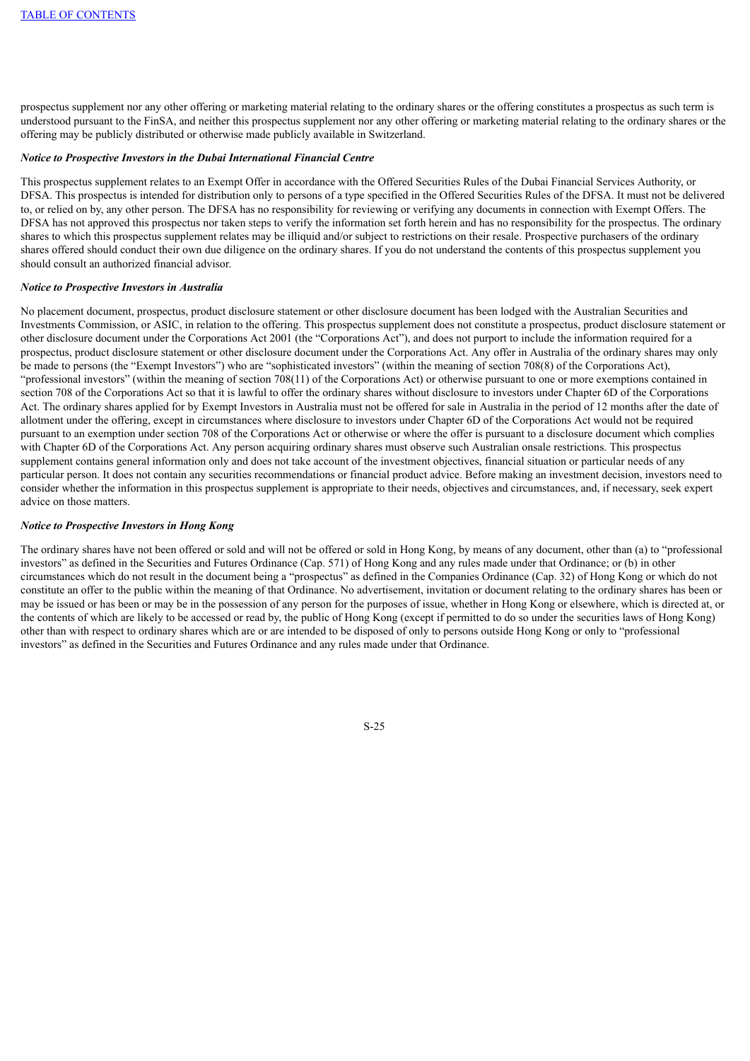prospectus supplement nor any other offering or marketing material relating to the ordinary shares or the offering constitutes a prospectus as such term is understood pursuant to the FinSA, and neither this prospectus supplement nor any other offering or marketing material relating to the ordinary shares or the offering may be publicly distributed or otherwise made publicly available in Switzerland.

***Notice to Prospective Investors in the Dubai International Financial Centre***

This prospectus supplement relates to an Exempt Offer in accordance with the Offered Securities Rules of the Dubai Financial Services Authority, or DFSA. This prospectus is intended for distribution only to persons of a type specified in the Offered Securities Rules of the DFSA. It must not be delivered to, or relied on by, any other person. The DFSA has no responsibility for reviewing or verifying any documents in connection with Exempt Offers. The DFSA has not approved this prospectus nor taken steps to verify the information set forth herein and has no responsibility for the prospectus. The ordinary shares to which this prospectus supplement relates may be illiquid and/or subject to restrictions on their resale. Prospective purchasers of the ordinary shares offered should conduct their own due diligence on the ordinary shares. If you do not understand the contents of this prospectus supplement you should consult an authorized financial advisor.

***Notice to Prospective Investors in Australia***

No placement document, prospectus, product disclosure statement or other disclosure document has been lodged with the Australian Securities and Investments Commission, or ASIC, in relation to the offering. This prospectus supplement does not constitute a prospectus, product disclosure statement or other disclosure document under the Corporations Act 2001 (the "Corporations Act"), and does not purport to include the information required for a prospectus, product disclosure statement or other disclosure document under the Corporations Act. Any offer in Australia of the ordinary shares may only be made to persons (the "Exempt Investors") who are "sophisticated investors" (within the meaning of section 708(8) of the Corporations Act), "professional investors" (within the meaning of section 708(11) of the Corporations Act) or otherwise pursuant to one or more exemptions contained in section 708 of the Corporations Act so that it is lawful to offer the ordinary shares without disclosure to investors under Chapter 6D of the Corporations Act. The ordinary shares applied for by Exempt Investors in Australia must not be offered for sale in Australia in the period of 12 months after the date of allotment under the offering, except in circumstances where disclosure to investors under Chapter 6D of the Corporations Act would not be required pursuant to an exemption under section 708 of the Corporations Act or otherwise where the offer is pursuant to a disclosure document which complies with Chapter 6D of the Corporations Act. Any person acquiring ordinary shares must observe such Australian onsale restrictions. This prospectus supplement contains general information only and does not take account of the investment objectives, financial situation or particular needs of any particular person. It does not contain any securities recommendations or financial product advice. Before making an investment decision, investors need to consider whether the information in this prospectus supplement is appropriate to their needs, objectives and circumstances, and, if necessary, seek expert advice on those matters.

***Notice to Prospective Investors in Hong Kong***

The ordinary shares have not been offered or sold and will not be offered or sold in Hong Kong, by means of any document, other than (a) to "professional investors" as defined in the Securities and Futures Ordinance (Cap. 571) of Hong Kong and any rules made under that Ordinance; or (b) in other circumstances which do not result in the document being a "prospectus" as defined in the Companies Ordinance (Cap. 32) of Hong Kong or which do not constitute an offer to the public within the meaning of that Ordinance. No advertisement, invitation or document relating to the ordinary shares has been or may be issued or has been or may be in the possession of any person for the purposes of issue, whether in Hong Kong or elsewhere, which is directed at, or the contents of which are likely to be accessed or read by, the public of Hong Kong (except if permitted to do so under the securities laws of Hong Kong) other than with respect to ordinary shares which are or are intended to be disposed of only to persons outside Hong Kong or only to "professional investors" as defined in the Securities and Futures Ordinance and any rules made under that Ordinance.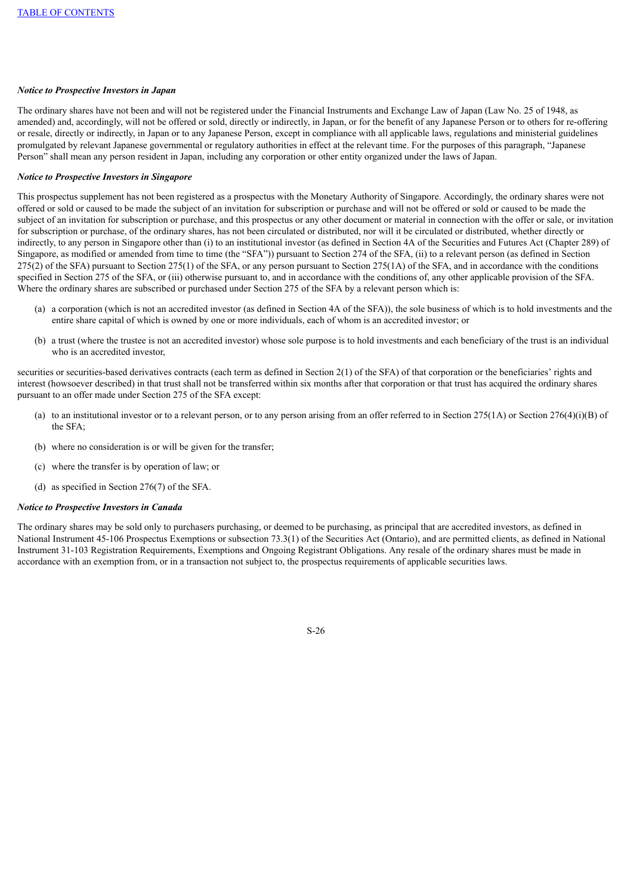***Notice to Prospective Investors in Japan***

The ordinary shares have not been and will not be registered under the Financial Instruments and Exchange Law of Japan (Law No. 25 of 1948, as amended) and, accordingly, will not be offered or sold, directly or indirectly, in Japan, or for the benefit of any Japanese Person or to others for re-offering or resale, directly or indirectly, in Japan or to any Japanese Person, except in compliance with all applicable laws, regulations and ministerial guidelines promulgated by relevant Japanese governmental or regulatory authorities in effect at the relevant time. For the purposes of this paragraph, "Japanese Person" shall mean any person resident in Japan, including any corporation or other entity organized under the laws of Japan.

***Notice to Prospective Investors in Singapore***

This prospectus supplement has not been registered as a prospectus with the Monetary Authority of Singapore. Accordingly, the ordinary shares were not offered or sold or caused to be made the subject of an invitation for subscription or purchase and will not be offered or sold or caused to be made the subject of an invitation for subscription or purchase, and this prospectus or any other document or material in connection with the offer or sale, or invitation for subscription or purchase, of the ordinary shares, has not been circulated or distributed, nor will it be circulated or distributed, whether directly or indirectly, to any person in Singapore other than (i) to an institutional investor (as defined in Section 4A of the Securities and Futures Act (Chapter 289) of Singapore, as modified or amended from time to time (the "SFA")) pursuant to Section 274 of the SFA, (ii) to a relevant person (as defined in Section 275(2) of the SFA) pursuant to Section 275(1) of the SFA, or any person pursuant to Section 275(1A) of the SFA, and in accordance with the conditions specified in Section 275 of the SFA, or (iii) otherwise pursuant to, and in accordance with the conditions of, any other applicable provision of the SFA. Where the ordinary shares are subscribed or purchased under Section 275 of the SFA by a relevant person which is:

(a) a corporation (which is not an accredited investor (as defined in Section 4A of the SFA)), the sole business of which is to hold investments and the entire share capital of which is owned by one or more individuals, each of whom is an accredited investor; or

(b) a trust (where the trustee is not an accredited investor) whose sole purpose is to hold investments and each beneficiary of the trust is an individual who is an accredited investor,

securities or securities-based derivatives contracts (each term as defined in Section 2(1) of the SFA) of that corporation or the beneficiaries' rights and interest (howsoever described) in that trust shall not be transferred within six months after that corporation or that trust has acquired the ordinary shares pursuant to an offer made under Section 275 of the SFA except:

(a) to an institutional investor or to a relevant person, or to any person arising from an offer referred to in Section 275(1A) or Section 276(4)(i)(B) of the SFA;

(b) where no consideration is or will be given for the transfer;

(c) where the transfer is by operation of law; or

(d) as specified in Section 276(7) of the SFA.

***Notice to Prospective Investors in Canada***

The ordinary shares may be sold only to purchasers purchasing, or deemed to be purchasing, as principal that are accredited investors, as defined in National Instrument 45-106 Prospectus Exemptions or subsection 73.3(1) of the Securities Act (Ontario), and are permitted clients, as defined in National Instrument 31-103 Registration Requirements, Exemptions and Ongoing Registrant Obligations. Any resale of the ordinary shares must be made in accordance with an exemption from, or in a transaction not subject to, the prospectus requirements of applicable securities laws.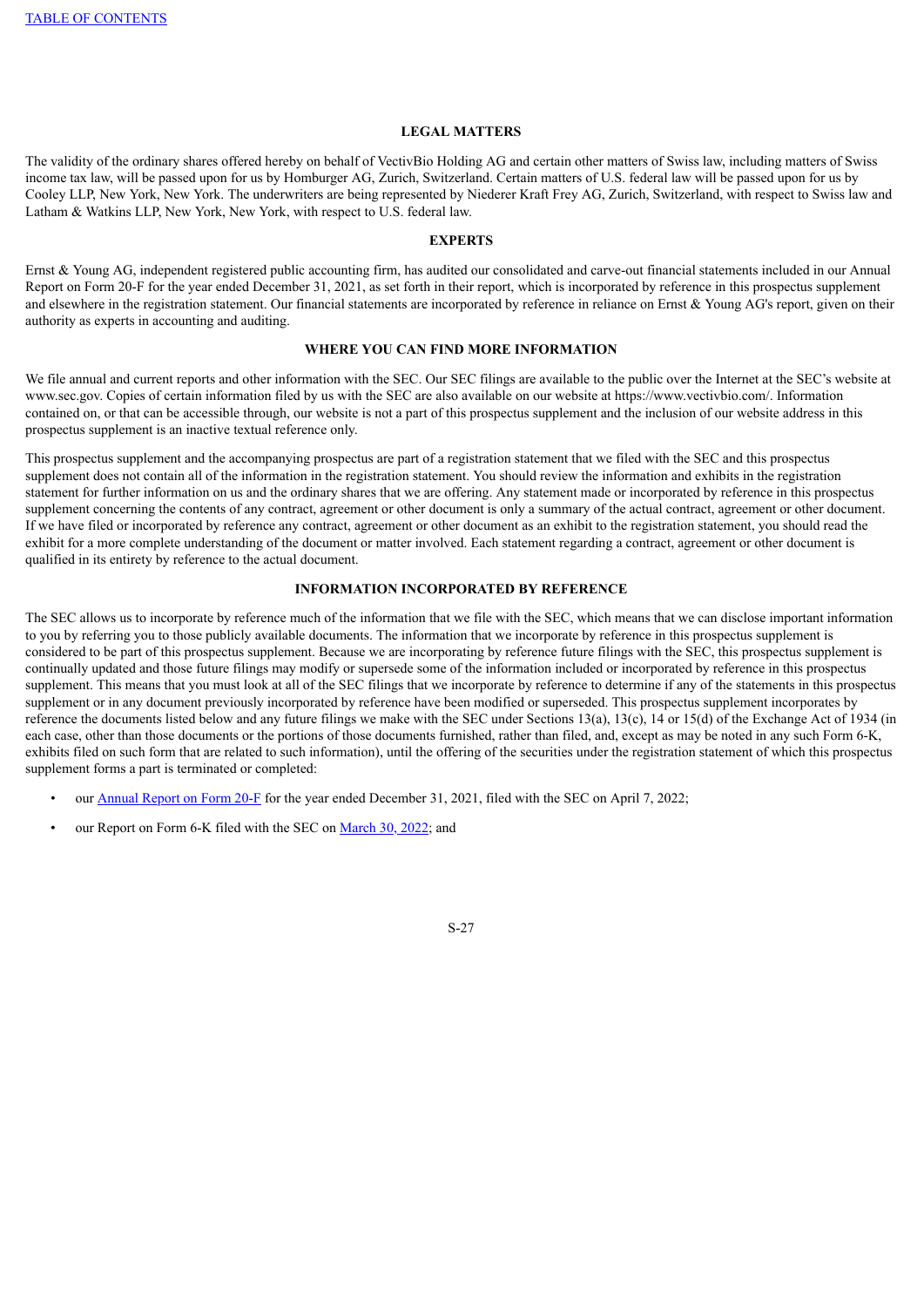## LEGAL MATTERS

The validity of the ordinary shares offered hereby on behalf of VectivBio Holding AG and certain other matters of Swiss law, including matters of Swiss income tax law, will be passed upon for us by Homburger AG, Zurich, Switzerland. Certain matters of U.S. federal law will be passed upon for us by Cooley LLP, New York, New York. The underwriters are being represented by Niederer Kraft Frey AG, Zurich, Switzerland, with respect to Swiss law and Latham & Watkins LLP, New York, New York, with respect to U.S. federal law.

## EXPERTS

Ernst & Young AG, independent registered public accounting firm, has audited our consolidated and carve-out financial statements included in our Annual Report on Form 20-F for the year ended December 31, 2021, as set forth in their report, which is incorporated by reference in this prospectus supplement and elsewhere in the registration statement. Our financial statements are incorporated by reference in reliance on Ernst & Young AG's report, given on their authority as experts in accounting and auditing.

## WHERE YOU CAN FIND MORE INFORMATION

We file annual and current reports and other information with the SEC. Our SEC filings are available to the public over the Internet at the SEC's website at www.sec.gov. Copies of certain information filed by us with the SEC are also available on our website at https://www.vectivbio.com/. Information contained on, or that can be accessible through, our website is not a part of this prospectus supplement and the inclusion of our website address in this prospectus supplement is an inactive textual reference only.

This prospectus supplement and the accompanying prospectus are part of a registration statement that we filed with the SEC and this prospectus supplement does not contain all of the information in the registration statement. You should review the information and exhibits in the registration statement for further information on us and the ordinary shares that we are offering. Any statement made or incorporated by reference in this prospectus supplement concerning the contents of any contract, agreement or other document is only a summary of the actual contract, agreement or other document. If we have filed or incorporated by reference any contract, agreement or other document as an exhibit to the registration statement, you should read the exhibit for a more complete understanding of the document or matter involved. Each statement regarding a contract, agreement or other document is qualified in its entirety by reference to the actual document.

## INFORMATION INCORPORATED BY REFERENCE

The SEC allows us to incorporate by reference much of the information that we file with the SEC, which means that we can disclose important information to you by referring you to those publicly available documents. The information that we incorporate by reference in this prospectus supplement is considered to be part of this prospectus supplement. Because we are incorporating by reference future filings with the SEC, this prospectus supplement is continually updated and those future filings may modify or supersede some of the information included or incorporated by reference in this prospectus supplement. This means that you must look at all of the SEC filings that we incorporate by reference to determine if any of the statements in this prospectus supplement or in any document previously incorporated by reference have been modified or superseded. This prospectus supplement incorporates by reference the documents listed below and any future filings we make with the SEC under Sections 13(a), 13(c), 14 or 15(d) of the Exchange Act of 1934 (in each case, other than those documents or the portions of those documents furnished, rather than filed, and, except as may be noted in any such Form 6-K, exhibits filed on such form that are related to such information), until the offering of the securities under the registration statement of which this prospectus supplement forms a part is terminated or completed:

- our Annual Report on Form 20-F for the year ended December 31, 2021, filed with the SEC on April 7, 2022;
- our Report on Form 6-K filed with the SEC on March 30, 2022; and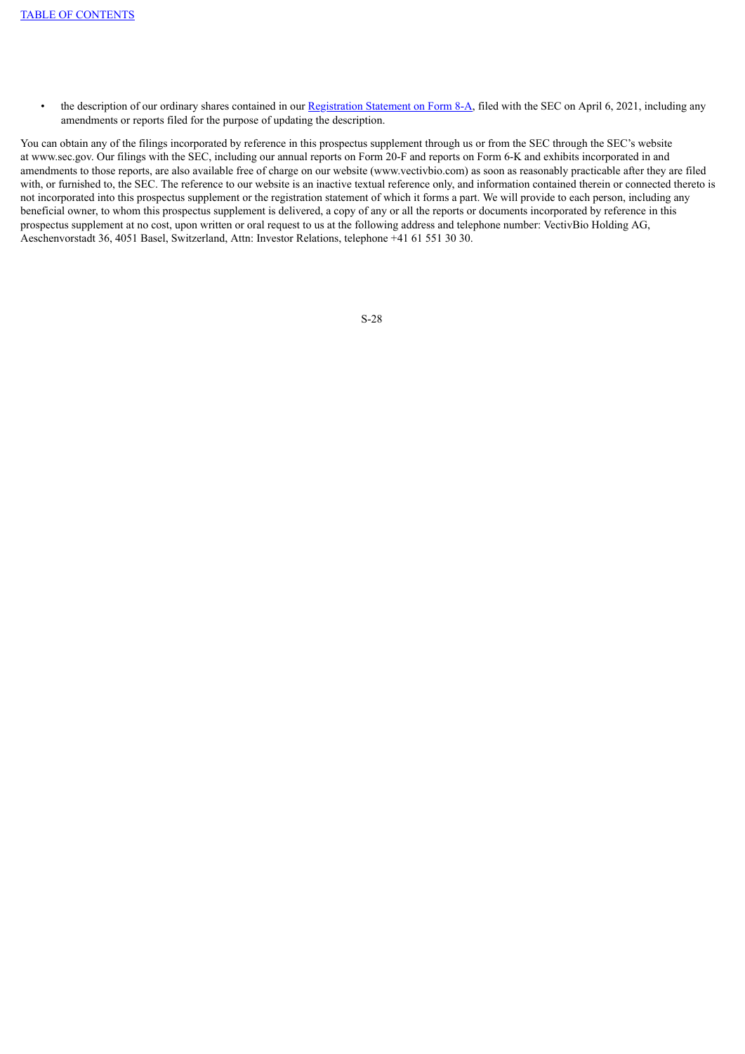- the description of our ordinary shares contained in our Registration Statement on Form 8-A, filed with the SEC on April 6, 2021, including any amendments or reports filed for the purpose of updating the description.

You can obtain any of the filings incorporated by reference in this prospectus supplement through us or from the SEC through the SEC's website at www.sec.gov. Our filings with the SEC, including our annual reports on Form 20-F and reports on Form 6-K and exhibits incorporated in and amendments to those reports, are also available free of charge on our website (www.vectivbio.com) as soon as reasonably practicable after they are filed with, or furnished to, the SEC. The reference to our website is an inactive textual reference only, and information contained therein or connected thereto is not incorporated into this prospectus supplement or the registration statement of which it forms a part. We will provide to each person, including any beneficial owner, to whom this prospectus supplement is delivered, a copy of any or all the reports or documents incorporated by reference in this prospectus supplement at no cost, upon written or oral request to us at the following address and telephone number: VectivBio Holding AG, Aeschenvorstadt 36, 4051 Basel, Switzerland, Attn: Investor Relations, telephone +41 61 551 30 30.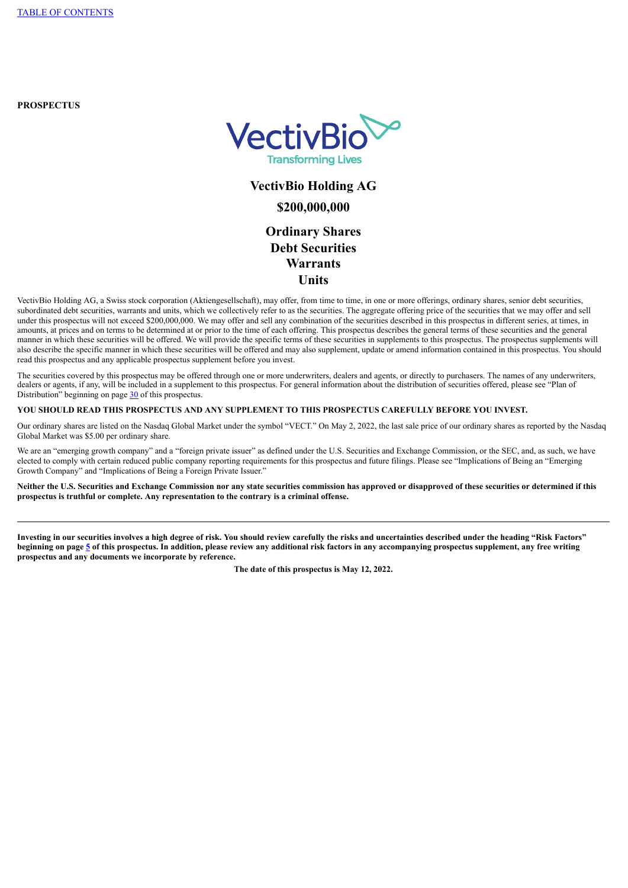TABLE OF CONTENTS

**PROSPECTUS**

VectivBio
Transforming Lives

# VectivBio Holding AG

## $200,000,000

## Ordinary Shares
## Debt Securities
## Warrants
## Units

VectivBio Holding AG, a Swiss stock corporation (Aktiengesellschaft), may offer, from time to time, in one or more offerings, ordinary shares, senior debt securities, subordinated debt securities, warrants and units, which we collectively refer to as the securities. The aggregate offering price of the securities that we may offer and sell under this prospectus will not exceed $200,000,000. We may offer and sell any combination of the securities described in this prospectus in different series, at times, in amounts, at prices and on terms to be determined at or prior to the time of each offering. This prospectus describes the general terms of these securities and the general manner in which these securities will be offered. We will provide the specific terms of these securities in supplements to this prospectus. The prospectus supplements will also describe the specific manner in which these securities will be offered and may also supplement, update or amend information contained in this prospectus. You should read this prospectus and any applicable prospectus supplement before you invest.

The securities covered by this prospectus may be offered through one or more underwriters, dealers and agents, or directly to purchasers. The names of any underwriters, dealers or agents, if any, will be included in a supplement to this prospectus. For general information about the distribution of securities offered, please see "Plan of Distribution" beginning on page 30 of this prospectus.

**YOU SHOULD READ THIS PROSPECTUS AND ANY SUPPLEMENT TO THIS PROSPECTUS CAREFULLY BEFORE YOU INVEST.**

Our ordinary shares are listed on the Nasdaq Global Market under the symbol "VECT." On May 2, 2022, the last sale price of our ordinary shares as reported by the Nasdaq Global Market was $5.00 per ordinary share.

We are an "emerging growth company" and a "foreign private issuer" as defined under the U.S. Securities and Exchange Commission, or the SEC, and, as such, we have elected to comply with certain reduced public company reporting requirements for this prospectus and future filings. Please see "Implications of Being an "Emerging Growth Company" and "Implications of Being a Foreign Private Issuer."

**Neither the U.S. Securities and Exchange Commission nor any state securities commission has approved or disapproved of these securities or determined if this prospectus is truthful or complete. Any representation to the contrary is a criminal offense.**

---

**Investing in our securities involves a high degree of risk. You should review carefully the risks and uncertainties described under the heading "Risk Factors" beginning on page 5 of this prospectus. In addition, please review any additional risk factors in any accompanying prospectus supplement, any free writing prospectus and any documents we incorporate by reference.**

**The date of this prospectus is May 12, 2022.**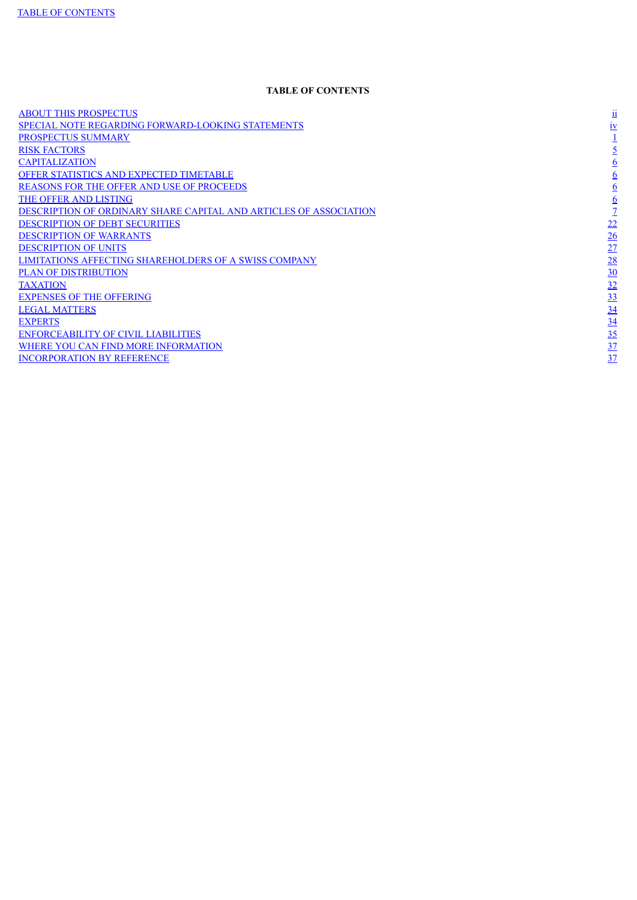## TABLE OF CONTENTS

| | |
|---|---|
| ABOUT THIS PROSPECTUS | ii |
| SPECIAL NOTE REGARDING FORWARD-LOOKING STATEMENTS | iv |
| PROSPECTUS SUMMARY | 1 |
| RISK FACTORS | 5 |
| CAPITALIZATION | 6 |
| OFFER STATISTICS AND EXPECTED TIMETABLE | 6 |
| REASONS FOR THE OFFER AND USE OF PROCEEDS | 6 |
| THE OFFER AND LISTING | 6 |
| DESCRIPTION OF ORDINARY SHARE CAPITAL AND ARTICLES OF ASSOCIATION | 7 |
| DESCRIPTION OF DEBT SECURITIES | 22 |
| DESCRIPTION OF WARRANTS | 26 |
| DESCRIPTION OF UNITS | 27 |
| LIMITATIONS AFFECTING SHAREHOLDERS OF A SWISS COMPANY | 28 |
| PLAN OF DISTRIBUTION | 30 |
| TAXATION | 32 |
| EXPENSES OF THE OFFERING | 33 |
| LEGAL MATTERS | 34 |
| EXPERTS | 34 |
| ENFORCEABILITY OF CIVIL LIABILITIES | 35 |
| WHERE YOU CAN FIND MORE INFORMATION | 37 |
| INCORPORATION BY REFERENCE | 37 |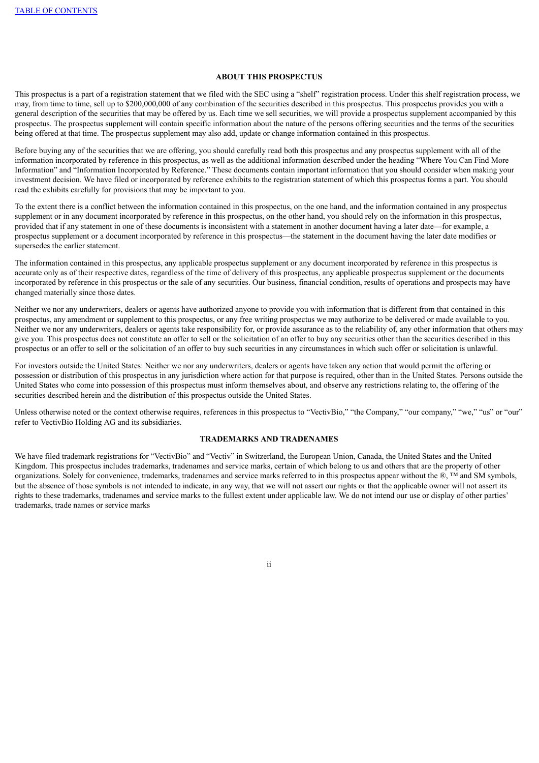## ABOUT THIS PROSPECTUS

This prospectus is a part of a registration statement that we filed with the SEC using a "shelf" registration process. Under this shelf registration process, we may, from time to time, sell up to $200,000,000 of any combination of the securities described in this prospectus. This prospectus provides you with a general description of the securities that may be offered by us. Each time we sell securities, we will provide a prospectus supplement accompanied by this prospectus. The prospectus supplement will contain specific information about the nature of the persons offering securities and the terms of the securities being offered at that time. The prospectus supplement may also add, update or change information contained in this prospectus.

Before buying any of the securities that we are offering, you should carefully read both this prospectus and any prospectus supplement with all of the information incorporated by reference in this prospectus, as well as the additional information described under the heading "Where You Can Find More Information" and "Information Incorporated by Reference." These documents contain important information that you should consider when making your investment decision. We have filed or incorporated by reference exhibits to the registration statement of which this prospectus forms a part. You should read the exhibits carefully for provisions that may be important to you.

To the extent there is a conflict between the information contained in this prospectus, on the one hand, and the information contained in any prospectus supplement or in any document incorporated by reference in this prospectus, on the other hand, you should rely on the information in this prospectus, provided that if any statement in one of these documents is inconsistent with a statement in another document having a later date—for example, a prospectus supplement or a document incorporated by reference in this prospectus—the statement in the document having the later date modifies or supersedes the earlier statement.

The information contained in this prospectus, any applicable prospectus supplement or any document incorporated by reference in this prospectus is accurate only as of their respective dates, regardless of the time of delivery of this prospectus, any applicable prospectus supplement or the documents incorporated by reference in this prospectus or the sale of any securities. Our business, financial condition, results of operations and prospects may have changed materially since those dates.

Neither we nor any underwriters, dealers or agents have authorized anyone to provide you with information that is different from that contained in this prospectus, any amendment or supplement to this prospectus, or any free writing prospectus we may authorize to be delivered or made available to you. Neither we nor any underwriters, dealers or agents take responsibility for, or provide assurance as to the reliability of, any other information that others may give you. This prospectus does not constitute an offer to sell or the solicitation of an offer to buy any securities other than the securities described in this prospectus or an offer to sell or the solicitation of an offer to buy such securities in any circumstances in which such offer or solicitation is unlawful.

For investors outside the United States: Neither we nor any underwriters, dealers or agents have taken any action that would permit the offering or possession or distribution of this prospectus in any jurisdiction where action for that purpose is required, other than in the United States. Persons outside the United States who come into possession of this prospectus must inform themselves about, and observe any restrictions relating to, the offering of the securities described herein and the distribution of this prospectus outside the United States.

Unless otherwise noted or the context otherwise requires, references in this prospectus to "VectivBio," "the Company," "our company," "we," "us" or "our" refer to VectivBio Holding AG and its subsidiaries.

## TRADEMARKS AND TRADENAMES

We have filed trademark registrations for "VectivBio" and "Vectiv" in Switzerland, the European Union, Canada, the United States and the United Kingdom. This prospectus includes trademarks, tradenames and service marks, certain of which belong to us and others that are the property of other organizations. Solely for convenience, trademarks, tradenames and service marks referred to in this prospectus appear without the ®, ™ and SM symbols, but the absence of those symbols is not intended to indicate, in any way, that we will not assert our rights or that the applicable owner will not assert its rights to these trademarks, tradenames and service marks to the fullest extent under applicable law. We do not intend our use or display of other parties' trademarks, trade names or service marks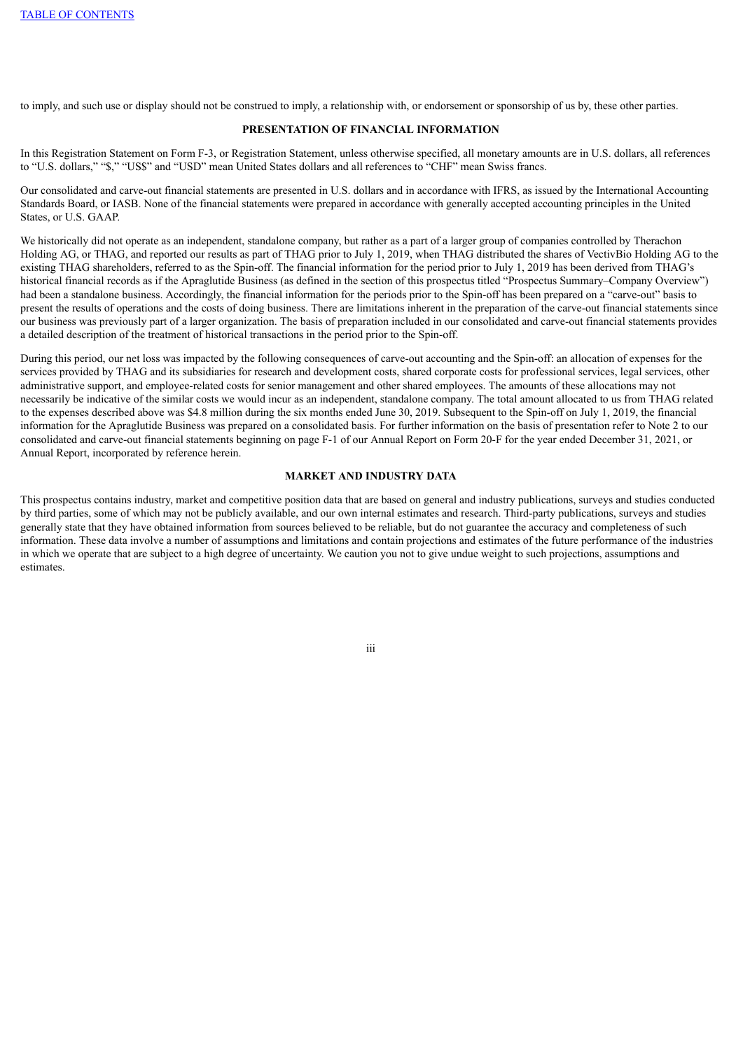to imply, and such use or display should not be construed to imply, a relationship with, or endorsement or sponsorship of us by, these other parties.

## PRESENTATION OF FINANCIAL INFORMATION

In this Registration Statement on Form F-3, or Registration Statement, unless otherwise specified, all monetary amounts are in U.S. dollars, all references to "U.S. dollars," "$," "US$" and "USD" mean United States dollars and all references to "CHF" mean Swiss francs.

Our consolidated and carve-out financial statements are presented in U.S. dollars and in accordance with IFRS, as issued by the International Accounting Standards Board, or IASB. None of the financial statements were prepared in accordance with generally accepted accounting principles in the United States, or U.S. GAAP.

We historically did not operate as an independent, standalone company, but rather as a part of a larger group of companies controlled by Therachon Holding AG, or THAG, and reported our results as part of THAG prior to July 1, 2019, when THAG distributed the shares of VectivBio Holding AG to the existing THAG shareholders, referred to as the Spin-off. The financial information for the period prior to July 1, 2019 has been derived from THAG's historical financial records as if the Apraglutide Business (as defined in the section of this prospectus titled "Prospectus Summary–Company Overview") had been a standalone business. Accordingly, the financial information for the periods prior to the Spin-off has been prepared on a "carve-out" basis to present the results of operations and the costs of doing business. There are limitations inherent in the preparation of the carve-out financial statements since our business was previously part of a larger organization. The basis of preparation included in our consolidated and carve-out financial statements provides a detailed description of the treatment of historical transactions in the period prior to the Spin-off.

During this period, our net loss was impacted by the following consequences of carve-out accounting and the Spin-off: an allocation of expenses for the services provided by THAG and its subsidiaries for research and development costs, shared corporate costs for professional services, legal services, other administrative support, and employee-related costs for senior management and other shared employees. The amounts of these allocations may not necessarily be indicative of the similar costs we would incur as an independent, standalone company. The total amount allocated to us from THAG related to the expenses described above was $4.8 million during the six months ended June 30, 2019. Subsequent to the Spin-off on July 1, 2019, the financial information for the Apraglutide Business was prepared on a consolidated basis. For further information on the basis of presentation refer to Note 2 to our consolidated and carve-out financial statements beginning on page F-1 of our Annual Report on Form 20-F for the year ended December 31, 2021, or Annual Report, incorporated by reference herein.

## MARKET AND INDUSTRY DATA

This prospectus contains industry, market and competitive position data that are based on general and industry publications, surveys and studies conducted by third parties, some of which may not be publicly available, and our own internal estimates and research. Third-party publications, surveys and studies generally state that they have obtained information from sources believed to be reliable, but do not guarantee the accuracy and completeness of such information. These data involve a number of assumptions and limitations and contain projections and estimates of the future performance of the industries in which we operate that are subject to a high degree of uncertainty. We caution you not to give undue weight to such projections, assumptions and estimates.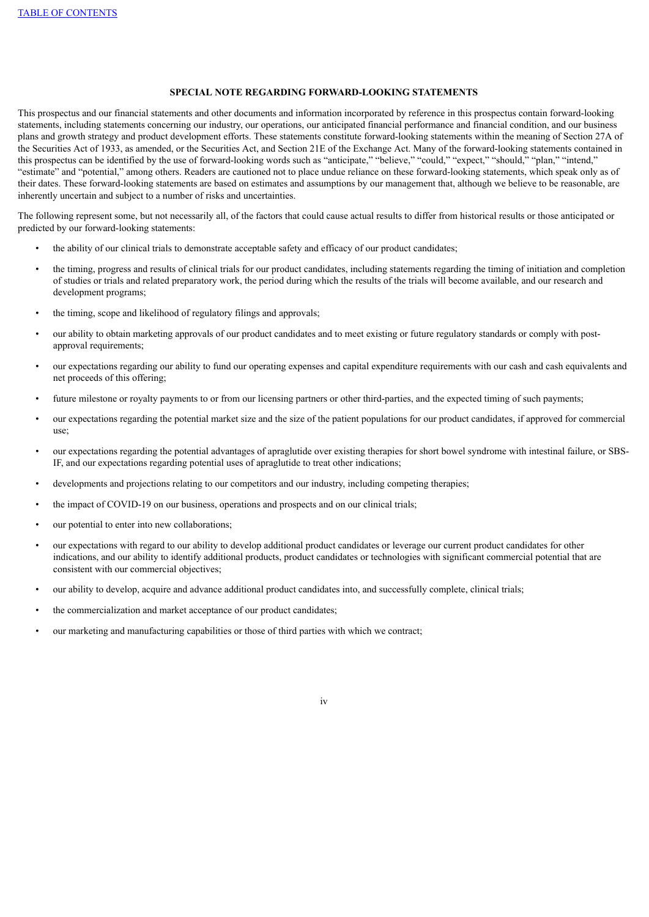## SPECIAL NOTE REGARDING FORWARD-LOOKING STATEMENTS

This prospectus and our financial statements and other documents and information incorporated by reference in this prospectus contain forward-looking statements, including statements concerning our industry, our operations, our anticipated financial performance and financial condition, and our business plans and growth strategy and product development efforts. These statements constitute forward-looking statements within the meaning of Section 27A of the Securities Act of 1933, as amended, or the Securities Act, and Section 21E of the Exchange Act. Many of the forward-looking statements contained in this prospectus can be identified by the use of forward-looking words such as "anticipate," "believe," "could," "expect," "should," "plan," "intend," "estimate" and "potential," among others. Readers are cautioned not to place undue reliance on these forward-looking statements, which speak only as of their dates. These forward-looking statements are based on estimates and assumptions by our management that, although we believe to be reasonable, are inherently uncertain and subject to a number of risks and uncertainties.

The following represent some, but not necessarily all, of the factors that could cause actual results to differ from historical results or those anticipated or predicted by our forward-looking statements:

- the ability of our clinical trials to demonstrate acceptable safety and efficacy of our product candidates;
- the timing, progress and results of clinical trials for our product candidates, including statements regarding the timing of initiation and completion of studies or trials and related preparatory work, the period during which the results of the trials will become available, and our research and development programs;
- the timing, scope and likelihood of regulatory filings and approvals;
- our ability to obtain marketing approvals of our product candidates and to meet existing or future regulatory standards or comply with post-approval requirements;
- our expectations regarding our ability to fund our operating expenses and capital expenditure requirements with our cash and cash equivalents and net proceeds of this offering;
- future milestone or royalty payments to or from our licensing partners or other third-parties, and the expected timing of such payments;
- our expectations regarding the potential market size and the size of the patient populations for our product candidates, if approved for commercial use;
- our expectations regarding the potential advantages of apraglutide over existing therapies for short bowel syndrome with intestinal failure, or SBS-IF, and our expectations regarding potential uses of apraglutide to treat other indications;
- developments and projections relating to our competitors and our industry, including competing therapies;
- the impact of COVID-19 on our business, operations and prospects and on our clinical trials;
- our potential to enter into new collaborations;
- our expectations with regard to our ability to develop additional product candidates or leverage our current product candidates for other indications, and our ability to identify additional products, product candidates or technologies with significant commercial potential that are consistent with our commercial objectives;
- our ability to develop, acquire and advance additional product candidates into, and successfully complete, clinical trials;
- the commercialization and market acceptance of our product candidates;
- our marketing and manufacturing capabilities or those of third parties with which we contract;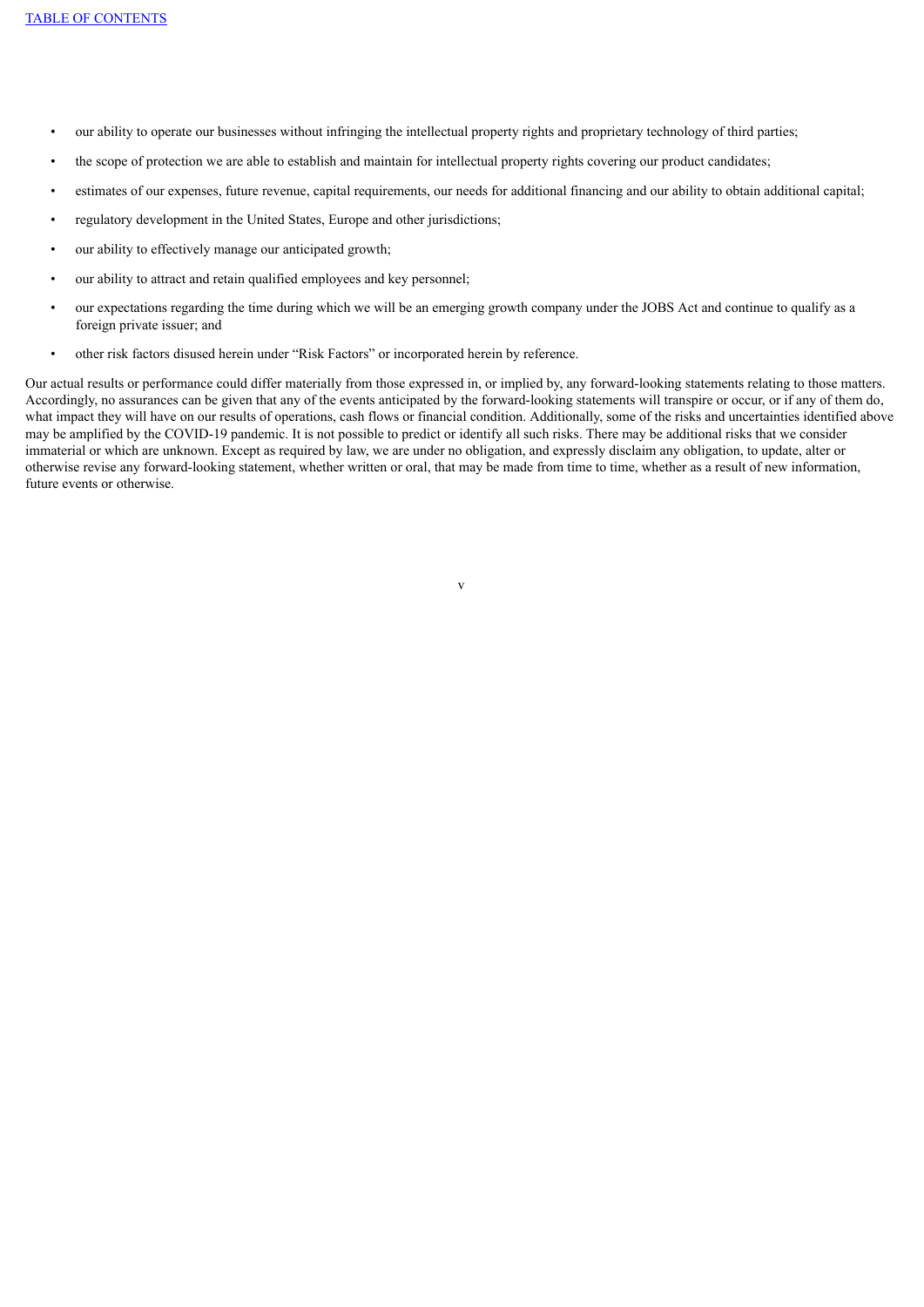- our ability to operate our businesses without infringing the intellectual property rights and proprietary technology of third parties;
- the scope of protection we are able to establish and maintain for intellectual property rights covering our product candidates;
- estimates of our expenses, future revenue, capital requirements, our needs for additional financing and our ability to obtain additional capital;
- regulatory development in the United States, Europe and other jurisdictions;
- our ability to effectively manage our anticipated growth;
- our ability to attract and retain qualified employees and key personnel;
- our expectations regarding the time during which we will be an emerging growth company under the JOBS Act and continue to qualify as a foreign private issuer; and
- other risk factors disused herein under "Risk Factors" or incorporated herein by reference.

Our actual results or performance could differ materially from those expressed in, or implied by, any forward-looking statements relating to those matters. Accordingly, no assurances can be given that any of the events anticipated by the forward-looking statements will transpire or occur, or if any of them do, what impact they will have on our results of operations, cash flows or financial condition. Additionally, some of the risks and uncertainties identified above may be amplified by the COVID-19 pandemic. It is not possible to predict or identify all such risks. There may be additional risks that we consider immaterial or which are unknown. Except as required by law, we are under no obligation, and expressly disclaim any obligation, to update, alter or otherwise revise any forward-looking statement, whether written or oral, that may be made from time to time, whether as a result of new information, future events or otherwise.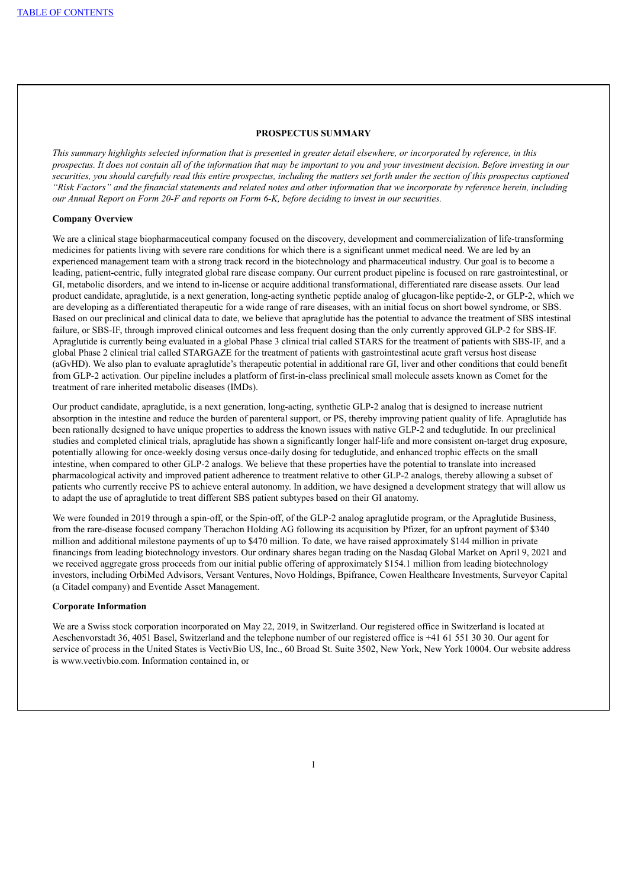## PROSPECTUS SUMMARY

*This summary highlights selected information that is presented in greater detail elsewhere, or incorporated by reference, in this prospectus. It does not contain all of the information that may be important to you and your investment decision. Before investing in our securities, you should carefully read this entire prospectus, including the matters set forth under the section of this prospectus captioned "Risk Factors" and the financial statements and related notes and other information that we incorporate by reference herein, including our Annual Report on Form 20-F and reports on Form 6-K, before deciding to invest in our securities.*

### Company Overview

We are a clinical stage biopharmaceutical company focused on the discovery, development and commercialization of life-transforming medicines for patients living with severe rare conditions for which there is a significant unmet medical need. We are led by an experienced management team with a strong track record in the biotechnology and pharmaceutical industry. Our goal is to become a leading, patient-centric, fully integrated global rare disease company. Our current product pipeline is focused on rare gastrointestinal, or GI, metabolic disorders, and we intend to in-license or acquire additional transformational, differentiated rare disease assets. Our lead product candidate, apraglutide, is a next generation, long-acting synthetic peptide analog of glucagon-like peptide-2, or GLP-2, which we are developing as a differentiated therapeutic for a wide range of rare diseases, with an initial focus on short bowel syndrome, or SBS. Based on our preclinical and clinical data to date, we believe that apraglutide has the potential to advance the treatment of SBS intestinal failure, or SBS-IF, through improved clinical outcomes and less frequent dosing than the only currently approved GLP-2 for SBS-IF. Apraglutide is currently being evaluated in a global Phase 3 clinical trial called STARS for the treatment of patients with SBS-IF, and a global Phase 2 clinical trial called STARGAZE for the treatment of patients with gastrointestinal acute graft versus host disease (aGvHD). We also plan to evaluate apraglutide's therapeutic potential in additional rare GI, liver and other conditions that could benefit from GLP-2 activation. Our pipeline includes a platform of first-in-class preclinical small molecule assets known as Comet for the treatment of rare inherited metabolic diseases (IMDs).

Our product candidate, apraglutide, is a next generation, long-acting, synthetic GLP-2 analog that is designed to increase nutrient absorption in the intestine and reduce the burden of parenteral support, or PS, thereby improving patient quality of life. Apraglutide has been rationally designed to have unique properties to address the known issues with native GLP-2 and teduglutide. In our preclinical studies and completed clinical trials, apraglutide has shown a significantly longer half-life and more consistent on-target drug exposure, potentially allowing for once-weekly dosing versus once-daily dosing for teduglutide, and enhanced trophic effects on the small intestine, when compared to other GLP-2 analogs. We believe that these properties have the potential to translate into increased pharmacological activity and improved patient adherence to treatment relative to other GLP-2 analogs, thereby allowing a subset of patients who currently receive PS to achieve enteral autonomy. In addition, we have designed a development strategy that will allow us to adapt the use of apraglutide to treat different SBS patient subtypes based on their GI anatomy.

We were founded in 2019 through a spin-off, or the Spin-off, of the GLP-2 analog apraglutide program, or the Apraglutide Business, from the rare-disease focused company Therachon Holding AG following its acquisition by Pfizer, for an upfront payment of $340 million and additional milestone payments of up to $470 million. To date, we have raised approximately $144 million in private financings from leading biotechnology investors. Our ordinary shares began trading on the Nasdaq Global Market on April 9, 2021 and we received aggregate gross proceeds from our initial public offering of approximately $154.1 million from leading biotechnology investors, including OrbiMed Advisors, Versant Ventures, Novo Holdings, Bpifrance, Cowen Healthcare Investments, Surveyor Capital (a Citadel company) and Eventide Asset Management.

### Corporate Information

We are a Swiss stock corporation incorporated on May 22, 2019, in Switzerland. Our registered office in Switzerland is located at Aeschenvorstadt 36, 4051 Basel, Switzerland and the telephone number of our registered office is +41 61 551 30 30. Our agent for service of process in the United States is VectivBio US, Inc., 60 Broad St. Suite 3502, New York, New York 10004. Our website address is www.vectivbio.com. Information contained in, or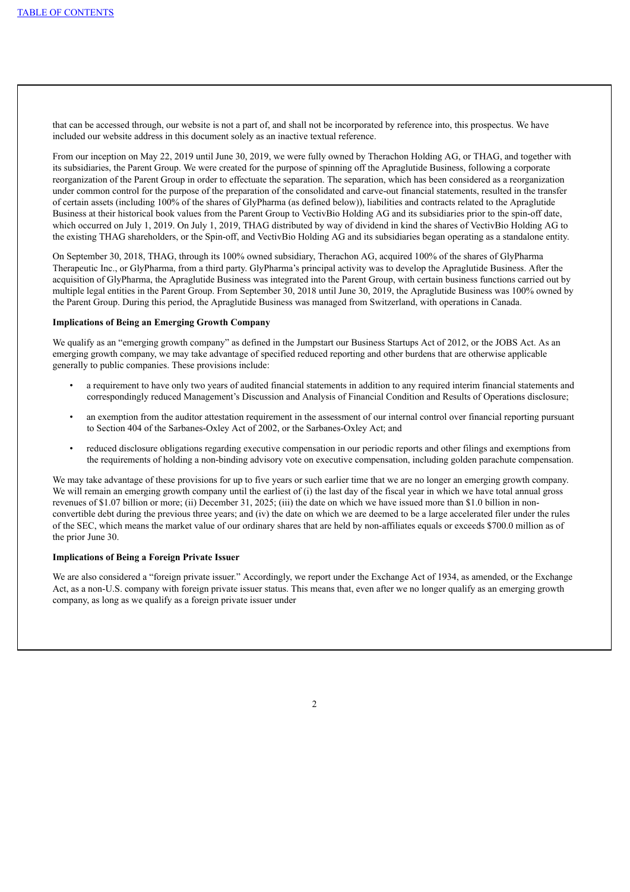that can be accessed through, our website is not a part of, and shall not be incorporated by reference into, this prospectus. We have included our website address in this document solely as an inactive textual reference.

From our inception on May 22, 2019 until June 30, 2019, we were fully owned by Therachon Holding AG, or THAG, and together with its subsidiaries, the Parent Group. We were created for the purpose of spinning off the Apraglutide Business, following a corporate reorganization of the Parent Group in order to effectuate the separation. The separation, which has been considered as a reorganization under common control for the purpose of the preparation of the consolidated and carve-out financial statements, resulted in the transfer of certain assets (including 100% of the shares of GlyPharma (as defined below)), liabilities and contracts related to the Apraglutide Business at their historical book values from the Parent Group to VectivBio Holding AG and its subsidiaries prior to the spin-off date, which occurred on July 1, 2019. On July 1, 2019, THAG distributed by way of dividend in kind the shares of VectivBio Holding AG to the existing THAG shareholders, or the Spin-off, and VectivBio Holding AG and its subsidiaries began operating as a standalone entity.

On September 30, 2018, THAG, through its 100% owned subsidiary, Therachon AG, acquired 100% of the shares of GlyPharma Therapeutic Inc., or GlyPharma, from a third party. GlyPharma's principal activity was to develop the Apraglutide Business. After the acquisition of GlyPharma, the Apraglutide Business was integrated into the Parent Group, with certain business functions carried out by multiple legal entities in the Parent Group. From September 30, 2018 until June 30, 2019, the Apraglutide Business was 100% owned by the Parent Group. During this period, the Apraglutide Business was managed from Switzerland, with operations in Canada.

**Implications of Being an Emerging Growth Company**

We qualify as an "emerging growth company" as defined in the Jumpstart our Business Startups Act of 2012, or the JOBS Act. As an emerging growth company, we may take advantage of specified reduced reporting and other burdens that are otherwise applicable generally to public companies. These provisions include:

- a requirement to have only two years of audited financial statements in addition to any required interim financial statements and correspondingly reduced Management's Discussion and Analysis of Financial Condition and Results of Operations disclosure;
- an exemption from the auditor attestation requirement in the assessment of our internal control over financial reporting pursuant to Section 404 of the Sarbanes-Oxley Act of 2002, or the Sarbanes-Oxley Act; and
- reduced disclosure obligations regarding executive compensation in our periodic reports and other filings and exemptions from the requirements of holding a non-binding advisory vote on executive compensation, including golden parachute compensation.

We may take advantage of these provisions for up to five years or such earlier time that we are no longer an emerging growth company. We will remain an emerging growth company until the earliest of (i) the last day of the fiscal year in which we have total annual gross revenues of $1.07 billion or more; (ii) December 31, 2025; (iii) the date on which we have issued more than $1.0 billion in non-convertible debt during the previous three years; and (iv) the date on which we are deemed to be a large accelerated filer under the rules of the SEC, which means the market value of our ordinary shares that are held by non-affiliates equals or exceeds $700.0 million as of the prior June 30.

**Implications of Being a Foreign Private Issuer**

We are also considered a "foreign private issuer." Accordingly, we report under the Exchange Act of 1934, as amended, or the Exchange Act, as a non-U.S. company with foreign private issuer status. This means that, even after we no longer qualify as an emerging growth company, as long as we qualify as a foreign private issuer under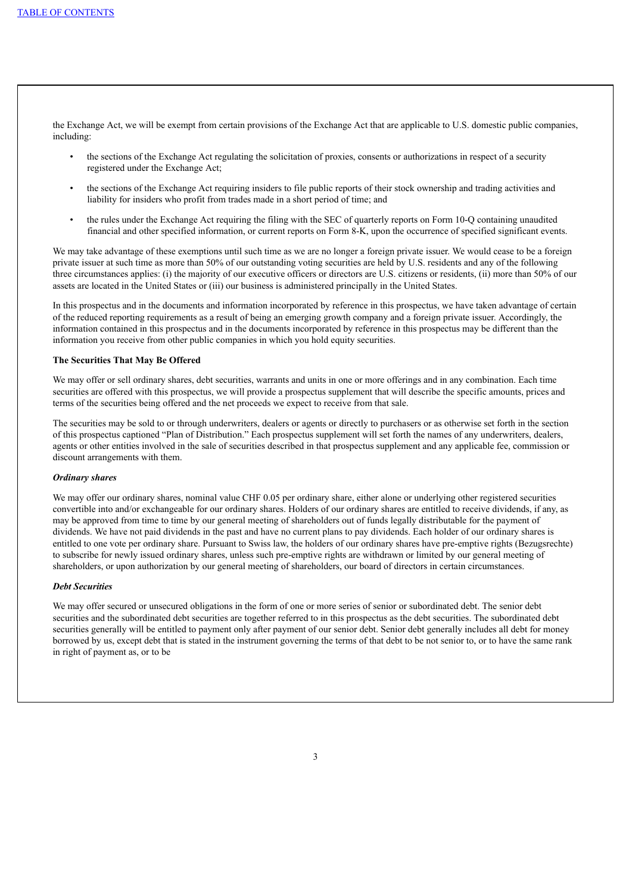the Exchange Act, we will be exempt from certain provisions of the Exchange Act that are applicable to U.S. domestic public companies, including:

- the sections of the Exchange Act regulating the solicitation of proxies, consents or authorizations in respect of a security registered under the Exchange Act;
- the sections of the Exchange Act requiring insiders to file public reports of their stock ownership and trading activities and liability for insiders who profit from trades made in a short period of time; and
- the rules under the Exchange Act requiring the filing with the SEC of quarterly reports on Form 10-Q containing unaudited financial and other specified information, or current reports on Form 8-K, upon the occurrence of specified significant events.

We may take advantage of these exemptions until such time as we are no longer a foreign private issuer. We would cease to be a foreign private issuer at such time as more than 50% of our outstanding voting securities are held by U.S. residents and any of the following three circumstances applies: (i) the majority of our executive officers or directors are U.S. citizens or residents, (ii) more than 50% of our assets are located in the United States or (iii) our business is administered principally in the United States.

In this prospectus and in the documents and information incorporated by reference in this prospectus, we have taken advantage of certain of the reduced reporting requirements as a result of being an emerging growth company and a foreign private issuer. Accordingly, the information contained in this prospectus and in the documents incorporated by reference in this prospectus may be different than the information you receive from other public companies in which you hold equity securities.

**The Securities That May Be Offered**

We may offer or sell ordinary shares, debt securities, warrants and units in one or more offerings and in any combination. Each time securities are offered with this prospectus, we will provide a prospectus supplement that will describe the specific amounts, prices and terms of the securities being offered and the net proceeds we expect to receive from that sale.

The securities may be sold to or through underwriters, dealers or agents or directly to purchasers or as otherwise set forth in the section of this prospectus captioned "Plan of Distribution." Each prospectus supplement will set forth the names of any underwriters, dealers, agents or other entities involved in the sale of securities described in that prospectus supplement and any applicable fee, commission or discount arrangements with them.

***Ordinary shares***

We may offer our ordinary shares, nominal value CHF 0.05 per ordinary share, either alone or underlying other registered securities convertible into and/or exchangeable for our ordinary shares. Holders of our ordinary shares are entitled to receive dividends, if any, as may be approved from time to time by our general meeting of shareholders out of funds legally distributable for the payment of dividends. We have not paid dividends in the past and have no current plans to pay dividends. Each holder of our ordinary shares is entitled to one vote per ordinary share. Pursuant to Swiss law, the holders of our ordinary shares have pre-emptive rights (Bezugsrechte) to subscribe for newly issued ordinary shares, unless such pre-emptive rights are withdrawn or limited by our general meeting of shareholders, or upon authorization by our general meeting of shareholders, our board of directors in certain circumstances.

***Debt Securities***

We may offer secured or unsecured obligations in the form of one or more series of senior or subordinated debt. The senior debt securities and the subordinated debt securities are together referred to in this prospectus as the debt securities. The subordinated debt securities generally will be entitled to payment only after payment of our senior debt. Senior debt generally includes all debt for money borrowed by us, except debt that is stated in the instrument governing the terms of that debt to be not senior to, or to have the same rank in right of payment as, or to be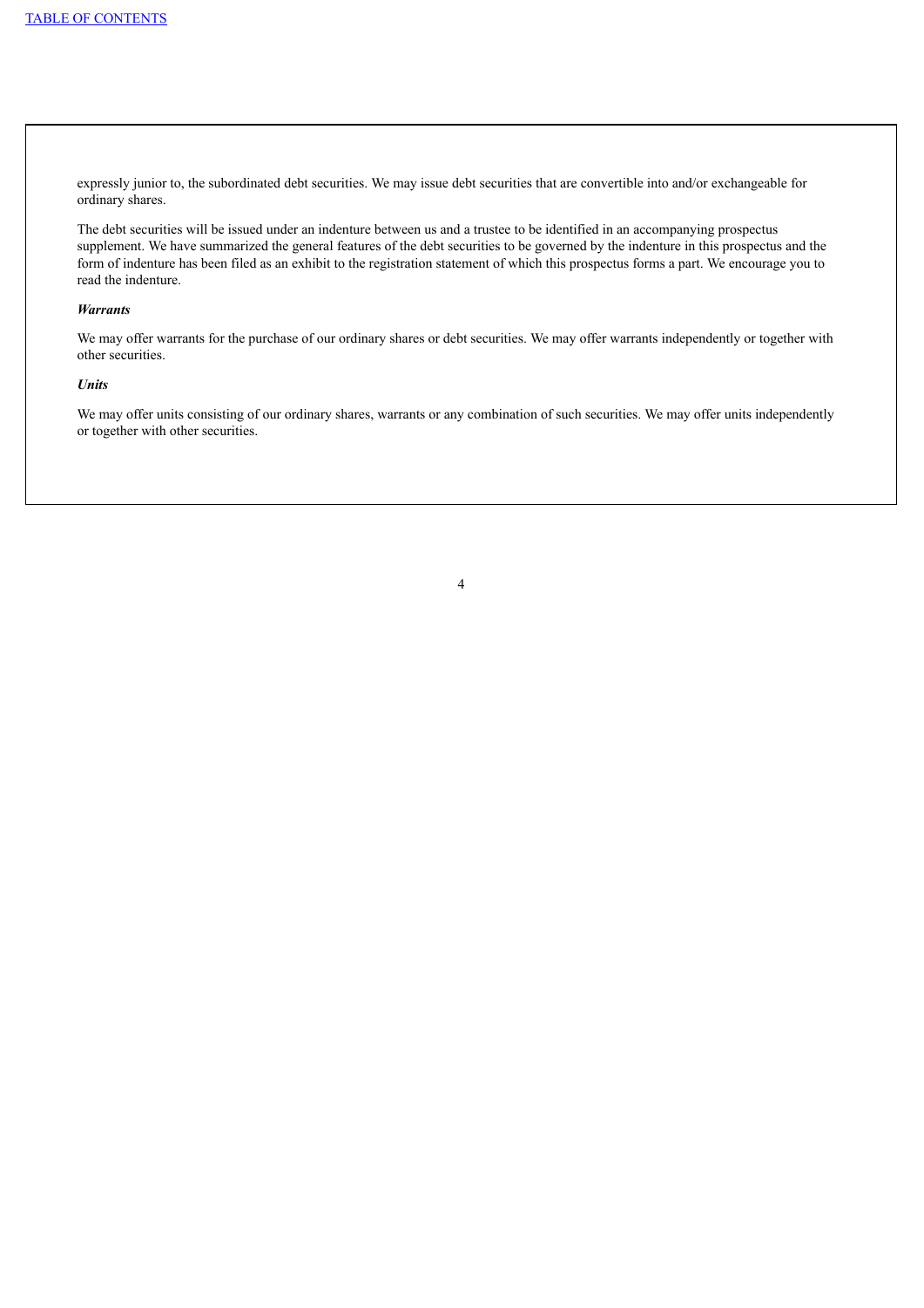expressly junior to, the subordinated debt securities. We may issue debt securities that are convertible into and/or exchangeable for ordinary shares.

The debt securities will be issued under an indenture between us and a trustee to be identified in an accompanying prospectus supplement. We have summarized the general features of the debt securities to be governed by the indenture in this prospectus and the form of indenture has been filed as an exhibit to the registration statement of which this prospectus forms a part. We encourage you to read the indenture.

***Warrants***

We may offer warrants for the purchase of our ordinary shares or debt securities. We may offer warrants independently or together with other securities.

***Units***

We may offer units consisting of our ordinary shares, warrants or any combination of such securities. We may offer units independently or together with other securities.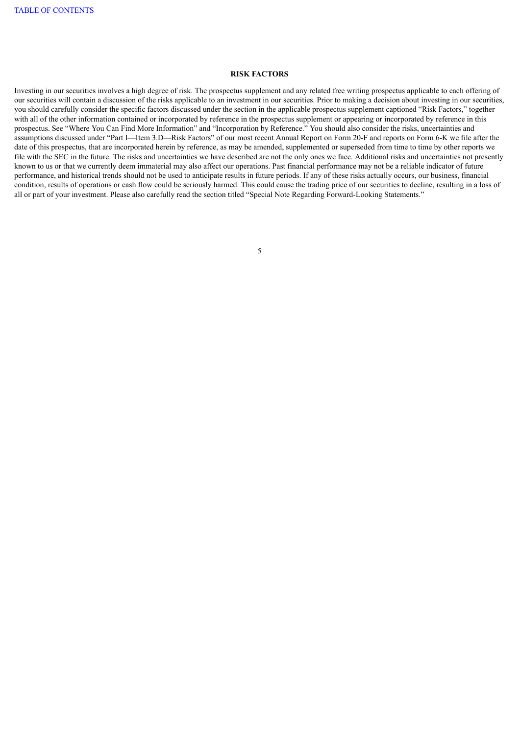## RISK FACTORS

Investing in our securities involves a high degree of risk. The prospectus supplement and any related free writing prospectus applicable to each offering of our securities will contain a discussion of the risks applicable to an investment in our securities. Prior to making a decision about investing in our securities, you should carefully consider the specific factors discussed under the section in the applicable prospectus supplement captioned "Risk Factors," together with all of the other information contained or incorporated by reference in the prospectus supplement or appearing or incorporated by reference in this prospectus. See "Where You Can Find More Information" and "Incorporation by Reference." You should also consider the risks, uncertainties and assumptions discussed under "Part I—Item 3.D—Risk Factors" of our most recent Annual Report on Form 20-F and reports on Form 6-K we file after the date of this prospectus, that are incorporated herein by reference, as may be amended, supplemented or superseded from time to time by other reports we file with the SEC in the future. The risks and uncertainties we have described are not the only ones we face. Additional risks and uncertainties not presently known to us or that we currently deem immaterial may also affect our operations. Past financial performance may not be a reliable indicator of future performance, and historical trends should not be used to anticipate results in future periods. If any of these risks actually occurs, our business, financial condition, results of operations or cash flow could be seriously harmed. This could cause the trading price of our securities to decline, resulting in a loss of all or part of your investment. Please also carefully read the section titled "Special Note Regarding Forward-Looking Statements."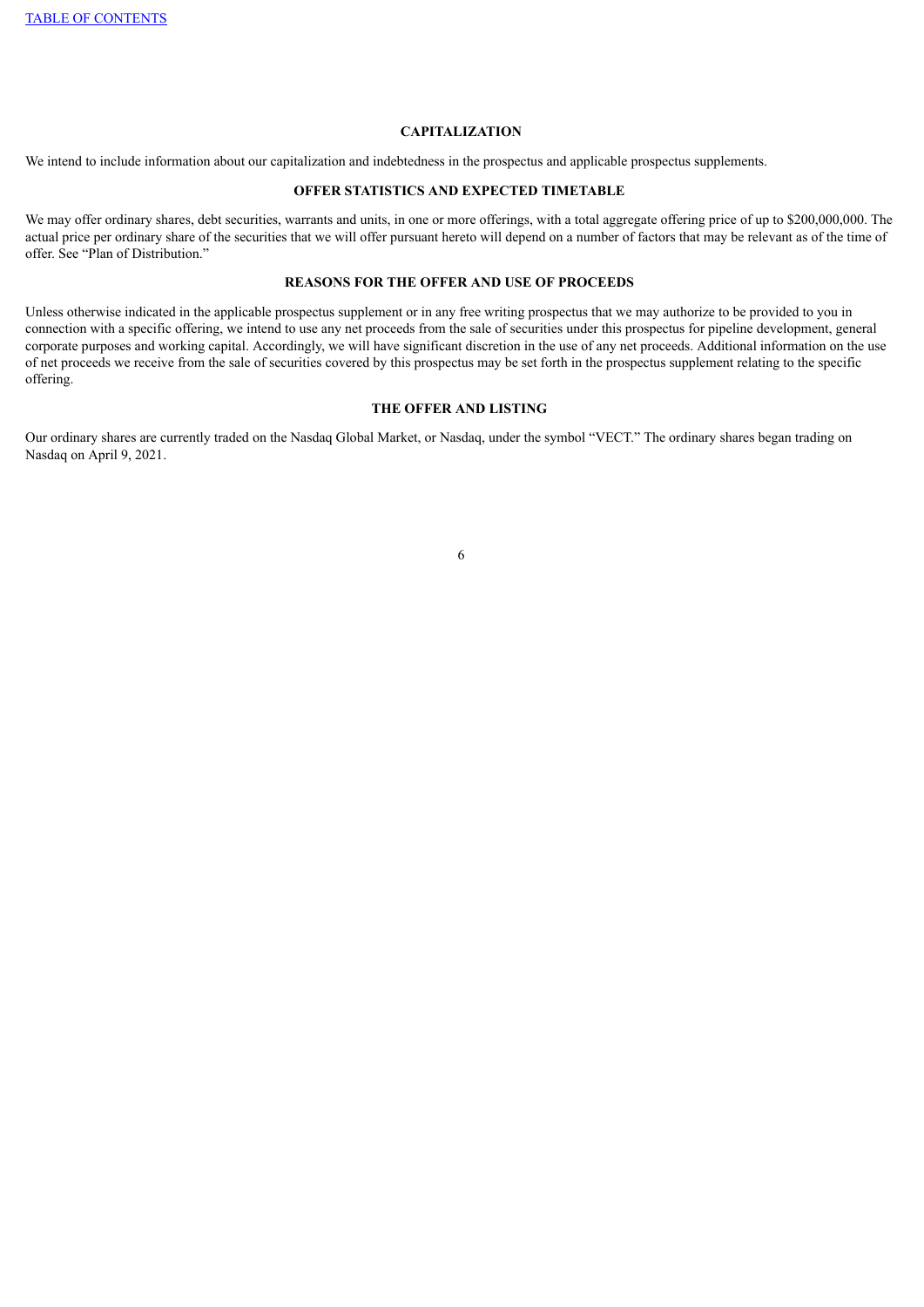## CAPITALIZATION

We intend to include information about our capitalization and indebtedness in the prospectus and applicable prospectus supplements.

## OFFER STATISTICS AND EXPECTED TIMETABLE

We may offer ordinary shares, debt securities, warrants and units, in one or more offerings, with a total aggregate offering price of up to $200,000,000. The actual price per ordinary share of the securities that we will offer pursuant hereto will depend on a number of factors that may be relevant as of the time of offer. See "Plan of Distribution."

## REASONS FOR THE OFFER AND USE OF PROCEEDS

Unless otherwise indicated in the applicable prospectus supplement or in any free writing prospectus that we may authorize to be provided to you in connection with a specific offering, we intend to use any net proceeds from the sale of securities under this prospectus for pipeline development, general corporate purposes and working capital. Accordingly, we will have significant discretion in the use of any net proceeds. Additional information on the use of net proceeds we receive from the sale of securities covered by this prospectus may be set forth in the prospectus supplement relating to the specific offering.

## THE OFFER AND LISTING

Our ordinary shares are currently traded on the Nasdaq Global Market, or Nasdaq, under the symbol "VECT." The ordinary shares began trading on Nasdaq on April 9, 2021.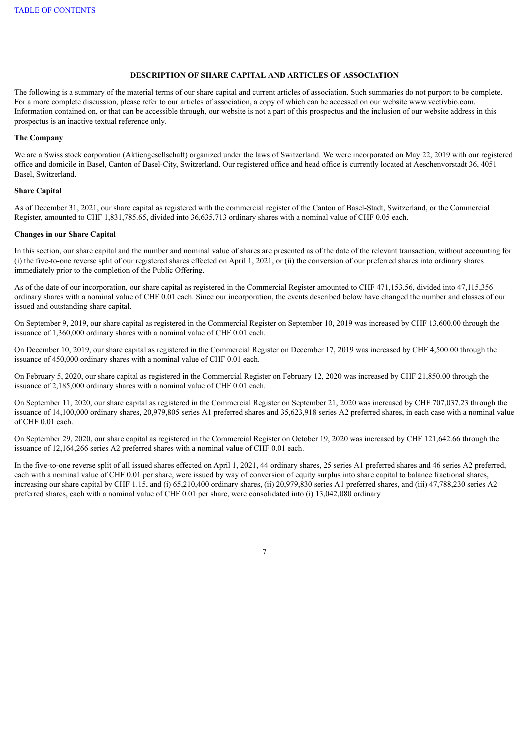## DESCRIPTION OF SHARE CAPITAL AND ARTICLES OF ASSOCIATION

The following is a summary of the material terms of our share capital and current articles of association. Such summaries do not purport to be complete. For a more complete discussion, please refer to our articles of association, a copy of which can be accessed on our website www.vectivbio.com. Information contained on, or that can be accessible through, our website is not a part of this prospectus and the inclusion of our website address in this prospectus is an inactive textual reference only.

### The Company

We are a Swiss stock corporation (Aktiengesellschaft) organized under the laws of Switzerland. We were incorporated on May 22, 2019 with our registered office and domicile in Basel, Canton of Basel-City, Switzerland. Our registered office and head office is currently located at Aeschenvorstadt 36, 4051 Basel, Switzerland.

### Share Capital

As of December 31, 2021, our share capital as registered with the commercial register of the Canton of Basel-Stadt, Switzerland, or the Commercial Register, amounted to CHF 1,831,785.65, divided into 36,635,713 ordinary shares with a nominal value of CHF 0.05 each.

### Changes in our Share Capital

In this section, our share capital and the number and nominal value of shares are presented as of the date of the relevant transaction, without accounting for (i) the five-to-one reverse split of our registered shares effected on April 1, 2021, or (ii) the conversion of our preferred shares into ordinary shares immediately prior to the completion of the Public Offering.

As of the date of our incorporation, our share capital as registered in the Commercial Register amounted to CHF 471,153.56, divided into 47,115,356 ordinary shares with a nominal value of CHF 0.01 each. Since our incorporation, the events described below have changed the number and classes of our issued and outstanding share capital.

On September 9, 2019, our share capital as registered in the Commercial Register on September 10, 2019 was increased by CHF 13,600.00 through the issuance of 1,360,000 ordinary shares with a nominal value of CHF 0.01 each.

On December 10, 2019, our share capital as registered in the Commercial Register on December 17, 2019 was increased by CHF 4,500.00 through the issuance of 450,000 ordinary shares with a nominal value of CHF 0.01 each.

On February 5, 2020, our share capital as registered in the Commercial Register on February 12, 2020 was increased by CHF 21,850.00 through the issuance of 2,185,000 ordinary shares with a nominal value of CHF 0.01 each.

On September 11, 2020, our share capital as registered in the Commercial Register on September 21, 2020 was increased by CHF 707,037.23 through the issuance of 14,100,000 ordinary shares, 20,979,805 series A1 preferred shares and 35,623,918 series A2 preferred shares, in each case with a nominal value of CHF 0.01 each.

On September 29, 2020, our share capital as registered in the Commercial Register on October 19, 2020 was increased by CHF 121,642.66 through the issuance of 12,164,266 series A2 preferred shares with a nominal value of CHF 0.01 each.

In the five-to-one reverse split of all issued shares effected on April 1, 2021, 44 ordinary shares, 25 series A1 preferred shares and 46 series A2 preferred, each with a nominal value of CHF 0.01 per share, were issued by way of conversion of equity surplus into share capital to balance fractional shares, increasing our share capital by CHF 1.15, and (i) 65,210,400 ordinary shares, (ii) 20,979,830 series A1 preferred shares, and (iii) 47,788,230 series A2 preferred shares, each with a nominal value of CHF 0.01 per share, were consolidated into (i) 13,042,080 ordinary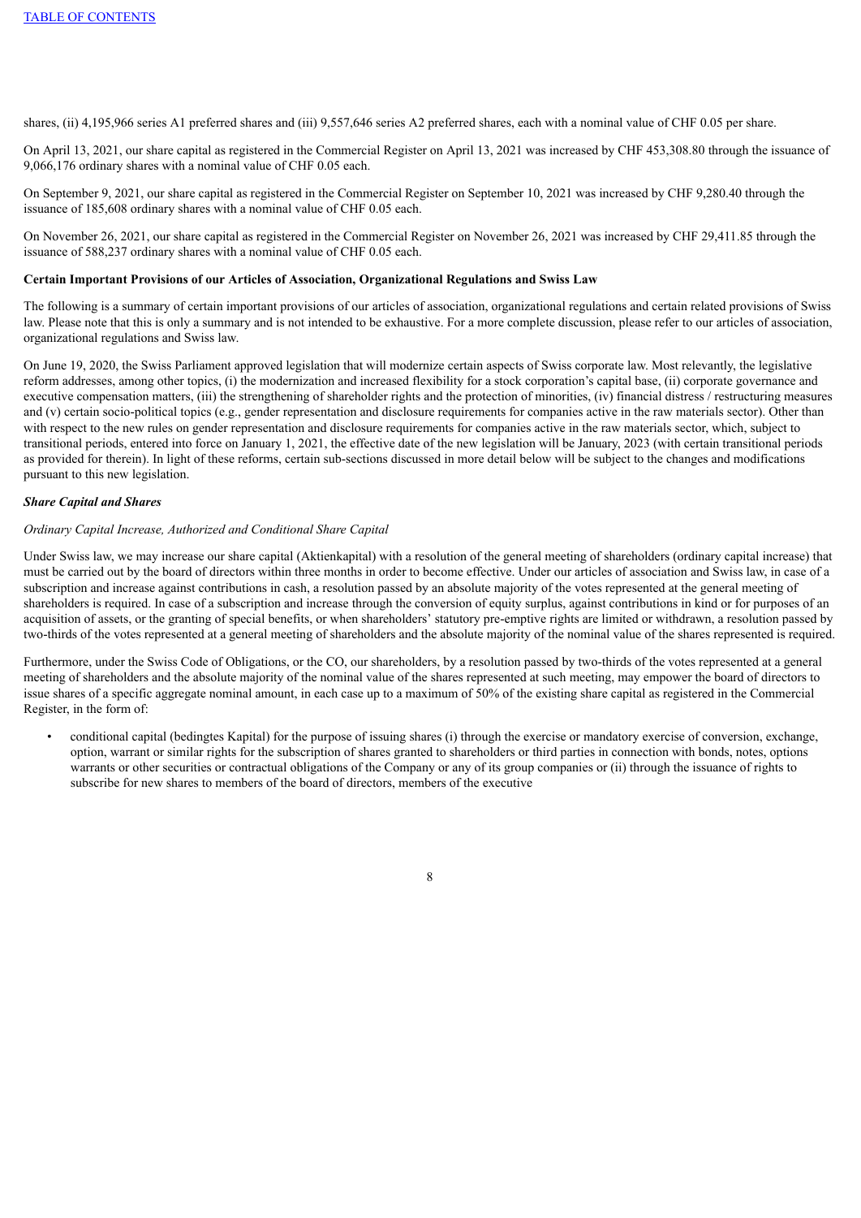shares, (ii) 4,195,966 series A1 preferred shares and (iii) 9,557,646 series A2 preferred shares, each with a nominal value of CHF 0.05 per share.

On April 13, 2021, our share capital as registered in the Commercial Register on April 13, 2021 was increased by CHF 453,308.80 through the issuance of 9,066,176 ordinary shares with a nominal value of CHF 0.05 each.

On September 9, 2021, our share capital as registered in the Commercial Register on September 10, 2021 was increased by CHF 9,280.40 through the issuance of 185,608 ordinary shares with a nominal value of CHF 0.05 each.

On November 26, 2021, our share capital as registered in the Commercial Register on November 26, 2021 was increased by CHF 29,411.85 through the issuance of 588,237 ordinary shares with a nominal value of CHF 0.05 each.

**Certain Important Provisions of our Articles of Association, Organizational Regulations and Swiss Law**

The following is a summary of certain important provisions of our articles of association, organizational regulations and certain related provisions of Swiss law. Please note that this is only a summary and is not intended to be exhaustive. For a more complete discussion, please refer to our articles of association, organizational regulations and Swiss law.

On June 19, 2020, the Swiss Parliament approved legislation that will modernize certain aspects of Swiss corporate law. Most relevantly, the legislative reform addresses, among other topics, (i) the modernization and increased flexibility for a stock corporation's capital base, (ii) corporate governance and executive compensation matters, (iii) the strengthening of shareholder rights and the protection of minorities, (iv) financial distress / restructuring measures and (v) certain socio-political topics (e.g., gender representation and disclosure requirements for companies active in the raw materials sector). Other than with respect to the new rules on gender representation and disclosure requirements for companies active in the raw materials sector, which, subject to transitional periods, entered into force on January 1, 2021, the effective date of the new legislation will be January, 2023 (with certain transitional periods as provided for therein). In light of these reforms, certain sub-sections discussed in more detail below will be subject to the changes and modifications pursuant to this new legislation.

***Share Capital and Shares***

*Ordinary Capital Increase, Authorized and Conditional Share Capital*

Under Swiss law, we may increase our share capital (Aktienkapital) with a resolution of the general meeting of shareholders (ordinary capital increase) that must be carried out by the board of directors within three months in order to become effective. Under our articles of association and Swiss law, in case of a subscription and increase against contributions in cash, a resolution passed by an absolute majority of the votes represented at the general meeting of shareholders is required. In case of a subscription and increase through the conversion of equity surplus, against contributions in kind or for purposes of an acquisition of assets, or the granting of special benefits, or when shareholders' statutory pre-emptive rights are limited or withdrawn, a resolution passed by two-thirds of the votes represented at a general meeting of shareholders and the absolute majority of the nominal value of the shares represented is required.

Furthermore, under the Swiss Code of Obligations, or the CO, our shareholders, by a resolution passed by two-thirds of the votes represented at a general meeting of shareholders and the absolute majority of the nominal value of the shares represented at such meeting, may empower the board of directors to issue shares of a specific aggregate nominal amount, in each case up to a maximum of 50% of the existing share capital as registered in the Commercial Register, in the form of:

- conditional capital (bedingtes Kapital) for the purpose of issuing shares (i) through the exercise or mandatory exercise of conversion, exchange, option, warrant or similar rights for the subscription of shares granted to shareholders or third parties in connection with bonds, notes, options warrants or other securities or contractual obligations of the Company or any of its group companies or (ii) through the issuance of rights to subscribe for new shares to members of the board of directors, members of the executive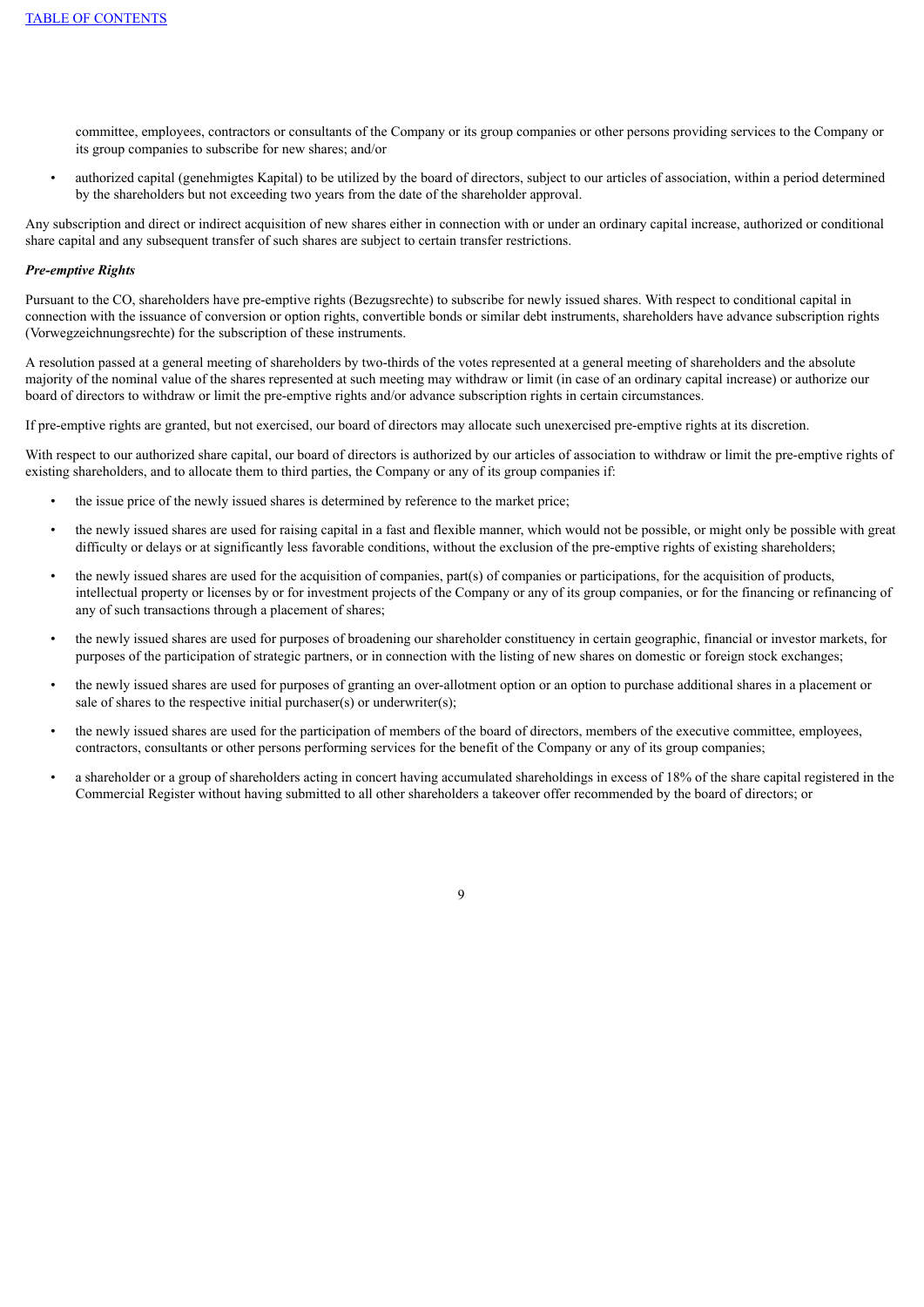committee, employees, contractors or consultants of the Company or its group companies or other persons providing services to the Company or its group companies to subscribe for new shares; and/or

- authorized capital (genehmigtes Kapital) to be utilized by the board of directors, subject to our articles of association, within a period determined by the shareholders but not exceeding two years from the date of the shareholder approval.

Any subscription and direct or indirect acquisition of new shares either in connection with or under an ordinary capital increase, authorized or conditional share capital and any subsequent transfer of such shares are subject to certain transfer restrictions.

***Pre-emptive Rights***

Pursuant to the CO, shareholders have pre-emptive rights (Bezugsrechte) to subscribe for newly issued shares. With respect to conditional capital in connection with the issuance of conversion or option rights, convertible bonds or similar debt instruments, shareholders have advance subscription rights (Vorwegzeichnungsrechte) for the subscription of these instruments.

A resolution passed at a general meeting of shareholders by two-thirds of the votes represented at a general meeting of shareholders and the absolute majority of the nominal value of the shares represented at such meeting may withdraw or limit (in case of an ordinary capital increase) or authorize our board of directors to withdraw or limit the pre-emptive rights and/or advance subscription rights in certain circumstances.

If pre-emptive rights are granted, but not exercised, our board of directors may allocate such unexercised pre-emptive rights at its discretion.

With respect to our authorized share capital, our board of directors is authorized by our articles of association to withdraw or limit the pre-emptive rights of existing shareholders, and to allocate them to third parties, the Company or any of its group companies if:

- the issue price of the newly issued shares is determined by reference to the market price;
- the newly issued shares are used for raising capital in a fast and flexible manner, which would not be possible, or might only be possible with great difficulty or delays or at significantly less favorable conditions, without the exclusion of the pre-emptive rights of existing shareholders;
- the newly issued shares are used for the acquisition of companies, part(s) of companies or participations, for the acquisition of products, intellectual property or licenses by or for investment projects of the Company or any of its group companies, or for the financing or refinancing of any of such transactions through a placement of shares;
- the newly issued shares are used for purposes of broadening our shareholder constituency in certain geographic, financial or investor markets, for purposes of the participation of strategic partners, or in connection with the listing of new shares on domestic or foreign stock exchanges;
- the newly issued shares are used for purposes of granting an over-allotment option or an option to purchase additional shares in a placement or sale of shares to the respective initial purchaser(s) or underwriter(s);
- the newly issued shares are used for the participation of members of the board of directors, members of the executive committee, employees, contractors, consultants or other persons performing services for the benefit of the Company or any of its group companies;
- a shareholder or a group of shareholders acting in concert having accumulated shareholdings in excess of 18% of the share capital registered in the Commercial Register without having submitted to all other shareholders a takeover offer recommended by the board of directors; or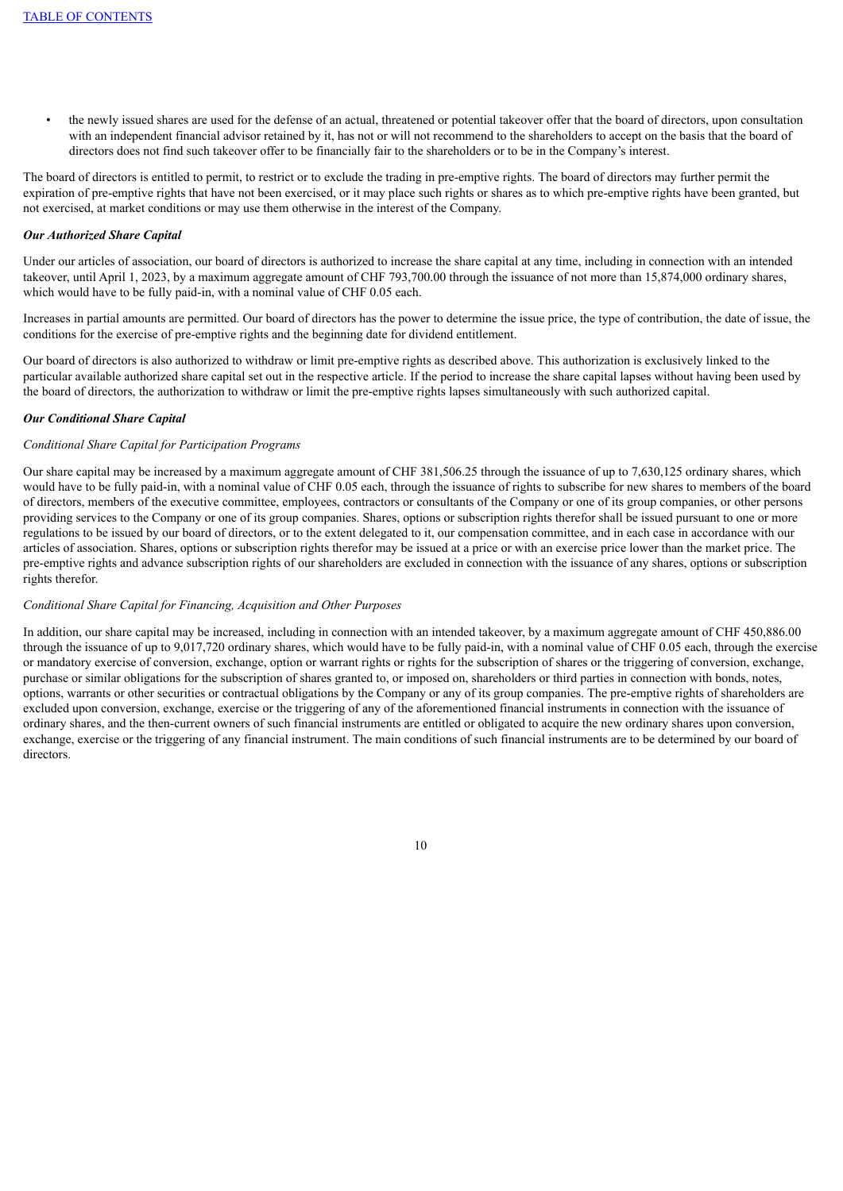- the newly issued shares are used for the defense of an actual, threatened or potential takeover offer that the board of directors, upon consultation with an independent financial advisor retained by it, has not or will not recommend to the shareholders to accept on the basis that the board of directors does not find such takeover offer to be financially fair to the shareholders or to be in the Company's interest.

The board of directors is entitled to permit, to restrict or to exclude the trading in pre-emptive rights. The board of directors may further permit the expiration of pre-emptive rights that have not been exercised, or it may place such rights or shares as to which pre-emptive rights have been granted, but not exercised, at market conditions or may use them otherwise in the interest of the Company.

***Our Authorized Share Capital***

Under our articles of association, our board of directors is authorized to increase the share capital at any time, including in connection with an intended takeover, until April 1, 2023, by a maximum aggregate amount of CHF 793,700.00 through the issuance of not more than 15,874,000 ordinary shares, which would have to be fully paid-in, with a nominal value of CHF 0.05 each.

Increases in partial amounts are permitted. Our board of directors has the power to determine the issue price, the type of contribution, the date of issue, the conditions for the exercise of pre-emptive rights and the beginning date for dividend entitlement.

Our board of directors is also authorized to withdraw or limit pre-emptive rights as described above. This authorization is exclusively linked to the particular available authorized share capital set out in the respective article. If the period to increase the share capital lapses without having been used by the board of directors, the authorization to withdraw or limit the pre-emptive rights lapses simultaneously with such authorized capital.

***Our Conditional Share Capital***

*Conditional Share Capital for Participation Programs*

Our share capital may be increased by a maximum aggregate amount of CHF 381,506.25 through the issuance of up to 7,630,125 ordinary shares, which would have to be fully paid-in, with a nominal value of CHF 0.05 each, through the issuance of rights to subscribe for new shares to members of the board of directors, members of the executive committee, employees, contractors or consultants of the Company or one of its group companies, or other persons providing services to the Company or one of its group companies. Shares, options or subscription rights therefor shall be issued pursuant to one or more regulations to be issued by our board of directors, or to the extent delegated to it, our compensation committee, and in each case in accordance with our articles of association. Shares, options or subscription rights therefor may be issued at a price or with an exercise price lower than the market price. The pre-emptive rights and advance subscription rights of our shareholders are excluded in connection with the issuance of any shares, options or subscription rights therefor.

*Conditional Share Capital for Financing, Acquisition and Other Purposes*

In addition, our share capital may be increased, including in connection with an intended takeover, by a maximum aggregate amount of CHF 450,886.00 through the issuance of up to 9,017,720 ordinary shares, which would have to be fully paid-in, with a nominal value of CHF 0.05 each, through the exercise or mandatory exercise of conversion, exchange, option or warrant rights or rights for the subscription of shares or the triggering of conversion, exchange, purchase or similar obligations for the subscription of shares granted to, or imposed on, shareholders or third parties in connection with bonds, notes, options, warrants or other securities or contractual obligations by the Company or any of its group companies. The pre-emptive rights of shareholders are excluded upon conversion, exchange, exercise or the triggering of any of the aforementioned financial instruments in connection with the issuance of ordinary shares, and the then-current owners of such financial instruments are entitled or obligated to acquire the new ordinary shares upon conversion, exchange, exercise or the triggering of any financial instrument. The main conditions of such financial instruments are to be determined by our board of directors.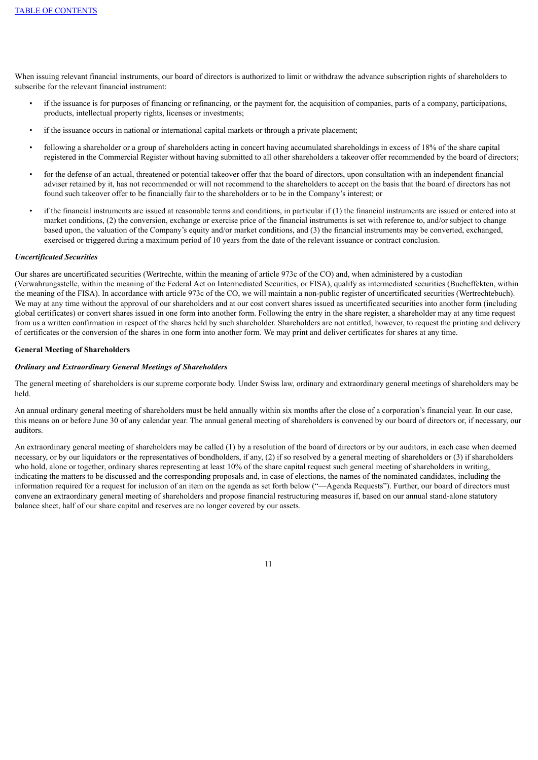When issuing relevant financial instruments, our board of directors is authorized to limit or withdraw the advance subscription rights of shareholders to subscribe for the relevant financial instrument:

- if the issuance is for purposes of financing or refinancing, or the payment for, the acquisition of companies, parts of a company, participations, products, intellectual property rights, licenses or investments;
- if the issuance occurs in national or international capital markets or through a private placement;
- following a shareholder or a group of shareholders acting in concert having accumulated shareholdings in excess of 18% of the share capital registered in the Commercial Register without having submitted to all other shareholders a takeover offer recommended by the board of directors;
- for the defense of an actual, threatened or potential takeover offer that the board of directors, upon consultation with an independent financial adviser retained by it, has not recommended or will not recommend to the shareholders to accept on the basis that the board of directors has not found such takeover offer to be financially fair to the shareholders or to be in the Company's interest; or
- if the financial instruments are issued at reasonable terms and conditions, in particular if (1) the financial instruments are issued or entered into at market conditions, (2) the conversion, exchange or exercise price of the financial instruments is set with reference to, and/or subject to change based upon, the valuation of the Company's equity and/or market conditions, and (3) the financial instruments may be converted, exchanged, exercised or triggered during a maximum period of 10 years from the date of the relevant issuance or contract conclusion.

***Uncertificated Securities***

Our shares are uncertificated securities (Wertrechte, within the meaning of article 973c of the CO) and, when administered by a custodian (Verwahrungsstelle, within the meaning of the Federal Act on Intermediated Securities, or FISA), qualify as intermediated securities (Bucheffekten, within the meaning of the FISA). In accordance with article 973c of the CO, we will maintain a non-public register of uncertificated securities (Wertrechtebuch). We may at any time without the approval of our shareholders and at our cost convert shares issued as uncertificated securities into another form (including global certificates) or convert shares issued in one form into another form. Following the entry in the share register, a shareholder may at any time request from us a written confirmation in respect of the shares held by such shareholder. Shareholders are not entitled, however, to request the printing and delivery of certificates or the conversion of the shares in one form into another form. We may print and deliver certificates for shares at any time.

**General Meeting of Shareholders**

***Ordinary and Extraordinary General Meetings of Shareholders***

The general meeting of shareholders is our supreme corporate body. Under Swiss law, ordinary and extraordinary general meetings of shareholders may be held.

An annual ordinary general meeting of shareholders must be held annually within six months after the close of a corporation's financial year. In our case, this means on or before June 30 of any calendar year. The annual general meeting of shareholders is convened by our board of directors or, if necessary, our auditors.

An extraordinary general meeting of shareholders may be called (1) by a resolution of the board of directors or by our auditors, in each case when deemed necessary, or by our liquidators or the representatives of bondholders, if any, (2) if so resolved by a general meeting of shareholders or (3) if shareholders who hold, alone or together, ordinary shares representing at least 10% of the share capital request such general meeting of shareholders in writing, indicating the matters to be discussed and the corresponding proposals and, in case of elections, the names of the nominated candidates, including the information required for a request for inclusion of an item on the agenda as set forth below ("—Agenda Requests"). Further, our board of directors must convene an extraordinary general meeting of shareholders and propose financial restructuring measures if, based on our annual stand-alone statutory balance sheet, half of our share capital and reserves are no longer covered by our assets.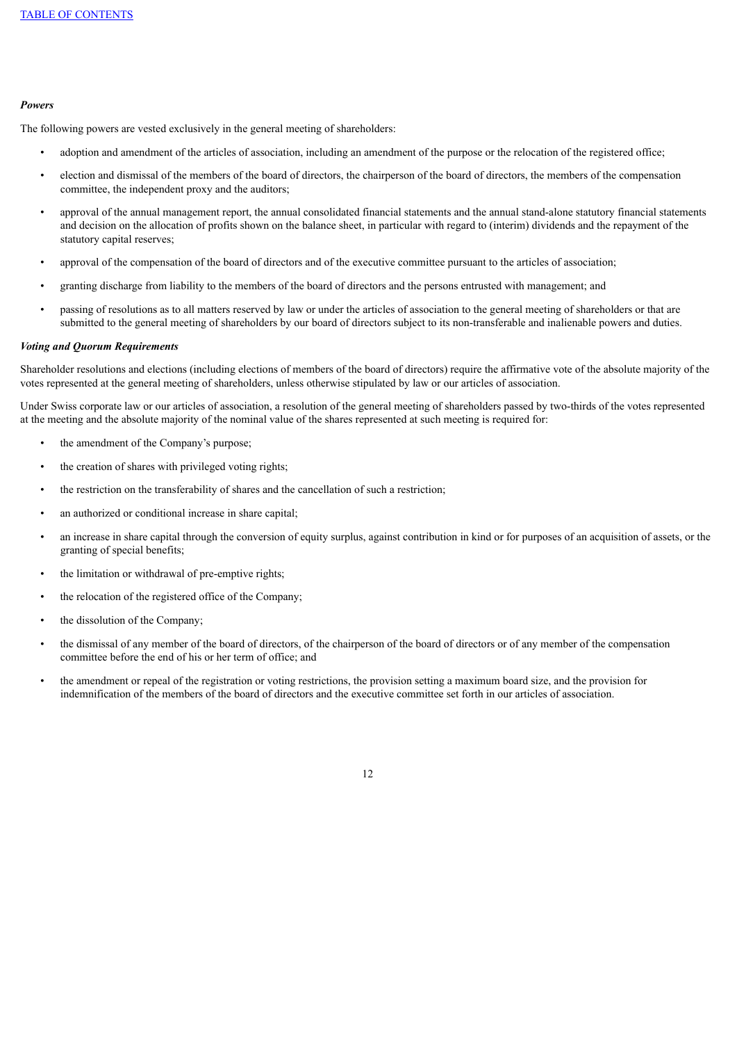***Powers***

The following powers are vested exclusively in the general meeting of shareholders:

- adoption and amendment of the articles of association, including an amendment of the purpose or the relocation of the registered office;
- election and dismissal of the members of the board of directors, the chairperson of the board of directors, the members of the compensation committee, the independent proxy and the auditors;
- approval of the annual management report, the annual consolidated financial statements and the annual stand-alone statutory financial statements and decision on the allocation of profits shown on the balance sheet, in particular with regard to (interim) dividends and the repayment of the statutory capital reserves;
- approval of the compensation of the board of directors and of the executive committee pursuant to the articles of association;
- granting discharge from liability to the members of the board of directors and the persons entrusted with management; and
- passing of resolutions as to all matters reserved by law or under the articles of association to the general meeting of shareholders or that are submitted to the general meeting of shareholders by our board of directors subject to its non-transferable and inalienable powers and duties.

***Voting and Quorum Requirements***

Shareholder resolutions and elections (including elections of members of the board of directors) require the affirmative vote of the absolute majority of the votes represented at the general meeting of shareholders, unless otherwise stipulated by law or our articles of association.

Under Swiss corporate law or our articles of association, a resolution of the general meeting of shareholders passed by two-thirds of the votes represented at the meeting and the absolute majority of the nominal value of the shares represented at such meeting is required for:

- the amendment of the Company's purpose;
- the creation of shares with privileged voting rights;
- the restriction on the transferability of shares and the cancellation of such a restriction;
- an authorized or conditional increase in share capital;
- an increase in share capital through the conversion of equity surplus, against contribution in kind or for purposes of an acquisition of assets, or the granting of special benefits;
- the limitation or withdrawal of pre-emptive rights;
- the relocation of the registered office of the Company;
- the dissolution of the Company;
- the dismissal of any member of the board of directors, of the chairperson of the board of directors or of any member of the compensation committee before the end of his or her term of office; and
- the amendment or repeal of the registration or voting restrictions, the provision setting a maximum board size, and the provision for indemnification of the members of the board of directors and the executive committee set forth in our articles of association.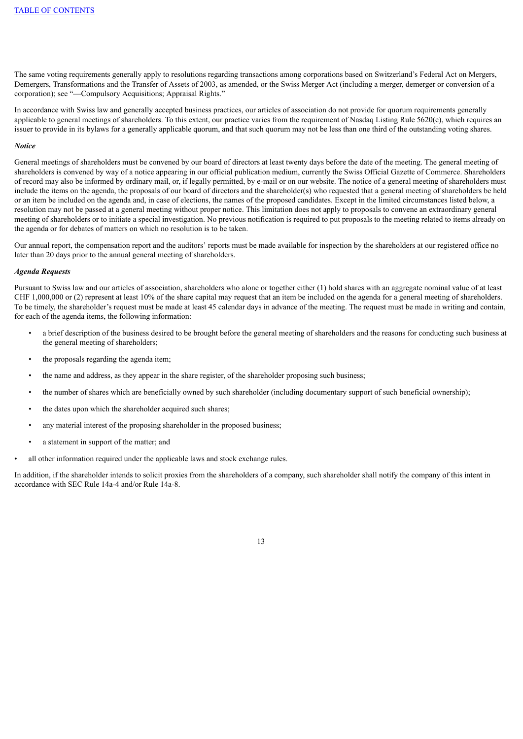The same voting requirements generally apply to resolutions regarding transactions among corporations based on Switzerland's Federal Act on Mergers, Demergers, Transformations and the Transfer of Assets of 2003, as amended, or the Swiss Merger Act (including a merger, demerger or conversion of a corporation); see "—Compulsory Acquisitions; Appraisal Rights."

In accordance with Swiss law and generally accepted business practices, our articles of association do not provide for quorum requirements generally applicable to general meetings of shareholders. To this extent, our practice varies from the requirement of Nasdaq Listing Rule 5620(c), which requires an issuer to provide in its bylaws for a generally applicable quorum, and that such quorum may not be less than one third of the outstanding voting shares.

***Notice***

General meetings of shareholders must be convened by our board of directors at least twenty days before the date of the meeting. The general meeting of shareholders is convened by way of a notice appearing in our official publication medium, currently the Swiss Official Gazette of Commerce. Shareholders of record may also be informed by ordinary mail, or, if legally permitted, by e-mail or on our website. The notice of a general meeting of shareholders must include the items on the agenda, the proposals of our board of directors and the shareholder(s) who requested that a general meeting of shareholders be held or an item be included on the agenda and, in case of elections, the names of the proposed candidates. Except in the limited circumstances listed below, a resolution may not be passed at a general meeting without proper notice. This limitation does not apply to proposals to convene an extraordinary general meeting of shareholders or to initiate a special investigation. No previous notification is required to put proposals to the meeting related to items already on the agenda or for debates of matters on which no resolution is to be taken.

Our annual report, the compensation report and the auditors' reports must be made available for inspection by the shareholders at our registered office no later than 20 days prior to the annual general meeting of shareholders.

***Agenda Requests***

Pursuant to Swiss law and our articles of association, shareholders who alone or together either (1) hold shares with an aggregate nominal value of at least CHF 1,000,000 or (2) represent at least 10% of the share capital may request that an item be included on the agenda for a general meeting of shareholders. To be timely, the shareholder's request must be made at least 45 calendar days in advance of the meeting. The request must be made in writing and contain, for each of the agenda items, the following information:

- a brief description of the business desired to be brought before the general meeting of shareholders and the reasons for conducting such business at the general meeting of shareholders;
- the proposals regarding the agenda item;
- the name and address, as they appear in the share register, of the shareholder proposing such business;
- the number of shares which are beneficially owned by such shareholder (including documentary support of such beneficial ownership);
- the dates upon which the shareholder acquired such shares;
- any material interest of the proposing shareholder in the proposed business;
- a statement in support of the matter; and
- all other information required under the applicable laws and stock exchange rules.

In addition, if the shareholder intends to solicit proxies from the shareholders of a company, such shareholder shall notify the company of this intent in accordance with SEC Rule 14a-4 and/or Rule 14a-8.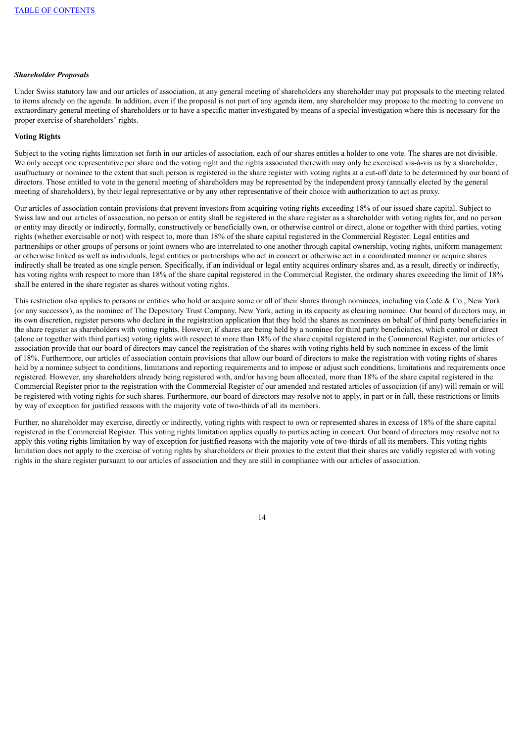#### *Shareholder Proposals*

Under Swiss statutory law and our articles of association, at any general meeting of shareholders any shareholder may put proposals to the meeting related to items already on the agenda. In addition, even if the proposal is not part of any agenda item, any shareholder may propose to the meeting to convene an extraordinary general meeting of shareholders or to have a specific matter investigated by means of a special investigation where this is necessary for the proper exercise of shareholders' rights.

#### **Voting Rights**

Subject to the voting rights limitation set forth in our articles of association, each of our shares entitles a holder to one vote. The shares are not divisible. We only accept one representative per share and the voting right and the rights associated therewith may only be exercised vis-à-vis us by a shareholder, usufructuary or nominee to the extent that such person is registered in the share register with voting rights at a cut-off date to be determined by our board of directors. Those entitled to vote in the general meeting of shareholders may be represented by the independent proxy (annually elected by the general meeting of shareholders), by their legal representative or by any other representative of their choice with authorization to act as proxy.

Our articles of association contain provisions that prevent investors from acquiring voting rights exceeding 18% of our issued share capital. Subject to Swiss law and our articles of association, no person or entity shall be registered in the share register as a shareholder with voting rights for, and no person or entity may directly or indirectly, formally, constructively or beneficially own, or otherwise control or direct, alone or together with third parties, voting rights (whether exercisable or not) with respect to, more than 18% of the share capital registered in the Commercial Register. Legal entities and partnerships or other groups of persons or joint owners who are interrelated to one another through capital ownership, voting rights, uniform management or otherwise linked as well as individuals, legal entities or partnerships who act in concert or otherwise act in a coordinated manner or acquire shares indirectly shall be treated as one single person. Specifically, if an individual or legal entity acquires ordinary shares and, as a result, directly or indirectly, has voting rights with respect to more than 18% of the share capital registered in the Commercial Register, the ordinary shares exceeding the limit of 18% shall be entered in the share register as shares without voting rights.

This restriction also applies to persons or entities who hold or acquire some or all of their shares through nominees, including via Cede & Co., New York (or any successor), as the nominee of The Depository Trust Company, New York, acting in its capacity as clearing nominee. Our board of directors may, in its own discretion, register persons who declare in the registration application that they hold the shares as nominees on behalf of third party beneficiaries in the share register as shareholders with voting rights. However, if shares are being held by a nominee for third party beneficiaries, which control or direct (alone or together with third parties) voting rights with respect to more than 18% of the share capital registered in the Commercial Register, our articles of association provide that our board of directors may cancel the registration of the shares with voting rights held by such nominee in excess of the limit of 18%. Furthermore, our articles of association contain provisions that allow our board of directors to make the registration with voting rights of shares held by a nominee subject to conditions, limitations and reporting requirements and to impose or adjust such conditions, limitations and requirements once registered. However, any shareholders already being registered with, and/or having been allocated, more than 18% of the share capital registered in the Commercial Register prior to the registration with the Commercial Register of our amended and restated articles of association (if any) will remain or will be registered with voting rights for such shares. Furthermore, our board of directors may resolve not to apply, in part or in full, these restrictions or limits by way of exception for justified reasons with the majority vote of two-thirds of all its members.

Further, no shareholder may exercise, directly or indirectly, voting rights with respect to own or represented shares in excess of 18% of the share capital registered in the Commercial Register. This voting rights limitation applies equally to parties acting in concert. Our board of directors may resolve not to apply this voting rights limitation by way of exception for justified reasons with the majority vote of two-thirds of all its members. This voting rights limitation does not apply to the exercise of voting rights by shareholders or their proxies to the extent that their shares are validly registered with voting rights in the share register pursuant to our articles of association and they are still in compliance with our articles of association.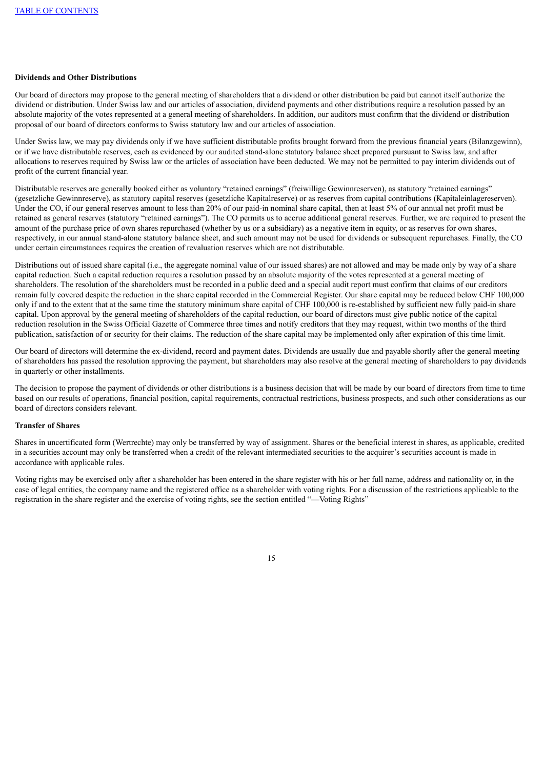**Dividends and Other Distributions**

Our board of directors may propose to the general meeting of shareholders that a dividend or other distribution be paid but cannot itself authorize the dividend or distribution. Under Swiss law and our articles of association, dividend payments and other distributions require a resolution passed by an absolute majority of the votes represented at a general meeting of shareholders. In addition, our auditors must confirm that the dividend or distribution proposal of our board of directors conforms to Swiss statutory law and our articles of association.

Under Swiss law, we may pay dividends only if we have sufficient distributable profits brought forward from the previous financial years (Bilanzgewinn), or if we have distributable reserves, each as evidenced by our audited stand-alone statutory balance sheet prepared pursuant to Swiss law, and after allocations to reserves required by Swiss law or the articles of association have been deducted. We may not be permitted to pay interim dividends out of profit of the current financial year.

Distributable reserves are generally booked either as voluntary "retained earnings" (freiwillige Gewinnreserven), as statutory "retained earnings" (gesetzliche Gewinnreserve), as statutory capital reserves (gesetzliche Kapitalreserve) or as reserves from capital contributions (Kapitaleinlagereserven). Under the CO, if our general reserves amount to less than 20% of our paid-in nominal share capital, then at least 5% of our annual net profit must be retained as general reserves (statutory "retained earnings"). The CO permits us to accrue additional general reserves. Further, we are required to present the amount of the purchase price of own shares repurchased (whether by us or a subsidiary) as a negative item in equity, or as reserves for own shares, respectively, in our annual stand-alone statutory balance sheet, and such amount may not be used for dividends or subsequent repurchases. Finally, the CO under certain circumstances requires the creation of revaluation reserves which are not distributable.

Distributions out of issued share capital (i.e., the aggregate nominal value of our issued shares) are not allowed and may be made only by way of a share capital reduction. Such a capital reduction requires a resolution passed by an absolute majority of the votes represented at a general meeting of shareholders. The resolution of the shareholders must be recorded in a public deed and a special audit report must confirm that claims of our creditors remain fully covered despite the reduction in the share capital recorded in the Commercial Register. Our share capital may be reduced below CHF 100,000 only if and to the extent that at the same time the statutory minimum share capital of CHF 100,000 is re-established by sufficient new fully paid-in share capital. Upon approval by the general meeting of shareholders of the capital reduction, our board of directors must give public notice of the capital reduction resolution in the Swiss Official Gazette of Commerce three times and notify creditors that they may request, within two months of the third publication, satisfaction of or security for their claims. The reduction of the share capital may be implemented only after expiration of this time limit.

Our board of directors will determine the ex-dividend, record and payment dates. Dividends are usually due and payable shortly after the general meeting of shareholders has passed the resolution approving the payment, but shareholders may also resolve at the general meeting of shareholders to pay dividends in quarterly or other installments.

The decision to propose the payment of dividends or other distributions is a business decision that will be made by our board of directors from time to time based on our results of operations, financial position, capital requirements, contractual restrictions, business prospects, and such other considerations as our board of directors considers relevant.

**Transfer of Shares**

Shares in uncertificated form (Wertrechte) may only be transferred by way of assignment. Shares or the beneficial interest in shares, as applicable, credited in a securities account may only be transferred when a credit of the relevant intermediated securities to the acquirer's securities account is made in accordance with applicable rules.

Voting rights may be exercised only after a shareholder has been entered in the share register with his or her full name, address and nationality or, in the case of legal entities, the company name and the registered office as a shareholder with voting rights. For a discussion of the restrictions applicable to the registration in the share register and the exercise of voting rights, see the section entitled "—Voting Rights"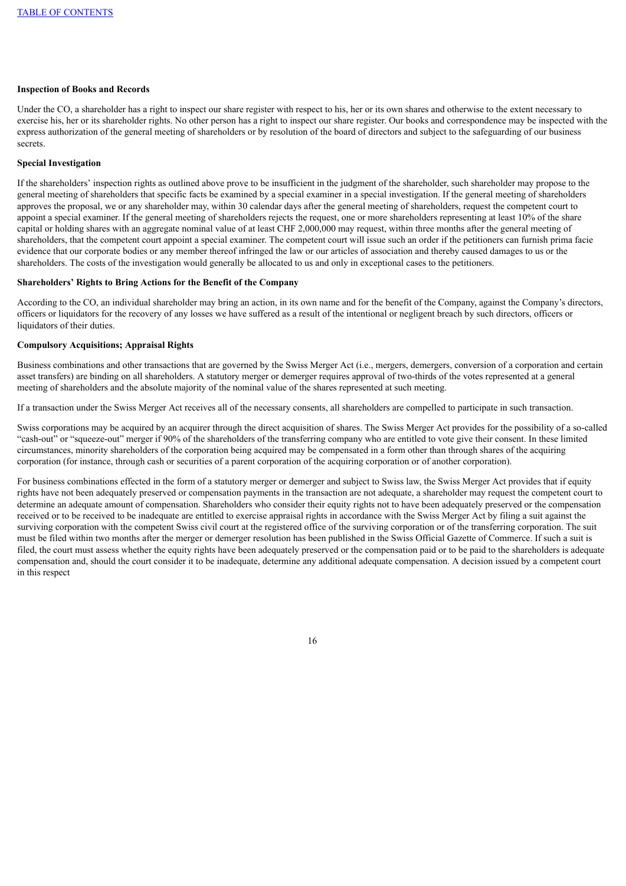**Inspection of Books and Records**

Under the CO, a shareholder has a right to inspect our share register with respect to his, her or its own shares and otherwise to the extent necessary to exercise his, her or its shareholder rights. No other person has a right to inspect our share register. Our books and correspondence may be inspected with the express authorization of the general meeting of shareholders or by resolution of the board of directors and subject to the safeguarding of our business secrets.

**Special Investigation**

If the shareholders' inspection rights as outlined above prove to be insufficient in the judgment of the shareholder, such shareholder may propose to the general meeting of shareholders that specific facts be examined by a special examiner in a special investigation. If the general meeting of shareholders approves the proposal, we or any shareholder may, within 30 calendar days after the general meeting of shareholders, request the competent court to appoint a special examiner. If the general meeting of shareholders rejects the request, one or more shareholders representing at least 10% of the share capital or holding shares with an aggregate nominal value of at least CHF 2,000,000 may request, within three months after the general meeting of shareholders, that the competent court appoint a special examiner. The competent court will issue such an order if the petitioners can furnish prima facie evidence that our corporate bodies or any member thereof infringed the law or our articles of association and thereby caused damages to us or the shareholders. The costs of the investigation would generally be allocated to us and only in exceptional cases to the petitioners.

**Shareholders' Rights to Bring Actions for the Benefit of the Company**

According to the CO, an individual shareholder may bring an action, in its own name and for the benefit of the Company, against the Company's directors, officers or liquidators for the recovery of any losses we have suffered as a result of the intentional or negligent breach by such directors, officers or liquidators of their duties.

**Compulsory Acquisitions; Appraisal Rights**

Business combinations and other transactions that are governed by the Swiss Merger Act (i.e., mergers, demergers, conversion of a corporation and certain asset transfers) are binding on all shareholders. A statutory merger or demerger requires approval of two-thirds of the votes represented at a general meeting of shareholders and the absolute majority of the nominal value of the shares represented at such meeting.

If a transaction under the Swiss Merger Act receives all of the necessary consents, all shareholders are compelled to participate in such transaction.

Swiss corporations may be acquired by an acquirer through the direct acquisition of shares. The Swiss Merger Act provides for the possibility of a so-called "cash-out" or "squeeze-out" merger if 90% of the shareholders of the transferring company who are entitled to vote give their consent. In these limited circumstances, minority shareholders of the corporation being acquired may be compensated in a form other than through shares of the acquiring corporation (for instance, through cash or securities of a parent corporation of the acquiring corporation or of another corporation).

For business combinations effected in the form of a statutory merger or demerger and subject to Swiss law, the Swiss Merger Act provides that if equity rights have not been adequately preserved or compensation payments in the transaction are not adequate, a shareholder may request the competent court to determine an adequate amount of compensation. Shareholders who consider their equity rights not to have been adequately preserved or the compensation received or to be received to be inadequate are entitled to exercise appraisal rights in accordance with the Swiss Merger Act by filing a suit against the surviving corporation with the competent Swiss civil court at the registered office of the surviving corporation or of the transferring corporation. The suit must be filed within two months after the merger or demerger resolution has been published in the Swiss Official Gazette of Commerce. If such a suit is filed, the court must assess whether the equity rights have been adequately preserved or the compensation paid or to be paid to the shareholders is adequate compensation and, should the court consider it to be inadequate, determine any additional adequate compensation. A decision issued by a competent court in this respect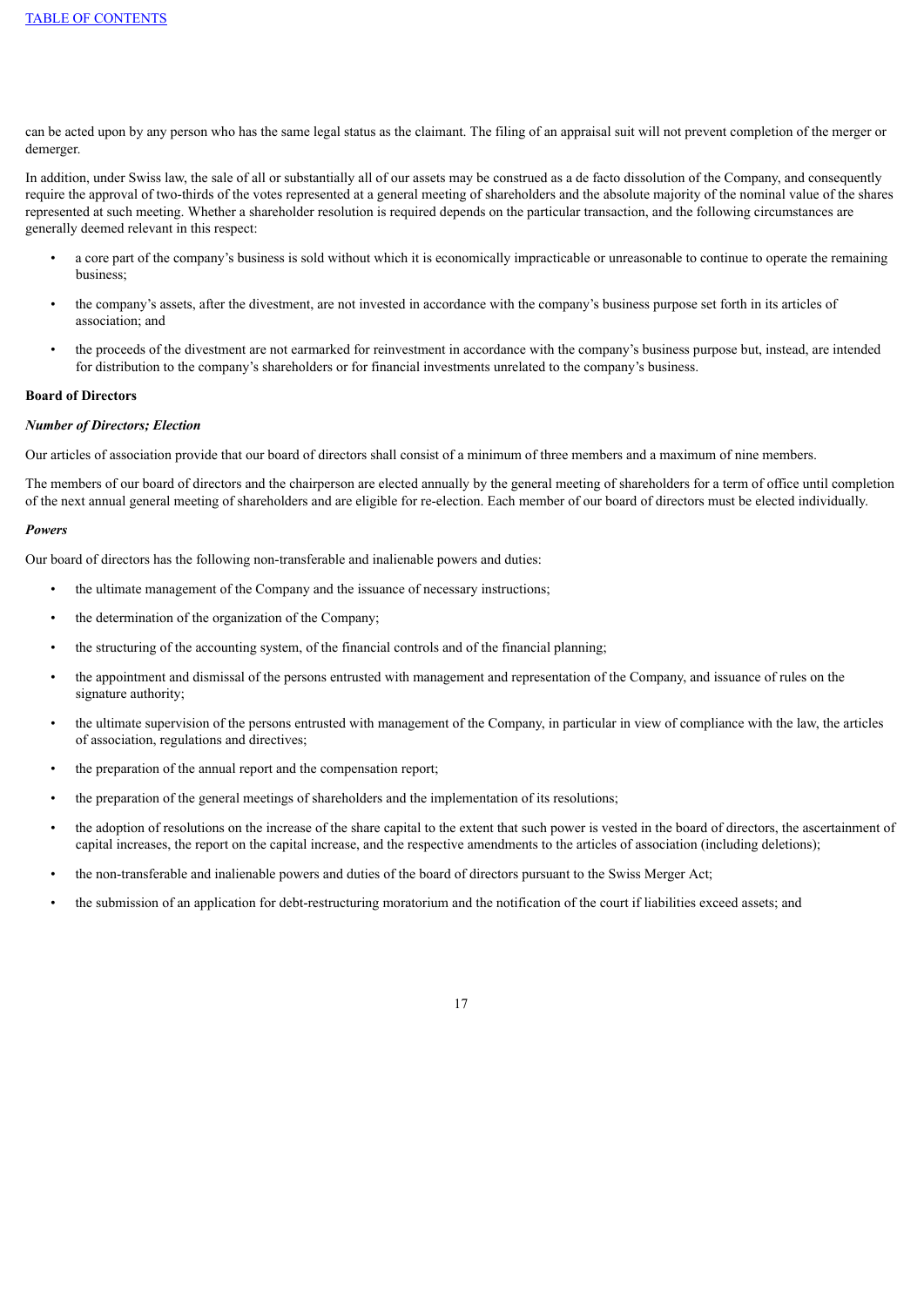can be acted upon by any person who has the same legal status as the claimant. The filing of an appraisal suit will not prevent completion of the merger or demerger.

In addition, under Swiss law, the sale of all or substantially all of our assets may be construed as a de facto dissolution of the Company, and consequently require the approval of two-thirds of the votes represented at a general meeting of shareholders and the absolute majority of the nominal value of the shares represented at such meeting. Whether a shareholder resolution is required depends on the particular transaction, and the following circumstances are generally deemed relevant in this respect:

- a core part of the company's business is sold without which it is economically impracticable or unreasonable to continue to operate the remaining business;
- the company's assets, after the divestment, are not invested in accordance with the company's business purpose set forth in its articles of association; and
- the proceeds of the divestment are not earmarked for reinvestment in accordance with the company's business purpose but, instead, are intended for distribution to the company's shareholders or for financial investments unrelated to the company's business.

**Board of Directors**

***Number of Directors; Election***

Our articles of association provide that our board of directors shall consist of a minimum of three members and a maximum of nine members.

The members of our board of directors and the chairperson are elected annually by the general meeting of shareholders for a term of office until completion of the next annual general meeting of shareholders and are eligible for re-election. Each member of our board of directors must be elected individually.

***Powers***

Our board of directors has the following non-transferable and inalienable powers and duties:

- the ultimate management of the Company and the issuance of necessary instructions;
- the determination of the organization of the Company;
- the structuring of the accounting system, of the financial controls and of the financial planning;
- the appointment and dismissal of the persons entrusted with management and representation of the Company, and issuance of rules on the signature authority;
- the ultimate supervision of the persons entrusted with management of the Company, in particular in view of compliance with the law, the articles of association, regulations and directives;
- the preparation of the annual report and the compensation report;
- the preparation of the general meetings of shareholders and the implementation of its resolutions;
- the adoption of resolutions on the increase of the share capital to the extent that such power is vested in the board of directors, the ascertainment of capital increases, the report on the capital increase, and the respective amendments to the articles of association (including deletions);
- the non-transferable and inalienable powers and duties of the board of directors pursuant to the Swiss Merger Act;
- the submission of an application for debt-restructuring moratorium and the notification of the court if liabilities exceed assets; and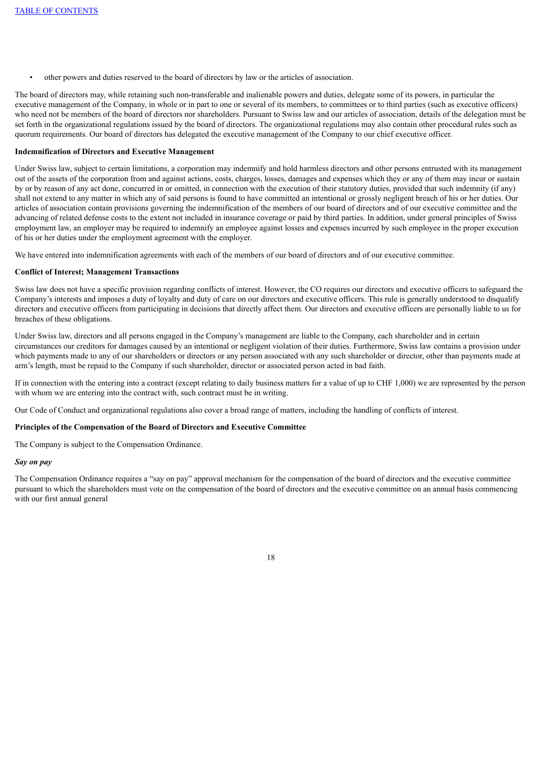- other powers and duties reserved to the board of directors by law or the articles of association.

The board of directors may, while retaining such non-transferable and inalienable powers and duties, delegate some of its powers, in particular the executive management of the Company, in whole or in part to one or several of its members, to committees or to third parties (such as executive officers) who need not be members of the board of directors nor shareholders. Pursuant to Swiss law and our articles of association, details of the delegation must be set forth in the organizational regulations issued by the board of directors. The organizational regulations may also contain other procedural rules such as quorum requirements. Our board of directors has delegated the executive management of the Company to our chief executive officer.

**Indemnification of Directors and Executive Management**

Under Swiss law, subject to certain limitations, a corporation may indemnify and hold harmless directors and other persons entrusted with its management out of the assets of the corporation from and against actions, costs, charges, losses, damages and expenses which they or any of them may incur or sustain by or by reason of any act done, concurred in or omitted, in connection with the execution of their statutory duties, provided that such indemnity (if any) shall not extend to any matter in which any of said persons is found to have committed an intentional or grossly negligent breach of his or her duties. Our articles of association contain provisions governing the indemnification of the members of our board of directors and of our executive committee and the advancing of related defense costs to the extent not included in insurance coverage or paid by third parties. In addition, under general principles of Swiss employment law, an employer may be required to indemnify an employee against losses and expenses incurred by such employee in the proper execution of his or her duties under the employment agreement with the employer.

We have entered into indemnification agreements with each of the members of our board of directors and of our executive committee.

**Conflict of Interest; Management Transactions**

Swiss law does not have a specific provision regarding conflicts of interest. However, the CO requires our directors and executive officers to safeguard the Company's interests and imposes a duty of loyalty and duty of care on our directors and executive officers. This rule is generally understood to disqualify directors and executive officers from participating in decisions that directly affect them. Our directors and executive officers are personally liable to us for breaches of these obligations.

Under Swiss law, directors and all persons engaged in the Company's management are liable to the Company, each shareholder and in certain circumstances our creditors for damages caused by an intentional or negligent violation of their duties. Furthermore, Swiss law contains a provision under which payments made to any of our shareholders or directors or any person associated with any such shareholder or director, other than payments made at arm's length, must be repaid to the Company if such shareholder, director or associated person acted in bad faith.

If in connection with the entering into a contract (except relating to daily business matters for a value of up to CHF 1,000) we are represented by the person with whom we are entering into the contract with, such contract must be in writing.

Our Code of Conduct and organizational regulations also cover a broad range of matters, including the handling of conflicts of interest.

**Principles of the Compensation of the Board of Directors and Executive Committee**

The Company is subject to the Compensation Ordinance.

***Say on pay***

The Compensation Ordinance requires a "say on pay" approval mechanism for the compensation of the board of directors and the executive committee pursuant to which the shareholders must vote on the compensation of the board of directors and the executive committee on an annual basis commencing with our first annual general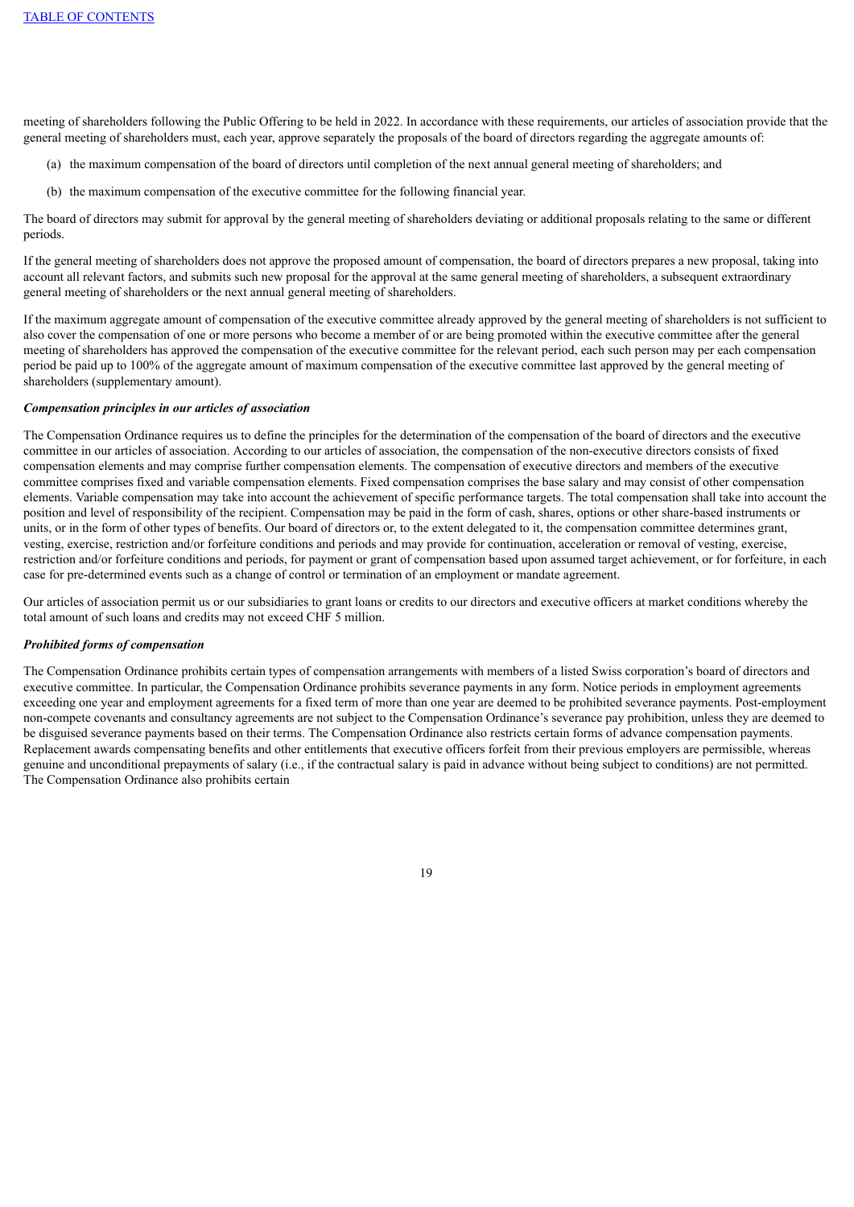meeting of shareholders following the Public Offering to be held in 2022. In accordance with these requirements, our articles of association provide that the general meeting of shareholders must, each year, approve separately the proposals of the board of directors regarding the aggregate amounts of:

(a) the maximum compensation of the board of directors until completion of the next annual general meeting of shareholders; and

(b) the maximum compensation of the executive committee for the following financial year.

The board of directors may submit for approval by the general meeting of shareholders deviating or additional proposals relating to the same or different periods.

If the general meeting of shareholders does not approve the proposed amount of compensation, the board of directors prepares a new proposal, taking into account all relevant factors, and submits such new proposal for the approval at the same general meeting of shareholders, a subsequent extraordinary general meeting of shareholders or the next annual general meeting of shareholders.

If the maximum aggregate amount of compensation of the executive committee already approved by the general meeting of shareholders is not sufficient to also cover the compensation of one or more persons who become a member of or are being promoted within the executive committee after the general meeting of shareholders has approved the compensation of the executive committee for the relevant period, each such person may per each compensation period be paid up to 100% of the aggregate amount of maximum compensation of the executive committee last approved by the general meeting of shareholders (supplementary amount).

***Compensation principles in our articles of association***

The Compensation Ordinance requires us to define the principles for the determination of the compensation of the board of directors and the executive committee in our articles of association. According to our articles of association, the compensation of the non-executive directors consists of fixed compensation elements and may comprise further compensation elements. The compensation of executive directors and members of the executive committee comprises fixed and variable compensation elements. Fixed compensation comprises the base salary and may consist of other compensation elements. Variable compensation may take into account the achievement of specific performance targets. The total compensation shall take into account the position and level of responsibility of the recipient. Compensation may be paid in the form of cash, shares, options or other share-based instruments or units, or in the form of other types of benefits. Our board of directors or, to the extent delegated to it, the compensation committee determines grant, vesting, exercise, restriction and/or forfeiture conditions and periods and may provide for continuation, acceleration or removal of vesting, exercise, restriction and/or forfeiture conditions and periods, for payment or grant of compensation based upon assumed target achievement, or for forfeiture, in each case for pre-determined events such as a change of control or termination of an employment or mandate agreement.

Our articles of association permit us or our subsidiaries to grant loans or credits to our directors and executive officers at market conditions whereby the total amount of such loans and credits may not exceed CHF 5 million.

***Prohibited forms of compensation***

The Compensation Ordinance prohibits certain types of compensation arrangements with members of a listed Swiss corporation's board of directors and executive committee. In particular, the Compensation Ordinance prohibits severance payments in any form. Notice periods in employment agreements exceeding one year and employment agreements for a fixed term of more than one year are deemed to be prohibited severance payments. Post-employment non-compete covenants and consultancy agreements are not subject to the Compensation Ordinance's severance pay prohibition, unless they are deemed to be disguised severance payments based on their terms. The Compensation Ordinance also restricts certain forms of advance compensation payments. Replacement awards compensating benefits and other entitlements that executive officers forfeit from their previous employers are permissible, whereas genuine and unconditional prepayments of salary (i.e., if the contractual salary is paid in advance without being subject to conditions) are not permitted. The Compensation Ordinance also prohibits certain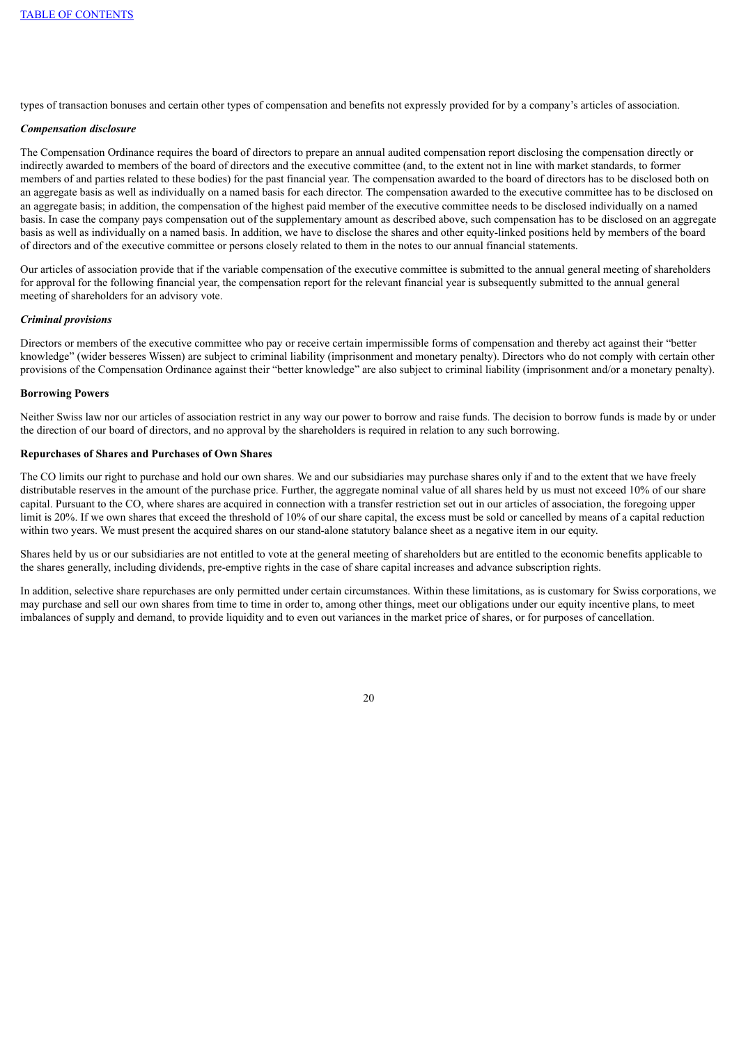types of transaction bonuses and certain other types of compensation and benefits not expressly provided for by a company's articles of association.

***Compensation disclosure***

The Compensation Ordinance requires the board of directors to prepare an annual audited compensation report disclosing the compensation directly or indirectly awarded to members of the board of directors and the executive committee (and, to the extent not in line with market standards, to former members of and parties related to these bodies) for the past financial year. The compensation awarded to the board of directors has to be disclosed both on an aggregate basis as well as individually on a named basis for each director. The compensation awarded to the executive committee has to be disclosed on an aggregate basis; in addition, the compensation of the highest paid member of the executive committee needs to be disclosed individually on a named basis. In case the company pays compensation out of the supplementary amount as described above, such compensation has to be disclosed on an aggregate basis as well as individually on a named basis. In addition, we have to disclose the shares and other equity-linked positions held by members of the board of directors and of the executive committee or persons closely related to them in the notes to our annual financial statements.

Our articles of association provide that if the variable compensation of the executive committee is submitted to the annual general meeting of shareholders for approval for the following financial year, the compensation report for the relevant financial year is subsequently submitted to the annual general meeting of shareholders for an advisory vote.

***Criminal provisions***

Directors or members of the executive committee who pay or receive certain impermissible forms of compensation and thereby act against their "better knowledge" (wider besseres Wissen) are subject to criminal liability (imprisonment and monetary penalty). Directors who do not comply with certain other provisions of the Compensation Ordinance against their "better knowledge" are also subject to criminal liability (imprisonment and/or a monetary penalty).

**Borrowing Powers**

Neither Swiss law nor our articles of association restrict in any way our power to borrow and raise funds. The decision to borrow funds is made by or under the direction of our board of directors, and no approval by the shareholders is required in relation to any such borrowing.

**Repurchases of Shares and Purchases of Own Shares**

The CO limits our right to purchase and hold our own shares. We and our subsidiaries may purchase shares only if and to the extent that we have freely distributable reserves in the amount of the purchase price. Further, the aggregate nominal value of all shares held by us must not exceed 10% of our share capital. Pursuant to the CO, where shares are acquired in connection with a transfer restriction set out in our articles of association, the foregoing upper limit is 20%. If we own shares that exceed the threshold of 10% of our share capital, the excess must be sold or cancelled by means of a capital reduction within two years. We must present the acquired shares on our stand-alone statutory balance sheet as a negative item in our equity.

Shares held by us or our subsidiaries are not entitled to vote at the general meeting of shareholders but are entitled to the economic benefits applicable to the shares generally, including dividends, pre-emptive rights in the case of share capital increases and advance subscription rights.

In addition, selective share repurchases are only permitted under certain circumstances. Within these limitations, as is customary for Swiss corporations, we may purchase and sell our own shares from time to time in order to, among other things, meet our obligations under our equity incentive plans, to meet imbalances of supply and demand, to provide liquidity and to even out variances in the market price of shares, or for purposes of cancellation.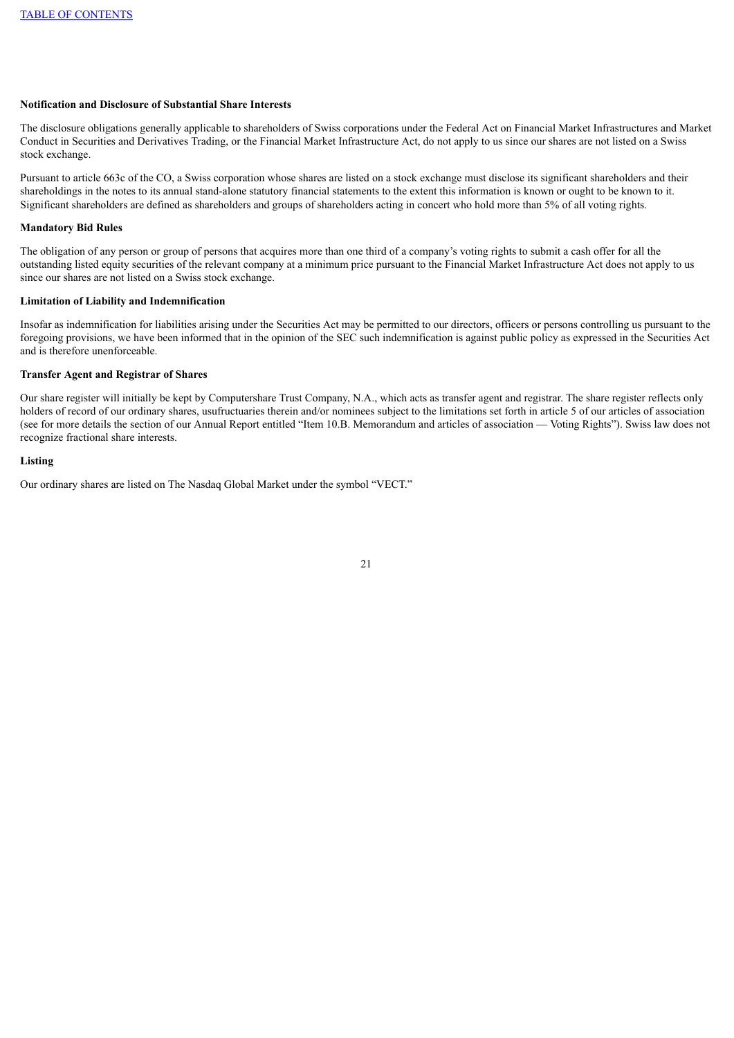**Notification and Disclosure of Substantial Share Interests**

The disclosure obligations generally applicable to shareholders of Swiss corporations under the Federal Act on Financial Market Infrastructures and Market Conduct in Securities and Derivatives Trading, or the Financial Market Infrastructure Act, do not apply to us since our shares are not listed on a Swiss stock exchange.

Pursuant to article 663c of the CO, a Swiss corporation whose shares are listed on a stock exchange must disclose its significant shareholders and their shareholdings in the notes to its annual stand-alone statutory financial statements to the extent this information is known or ought to be known to it. Significant shareholders are defined as shareholders and groups of shareholders acting in concert who hold more than 5% of all voting rights.

**Mandatory Bid Rules**

The obligation of any person or group of persons that acquires more than one third of a company's voting rights to submit a cash offer for all the outstanding listed equity securities of the relevant company at a minimum price pursuant to the Financial Market Infrastructure Act does not apply to us since our shares are not listed on a Swiss stock exchange.

**Limitation of Liability and Indemnification**

Insofar as indemnification for liabilities arising under the Securities Act may be permitted to our directors, officers or persons controlling us pursuant to the foregoing provisions, we have been informed that in the opinion of the SEC such indemnification is against public policy as expressed in the Securities Act and is therefore unenforceable.

**Transfer Agent and Registrar of Shares**

Our share register will initially be kept by Computershare Trust Company, N.A., which acts as transfer agent and registrar. The share register reflects only holders of record of our ordinary shares, usufructuaries therein and/or nominees subject to the limitations set forth in article 5 of our articles of association (see for more details the section of our Annual Report entitled "Item 10.B. Memorandum and articles of association — Voting Rights"). Swiss law does not recognize fractional share interests.

**Listing**

Our ordinary shares are listed on The Nasdaq Global Market under the symbol "VECT."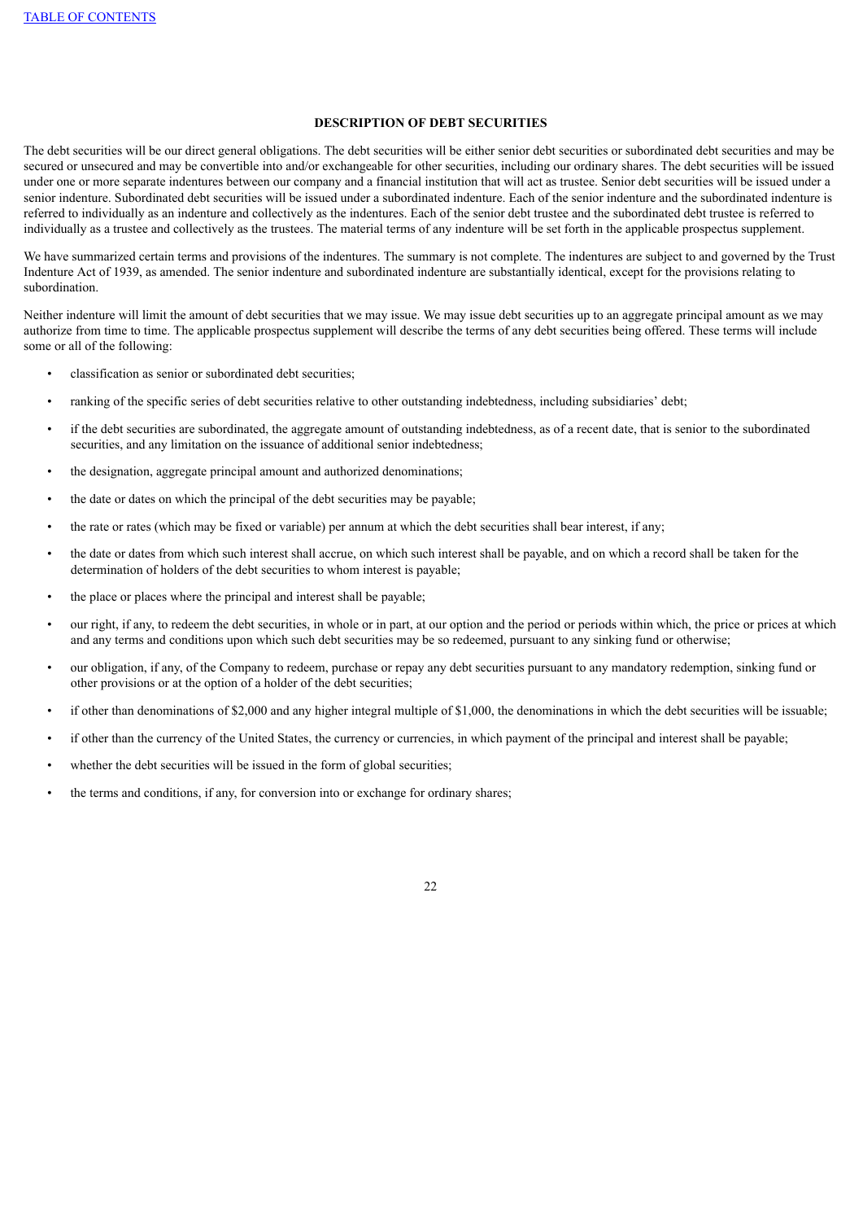## DESCRIPTION OF DEBT SECURITIES

The debt securities will be our direct general obligations. The debt securities will be either senior debt securities or subordinated debt securities and may be secured or unsecured and may be convertible into and/or exchangeable for other securities, including our ordinary shares. The debt securities will be issued under one or more separate indentures between our company and a financial institution that will act as trustee. Senior debt securities will be issued under a senior indenture. Subordinated debt securities will be issued under a subordinated indenture. Each of the senior indenture and the subordinated indenture is referred to individually as an indenture and collectively as the indentures. Each of the senior debt trustee and the subordinated debt trustee is referred to individually as a trustee and collectively as the trustees. The material terms of any indenture will be set forth in the applicable prospectus supplement.

We have summarized certain terms and provisions of the indentures. The summary is not complete. The indentures are subject to and governed by the Trust Indenture Act of 1939, as amended. The senior indenture and subordinated indenture are substantially identical, except for the provisions relating to subordination.

Neither indenture will limit the amount of debt securities that we may issue. We may issue debt securities up to an aggregate principal amount as we may authorize from time to time. The applicable prospectus supplement will describe the terms of any debt securities being offered. These terms will include some or all of the following:

- classification as senior or subordinated debt securities;
- ranking of the specific series of debt securities relative to other outstanding indebtedness, including subsidiaries' debt;
- if the debt securities are subordinated, the aggregate amount of outstanding indebtedness, as of a recent date, that is senior to the subordinated securities, and any limitation on the issuance of additional senior indebtedness;
- the designation, aggregate principal amount and authorized denominations;
- the date or dates on which the principal of the debt securities may be payable;
- the rate or rates (which may be fixed or variable) per annum at which the debt securities shall bear interest, if any;
- the date or dates from which such interest shall accrue, on which such interest shall be payable, and on which a record shall be taken for the determination of holders of the debt securities to whom interest is payable;
- the place or places where the principal and interest shall be payable;
- our right, if any, to redeem the debt securities, in whole or in part, at our option and the period or periods within which, the price or prices at which and any terms and conditions upon which such debt securities may be so redeemed, pursuant to any sinking fund or otherwise;
- our obligation, if any, of the Company to redeem, purchase or repay any debt securities pursuant to any mandatory redemption, sinking fund or other provisions or at the option of a holder of the debt securities;
- if other than denominations of $2,000 and any higher integral multiple of $1,000, the denominations in which the debt securities will be issuable;
- if other than the currency of the United States, the currency or currencies, in which payment of the principal and interest shall be payable;
- whether the debt securities will be issued in the form of global securities;
- the terms and conditions, if any, for conversion into or exchange for ordinary shares;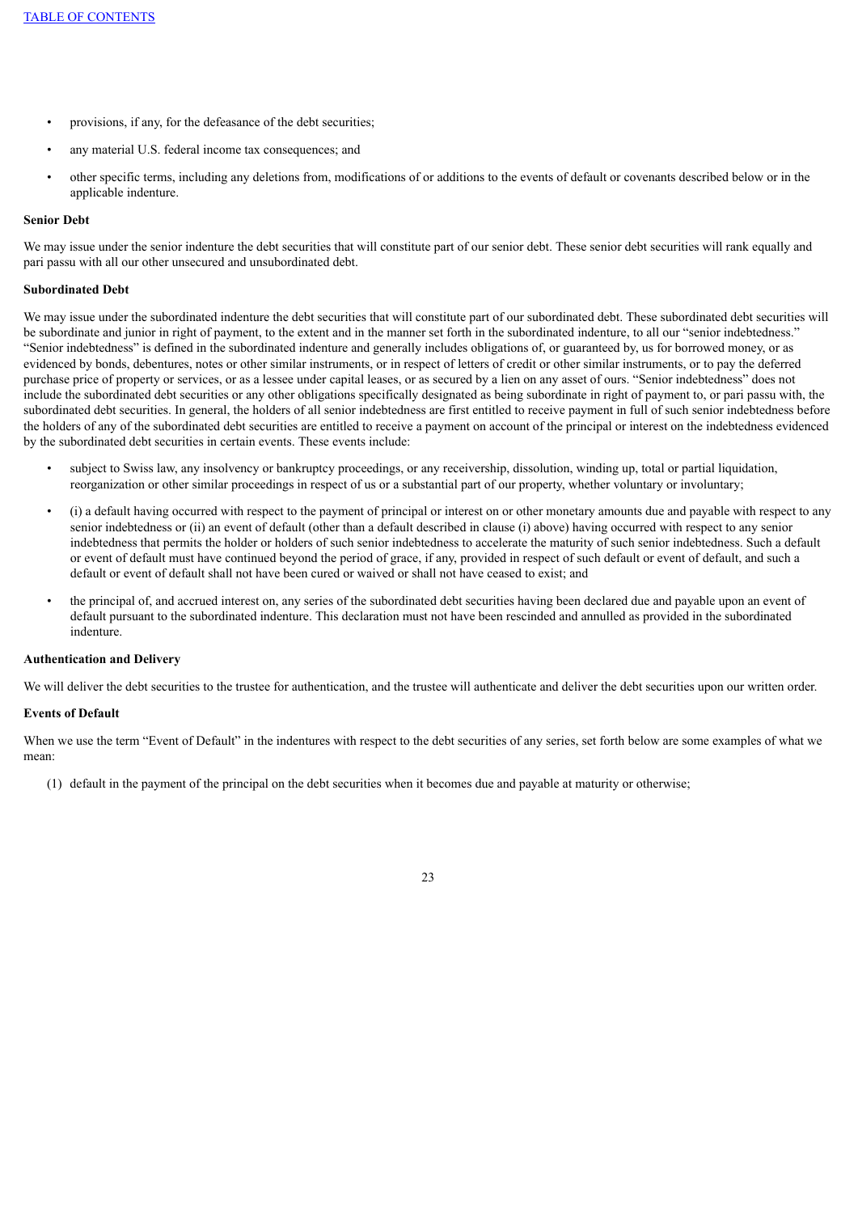- provisions, if any, for the defeasance of the debt securities;
- any material U.S. federal income tax consequences; and
- other specific terms, including any deletions from, modifications of or additions to the events of default or covenants described below or in the applicable indenture.

**Senior Debt**

We may issue under the senior indenture the debt securities that will constitute part of our senior debt. These senior debt securities will rank equally and pari passu with all our other unsecured and unsubordinated debt.

**Subordinated Debt**

We may issue under the subordinated indenture the debt securities that will constitute part of our subordinated debt. These subordinated debt securities will be subordinate and junior in right of payment, to the extent and in the manner set forth in the subordinated indenture, to all our "senior indebtedness." "Senior indebtedness" is defined in the subordinated indenture and generally includes obligations of, or guaranteed by, us for borrowed money, or as evidenced by bonds, debentures, notes or other similar instruments, or in respect of letters of credit or other similar instruments, or to pay the deferred purchase price of property or services, or as a lessee under capital leases, or as secured by a lien on any asset of ours. "Senior indebtedness" does not include the subordinated debt securities or any other obligations specifically designated as being subordinate in right of payment to, or pari passu with, the subordinated debt securities. In general, the holders of all senior indebtedness are first entitled to receive payment in full of such senior indebtedness before the holders of any of the subordinated debt securities are entitled to receive a payment on account of the principal or interest on the indebtedness evidenced by the subordinated debt securities in certain events. These events include:

- subject to Swiss law, any insolvency or bankruptcy proceedings, or any receivership, dissolution, winding up, total or partial liquidation, reorganization or other similar proceedings in respect of us or a substantial part of our property, whether voluntary or involuntary;
- (i) a default having occurred with respect to the payment of principal or interest on or other monetary amounts due and payable with respect to any senior indebtedness or (ii) an event of default (other than a default described in clause (i) above) having occurred with respect to any senior indebtedness that permits the holder or holders of such senior indebtedness to accelerate the maturity of such senior indebtedness. Such a default or event of default must have continued beyond the period of grace, if any, provided in respect of such default or event of default, and such a default or event of default shall not have been cured or waived or shall not have ceased to exist; and
- the principal of, and accrued interest on, any series of the subordinated debt securities having been declared due and payable upon an event of default pursuant to the subordinated indenture. This declaration must not have been rescinded and annulled as provided in the subordinated indenture.

**Authentication and Delivery**

We will deliver the debt securities to the trustee for authentication, and the trustee will authenticate and deliver the debt securities upon our written order.

**Events of Default**

When we use the term "Event of Default" in the indentures with respect to the debt securities of any series, set forth below are some examples of what we mean:

(1) default in the payment of the principal on the debt securities when it becomes due and payable at maturity or otherwise;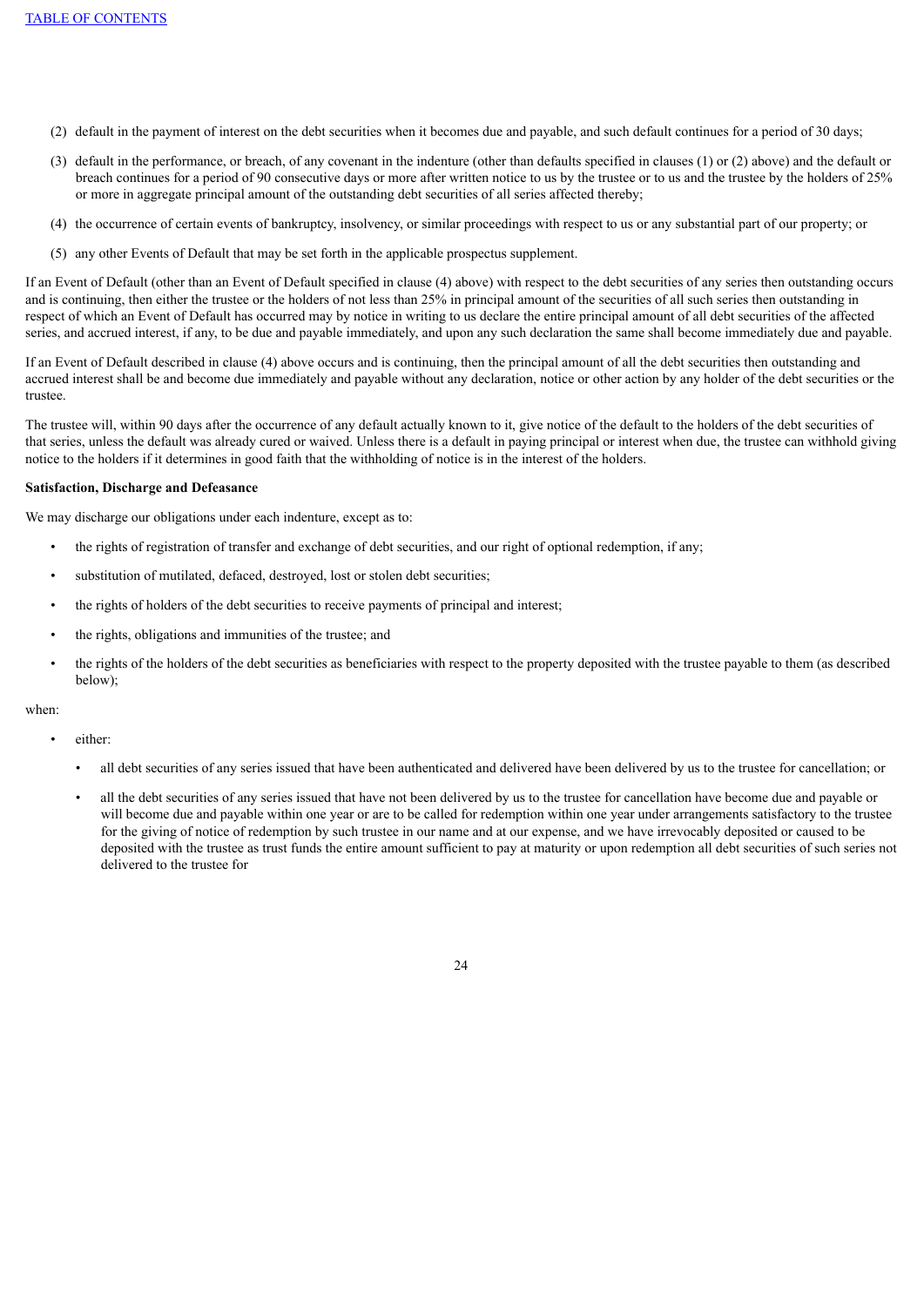(2) default in the payment of interest on the debt securities when it becomes due and payable, and such default continues for a period of 30 days;

(3) default in the performance, or breach, of any covenant in the indenture (other than defaults specified in clauses (1) or (2) above) and the default or breach continues for a period of 90 consecutive days or more after written notice to us by the trustee or to us and the trustee by the holders of 25% or more in aggregate principal amount of the outstanding debt securities of all series affected thereby;

(4) the occurrence of certain events of bankruptcy, insolvency, or similar proceedings with respect to us or any substantial part of our property; or

(5) any other Events of Default that may be set forth in the applicable prospectus supplement.

If an Event of Default (other than an Event of Default specified in clause (4) above) with respect to the debt securities of any series then outstanding occurs and is continuing, then either the trustee or the holders of not less than 25% in principal amount of the securities of all such series then outstanding in respect of which an Event of Default has occurred may by notice in writing to us declare the entire principal amount of all debt securities of the affected series, and accrued interest, if any, to be due and payable immediately, and upon any such declaration the same shall become immediately due and payable.

If an Event of Default described in clause (4) above occurs and is continuing, then the principal amount of all the debt securities then outstanding and accrued interest shall be and become due immediately and payable without any declaration, notice or other action by any holder of the debt securities or the trustee.

The trustee will, within 90 days after the occurrence of any default actually known to it, give notice of the default to the holders of the debt securities of that series, unless the default was already cured or waived. Unless there is a default in paying principal or interest when due, the trustee can withhold giving notice to the holders if it determines in good faith that the withholding of notice is in the interest of the holders.

**Satisfaction, Discharge and Defeasance**

We may discharge our obligations under each indenture, except as to:

- the rights of registration of transfer and exchange of debt securities, and our right of optional redemption, if any;
- substitution of mutilated, defaced, destroyed, lost or stolen debt securities;
- the rights of holders of the debt securities to receive payments of principal and interest;
- the rights, obligations and immunities of the trustee; and
- the rights of the holders of the debt securities as beneficiaries with respect to the property deposited with the trustee payable to them (as described below);

when:

- either:
  - all debt securities of any series issued that have been authenticated and delivered have been delivered by us to the trustee for cancellation; or
  - all the debt securities of any series issued that have not been delivered by us to the trustee for cancellation have become due and payable or will become due and payable within one year or are to be called for redemption within one year under arrangements satisfactory to the trustee for the giving of notice of redemption by such trustee in our name and at our expense, and we have irrevocably deposited or caused to be deposited with the trustee as trust funds the entire amount sufficient to pay at maturity or upon redemption all debt securities of such series not delivered to the trustee for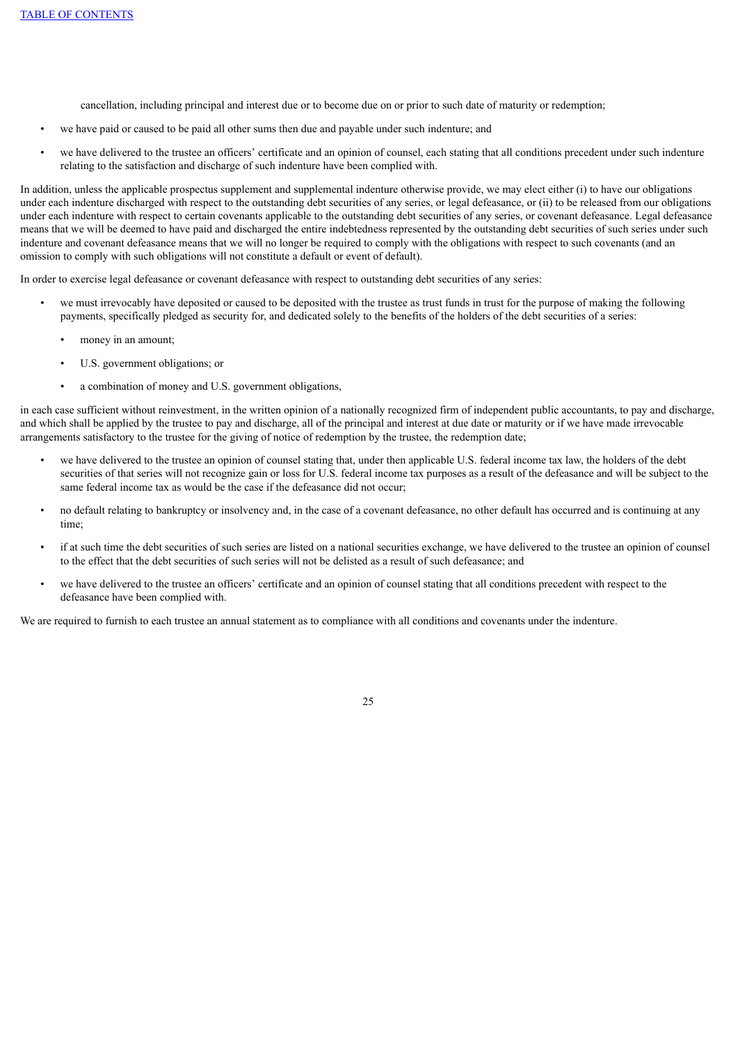cancellation, including principal and interest due or to become due on or prior to such date of maturity or redemption;

- we have paid or caused to be paid all other sums then due and payable under such indenture; and
- we have delivered to the trustee an officers' certificate and an opinion of counsel, each stating that all conditions precedent under such indenture relating to the satisfaction and discharge of such indenture have been complied with.

In addition, unless the applicable prospectus supplement and supplemental indenture otherwise provide, we may elect either (i) to have our obligations under each indenture discharged with respect to the outstanding debt securities of any series, or legal defeasance, or (ii) to be released from our obligations under each indenture with respect to certain covenants applicable to the outstanding debt securities of any series, or covenant defeasance. Legal defeasance means that we will be deemed to have paid and discharged the entire indebtedness represented by the outstanding debt securities of such series under such indenture and covenant defeasance means that we will no longer be required to comply with the obligations with respect to such covenants (and an omission to comply with such obligations will not constitute a default or event of default).

In order to exercise legal defeasance or covenant defeasance with respect to outstanding debt securities of any series:

- we must irrevocably have deposited or caused to be deposited with the trustee as trust funds in trust for the purpose of making the following payments, specifically pledged as security for, and dedicated solely to the benefits of the holders of the debt securities of a series:
  - money in an amount;
  - U.S. government obligations; or
  - a combination of money and U.S. government obligations,

in each case sufficient without reinvestment, in the written opinion of a nationally recognized firm of independent public accountants, to pay and discharge, and which shall be applied by the trustee to pay and discharge, all of the principal and interest at due date or maturity or if we have made irrevocable arrangements satisfactory to the trustee for the giving of notice of redemption by the trustee, the redemption date;

- we have delivered to the trustee an opinion of counsel stating that, under then applicable U.S. federal income tax law, the holders of the debt securities of that series will not recognize gain or loss for U.S. federal income tax purposes as a result of the defeasance and will be subject to the same federal income tax as would be the case if the defeasance did not occur;
- no default relating to bankruptcy or insolvency and, in the case of a covenant defeasance, no other default has occurred and is continuing at any time;
- if at such time the debt securities of such series are listed on a national securities exchange, we have delivered to the trustee an opinion of counsel to the effect that the debt securities of such series will not be delisted as a result of such defeasance; and
- we have delivered to the trustee an officers' certificate and an opinion of counsel stating that all conditions precedent with respect to the defeasance have been complied with.

We are required to furnish to each trustee an annual statement as to compliance with all conditions and covenants under the indenture.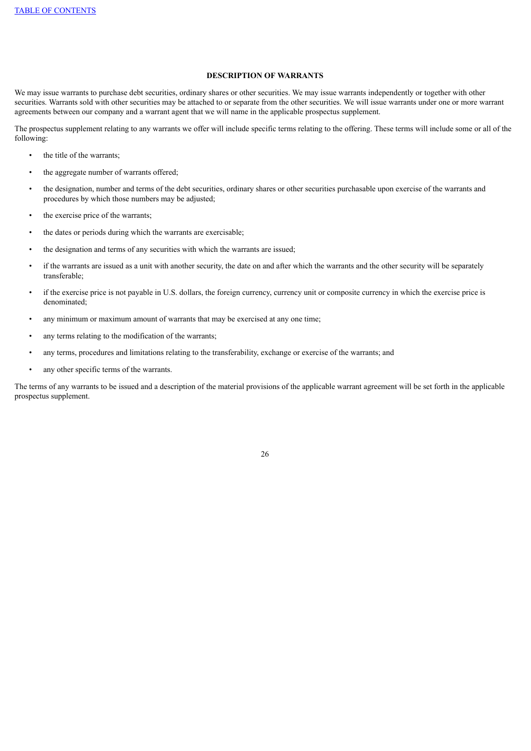## DESCRIPTION OF WARRANTS

We may issue warrants to purchase debt securities, ordinary shares or other securities. We may issue warrants independently or together with other securities. Warrants sold with other securities may be attached to or separate from the other securities. We will issue warrants under one or more warrant agreements between our company and a warrant agent that we will name in the applicable prospectus supplement.

The prospectus supplement relating to any warrants we offer will include specific terms relating to the offering. These terms will include some or all of the following:

- the title of the warrants;
- the aggregate number of warrants offered;
- the designation, number and terms of the debt securities, ordinary shares or other securities purchasable upon exercise of the warrants and procedures by which those numbers may be adjusted;
- the exercise price of the warrants;
- the dates or periods during which the warrants are exercisable;
- the designation and terms of any securities with which the warrants are issued;
- if the warrants are issued as a unit with another security, the date on and after which the warrants and the other security will be separately transferable;
- if the exercise price is not payable in U.S. dollars, the foreign currency, currency unit or composite currency in which the exercise price is denominated;
- any minimum or maximum amount of warrants that may be exercised at any one time;
- any terms relating to the modification of the warrants;
- any terms, procedures and limitations relating to the transferability, exchange or exercise of the warrants; and
- any other specific terms of the warrants.

The terms of any warrants to be issued and a description of the material provisions of the applicable warrant agreement will be set forth in the applicable prospectus supplement.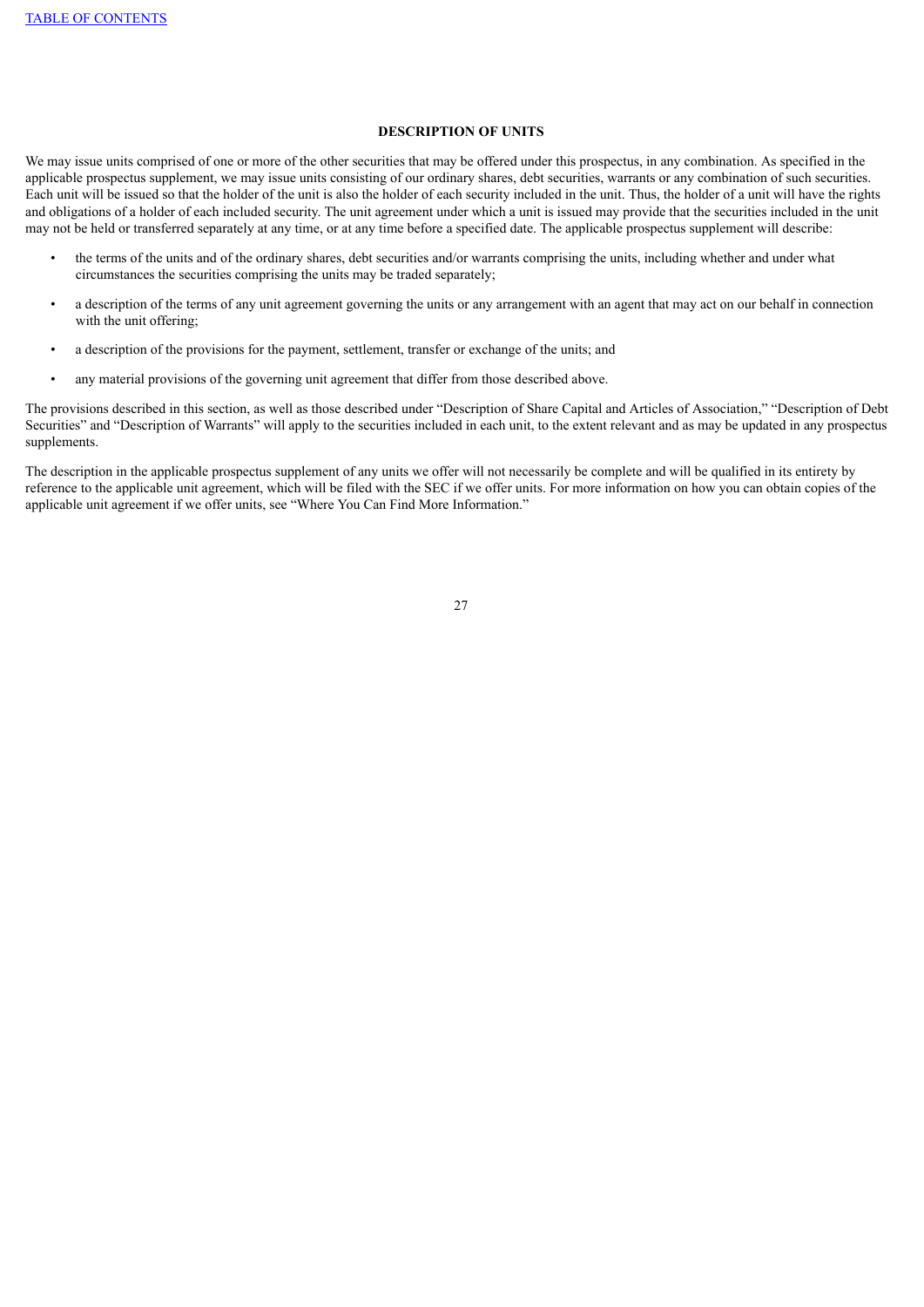## DESCRIPTION OF UNITS

We may issue units comprised of one or more of the other securities that may be offered under this prospectus, in any combination. As specified in the applicable prospectus supplement, we may issue units consisting of our ordinary shares, debt securities, warrants or any combination of such securities. Each unit will be issued so that the holder of the unit is also the holder of each security included in the unit. Thus, the holder of a unit will have the rights and obligations of a holder of each included security. The unit agreement under which a unit is issued may provide that the securities included in the unit may not be held or transferred separately at any time, or at any time before a specified date. The applicable prospectus supplement will describe:

- the terms of the units and of the ordinary shares, debt securities and/or warrants comprising the units, including whether and under what circumstances the securities comprising the units may be traded separately;
- a description of the terms of any unit agreement governing the units or any arrangement with an agent that may act on our behalf in connection with the unit offering;
- a description of the provisions for the payment, settlement, transfer or exchange of the units; and
- any material provisions of the governing unit agreement that differ from those described above.

The provisions described in this section, as well as those described under "Description of Share Capital and Articles of Association," "Description of Debt Securities" and "Description of Warrants" will apply to the securities included in each unit, to the extent relevant and as may be updated in any prospectus supplements.

The description in the applicable prospectus supplement of any units we offer will not necessarily be complete and will be qualified in its entirety by reference to the applicable unit agreement, which will be filed with the SEC if we offer units. For more information on how you can obtain copies of the applicable unit agreement if we offer units, see "Where You Can Find More Information."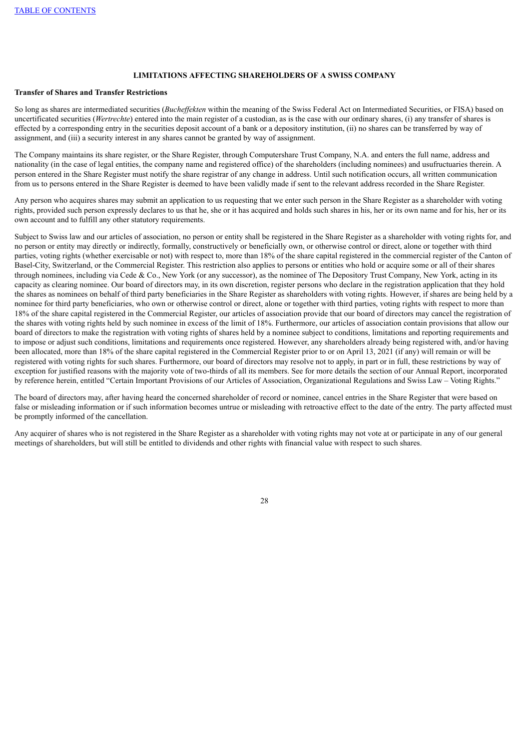## LIMITATIONS AFFECTING SHAREHOLDERS OF A SWISS COMPANY

**Transfer of Shares and Transfer Restrictions**

So long as shares are intermediated securities (*Bucheffekten* within the meaning of the Swiss Federal Act on Intermediated Securities, or FISA) based on uncertificated securities (*Wertrechte*) entered into the main register of a custodian, as is the case with our ordinary shares, (i) any transfer of shares is effected by a corresponding entry in the securities deposit account of a bank or a depository institution, (ii) no shares can be transferred by way of assignment, and (iii) a security interest in any shares cannot be granted by way of assignment.

The Company maintains its share register, or the Share Register, through Computershare Trust Company, N.A. and enters the full name, address and nationality (in the case of legal entities, the company name and registered office) of the shareholders (including nominees) and usufructuaries therein. A person entered in the Share Register must notify the share registrar of any change in address. Until such notification occurs, all written communication from us to persons entered in the Share Register is deemed to have been validly made if sent to the relevant address recorded in the Share Register.

Any person who acquires shares may submit an application to us requesting that we enter such person in the Share Register as a shareholder with voting rights, provided such person expressly declares to us that he, she or it has acquired and holds such shares in his, her or its own name and for his, her or its own account and to fulfill any other statutory requirements.

Subject to Swiss law and our articles of association, no person or entity shall be registered in the Share Register as a shareholder with voting rights for, and no person or entity may directly or indirectly, formally, constructively or beneficially own, or otherwise control or direct, alone or together with third parties, voting rights (whether exercisable or not) with respect to, more than 18% of the share capital registered in the commercial register of the Canton of Basel-City, Switzerland, or the Commercial Register. This restriction also applies to persons or entities who hold or acquire some or all of their shares through nominees, including via Cede & Co., New York (or any successor), as the nominee of The Depository Trust Company, New York, acting in its capacity as clearing nominee. Our board of directors may, in its own discretion, register persons who declare in the registration application that they hold the shares as nominees on behalf of third party beneficiaries in the Share Register as shareholders with voting rights. However, if shares are being held by a nominee for third party beneficiaries, who own or otherwise control or direct, alone or together with third parties, voting rights with respect to more than 18% of the share capital registered in the Commercial Register, our articles of association provide that our board of directors may cancel the registration of the shares with voting rights held by such nominee in excess of the limit of 18%. Furthermore, our articles of association contain provisions that allow our board of directors to make the registration with voting rights of shares held by a nominee subject to conditions, limitations and reporting requirements and to impose or adjust such conditions, limitations and requirements once registered. However, any shareholders already being registered with, and/or having been allocated, more than 18% of the share capital registered in the Commercial Register prior to or on April 13, 2021 (if any) will remain or will be registered with voting rights for such shares. Furthermore, our board of directors may resolve not to apply, in part or in full, these restrictions by way of exception for justified reasons with the majority vote of two-thirds of all its members. See for more details the section of our Annual Report, incorporated by reference herein, entitled "Certain Important Provisions of our Articles of Association, Organizational Regulations and Swiss Law – Voting Rights."

The board of directors may, after having heard the concerned shareholder of record or nominee, cancel entries in the Share Register that were based on false or misleading information or if such information becomes untrue or misleading with retroactive effect to the date of the entry. The party affected must be promptly informed of the cancellation.

Any acquirer of shares who is not registered in the Share Register as a shareholder with voting rights may not vote at or participate in any of our general meetings of shareholders, but will still be entitled to dividends and other rights with financial value with respect to such shares.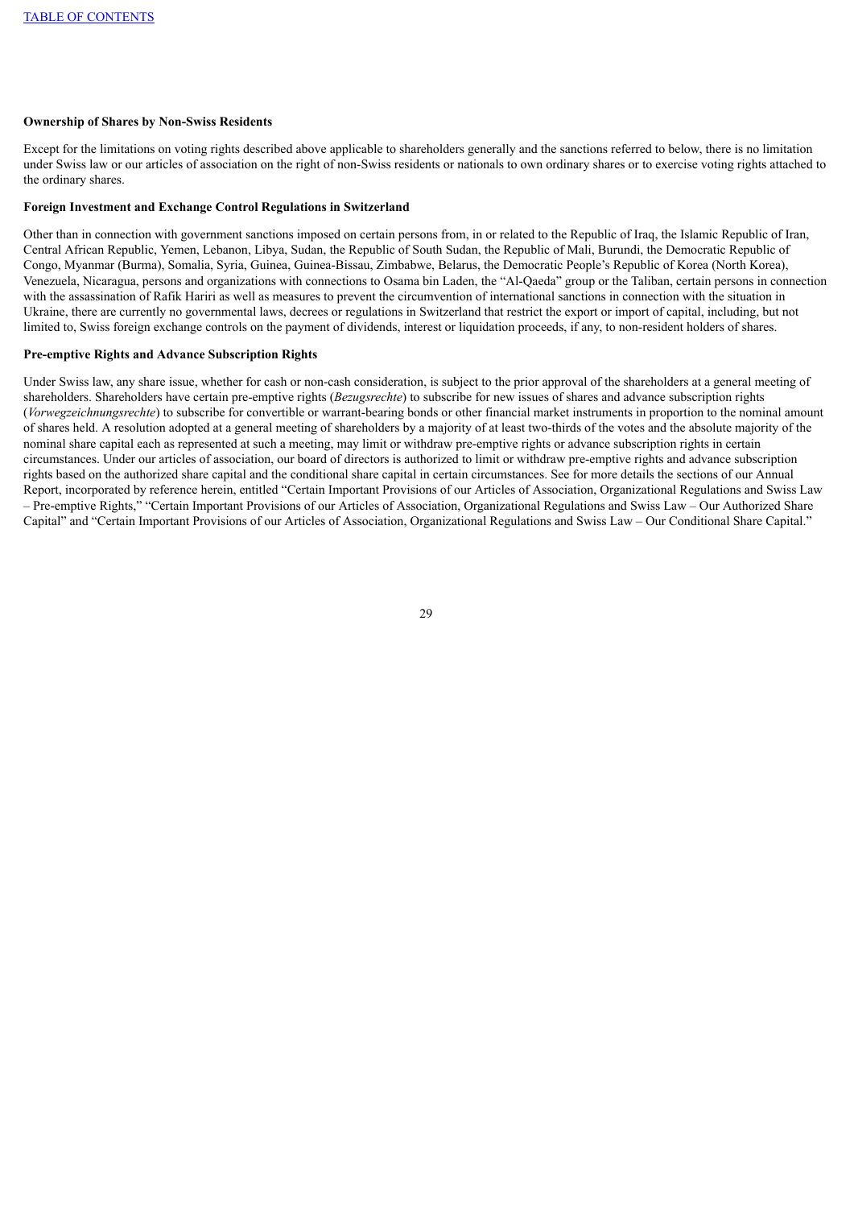**Ownership of Shares by Non-Swiss Residents**

Except for the limitations on voting rights described above applicable to shareholders generally and the sanctions referred to below, there is no limitation under Swiss law or our articles of association on the right of non-Swiss residents or nationals to own ordinary shares or to exercise voting rights attached to the ordinary shares.

**Foreign Investment and Exchange Control Regulations in Switzerland**

Other than in connection with government sanctions imposed on certain persons from, in or related to the Republic of Iraq, the Islamic Republic of Iran, Central African Republic, Yemen, Lebanon, Libya, Sudan, the Republic of South Sudan, the Republic of Mali, Burundi, the Democratic Republic of Congo, Myanmar (Burma), Somalia, Syria, Guinea, Guinea-Bissau, Zimbabwe, Belarus, the Democratic People's Republic of Korea (North Korea), Venezuela, Nicaragua, persons and organizations with connections to Osama bin Laden, the "Al-Qaeda" group or the Taliban, certain persons in connection with the assassination of Rafik Hariri as well as measures to prevent the circumvention of international sanctions in connection with the situation in Ukraine, there are currently no governmental laws, decrees or regulations in Switzerland that restrict the export or import of capital, including, but not limited to, Swiss foreign exchange controls on the payment of dividends, interest or liquidation proceeds, if any, to non-resident holders of shares.

**Pre-emptive Rights and Advance Subscription Rights**

Under Swiss law, any share issue, whether for cash or non-cash consideration, is subject to the prior approval of the shareholders at a general meeting of shareholders. Shareholders have certain pre-emptive rights (*Bezugsrechte*) to subscribe for new issues of shares and advance subscription rights (*Vorwegzeichnungsrechte*) to subscribe for convertible or warrant-bearing bonds or other financial market instruments in proportion to the nominal amount of shares held. A resolution adopted at a general meeting of shareholders by a majority of at least two-thirds of the votes and the absolute majority of the nominal share capital each as represented at such a meeting, may limit or withdraw pre-emptive rights or advance subscription rights in certain circumstances. Under our articles of association, our board of directors is authorized to limit or withdraw pre-emptive rights and advance subscription rights based on the authorized share capital and the conditional share capital in certain circumstances. See for more details the sections of our Annual Report, incorporated by reference herein, entitled "Certain Important Provisions of our Articles of Association, Organizational Regulations and Swiss Law – Pre-emptive Rights," "Certain Important Provisions of our Articles of Association, Organizational Regulations and Swiss Law – Our Authorized Share Capital" and "Certain Important Provisions of our Articles of Association, Organizational Regulations and Swiss Law – Our Conditional Share Capital."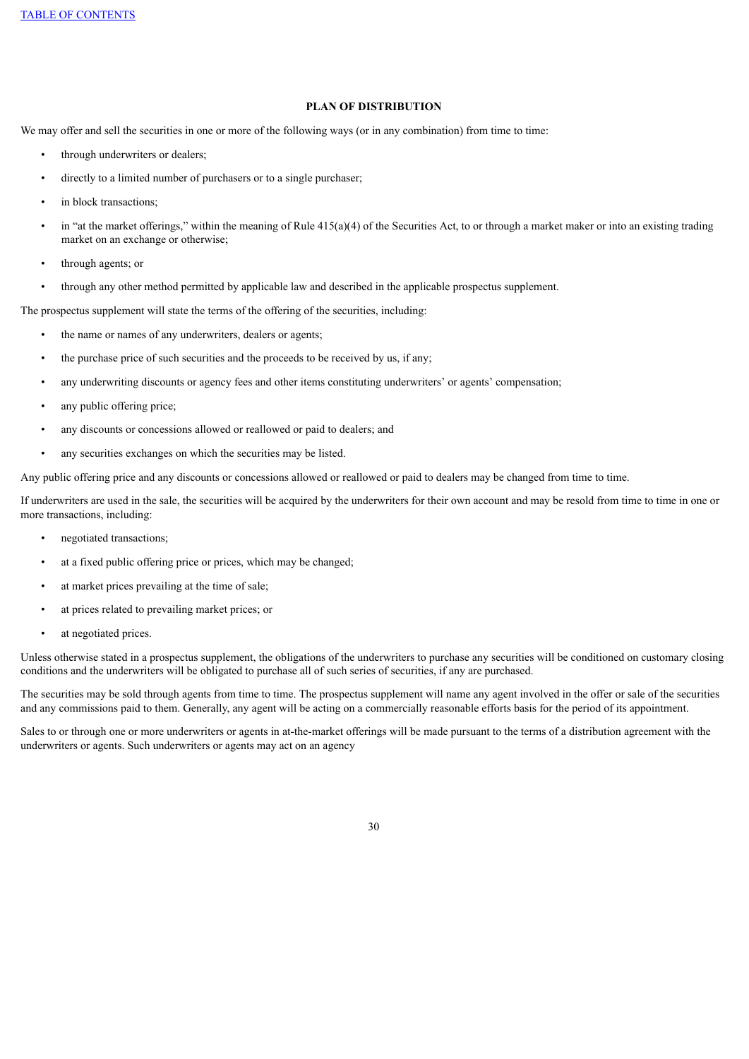## PLAN OF DISTRIBUTION

We may offer and sell the securities in one or more of the following ways (or in any combination) from time to time:

- through underwriters or dealers;
- directly to a limited number of purchasers or to a single purchaser;
- in block transactions;
- in "at the market offerings," within the meaning of Rule 415(a)(4) of the Securities Act, to or through a market maker or into an existing trading market on an exchange or otherwise;
- through agents; or
- through any other method permitted by applicable law and described in the applicable prospectus supplement.

The prospectus supplement will state the terms of the offering of the securities, including:

- the name or names of any underwriters, dealers or agents;
- the purchase price of such securities and the proceeds to be received by us, if any;
- any underwriting discounts or agency fees and other items constituting underwriters' or agents' compensation;
- any public offering price;
- any discounts or concessions allowed or reallowed or paid to dealers; and
- any securities exchanges on which the securities may be listed.

Any public offering price and any discounts or concessions allowed or reallowed or paid to dealers may be changed from time to time.

If underwriters are used in the sale, the securities will be acquired by the underwriters for their own account and may be resold from time to time in one or more transactions, including:

- negotiated transactions;
- at a fixed public offering price or prices, which may be changed;
- at market prices prevailing at the time of sale;
- at prices related to prevailing market prices; or
- at negotiated prices.

Unless otherwise stated in a prospectus supplement, the obligations of the underwriters to purchase any securities will be conditioned on customary closing conditions and the underwriters will be obligated to purchase all of such series of securities, if any are purchased.

The securities may be sold through agents from time to time. The prospectus supplement will name any agent involved in the offer or sale of the securities and any commissions paid to them. Generally, any agent will be acting on a commercially reasonable efforts basis for the period of its appointment.

Sales to or through one or more underwriters or agents in at-the-market offerings will be made pursuant to the terms of a distribution agreement with the underwriters or agents. Such underwriters or agents may act on an agency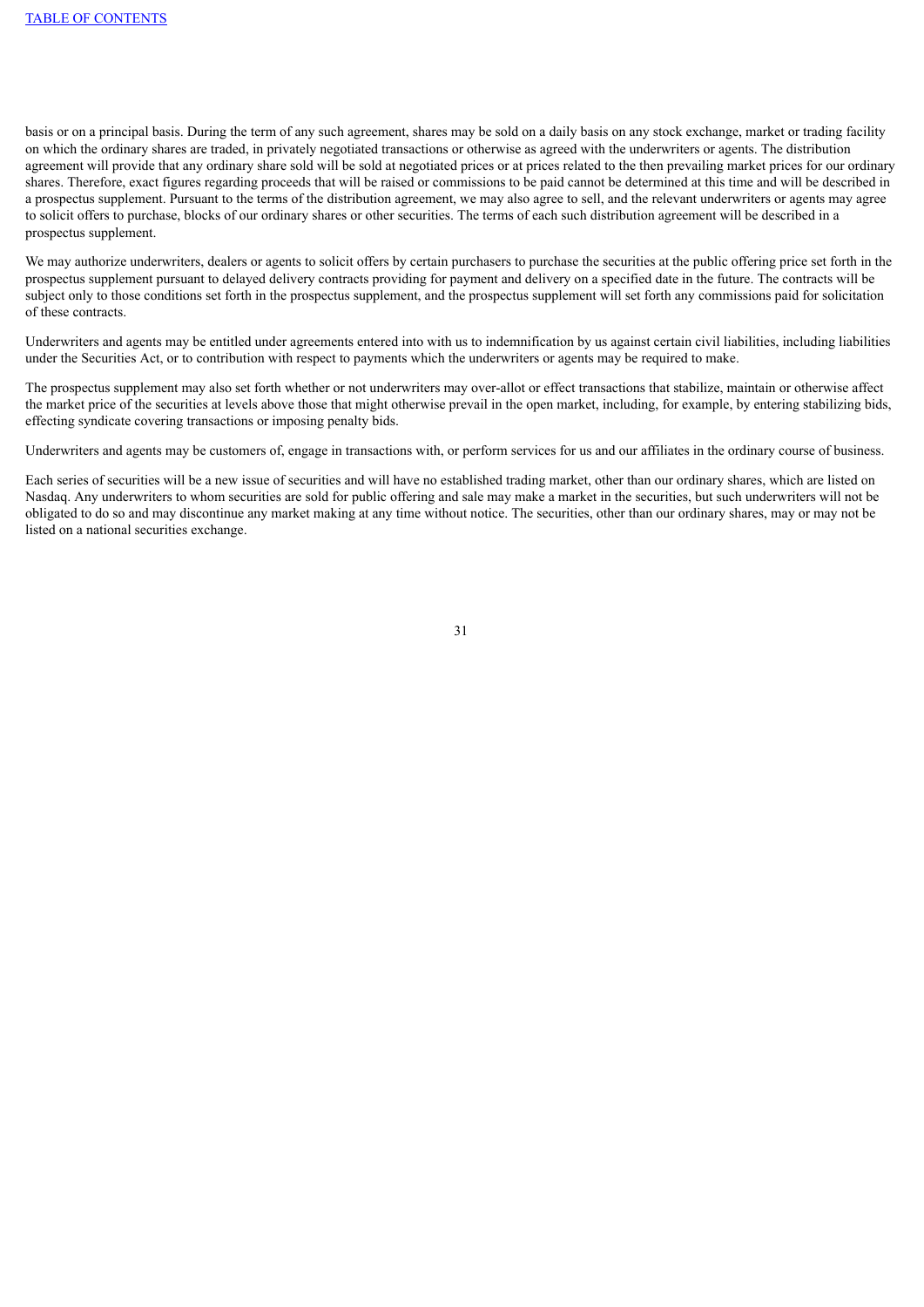basis or on a principal basis. During the term of any such agreement, shares may be sold on a daily basis on any stock exchange, market or trading facility on which the ordinary shares are traded, in privately negotiated transactions or otherwise as agreed with the underwriters or agents. The distribution agreement will provide that any ordinary share sold will be sold at negotiated prices or at prices related to the then prevailing market prices for our ordinary shares. Therefore, exact figures regarding proceeds that will be raised or commissions to be paid cannot be determined at this time and will be described in a prospectus supplement. Pursuant to the terms of the distribution agreement, we may also agree to sell, and the relevant underwriters or agents may agree to solicit offers to purchase, blocks of our ordinary shares or other securities. The terms of each such distribution agreement will be described in a prospectus supplement.

We may authorize underwriters, dealers or agents to solicit offers by certain purchasers to purchase the securities at the public offering price set forth in the prospectus supplement pursuant to delayed delivery contracts providing for payment and delivery on a specified date in the future. The contracts will be subject only to those conditions set forth in the prospectus supplement, and the prospectus supplement will set forth any commissions paid for solicitation of these contracts.

Underwriters and agents may be entitled under agreements entered into with us to indemnification by us against certain civil liabilities, including liabilities under the Securities Act, or to contribution with respect to payments which the underwriters or agents may be required to make.

The prospectus supplement may also set forth whether or not underwriters may over-allot or effect transactions that stabilize, maintain or otherwise affect the market price of the securities at levels above those that might otherwise prevail in the open market, including, for example, by entering stabilizing bids, effecting syndicate covering transactions or imposing penalty bids.

Underwriters and agents may be customers of, engage in transactions with, or perform services for us and our affiliates in the ordinary course of business.

Each series of securities will be a new issue of securities and will have no established trading market, other than our ordinary shares, which are listed on Nasdaq. Any underwriters to whom securities are sold for public offering and sale may make a market in the securities, but such underwriters will not be obligated to do so and may discontinue any market making at any time without notice. The securities, other than our ordinary shares, may or may not be listed on a national securities exchange.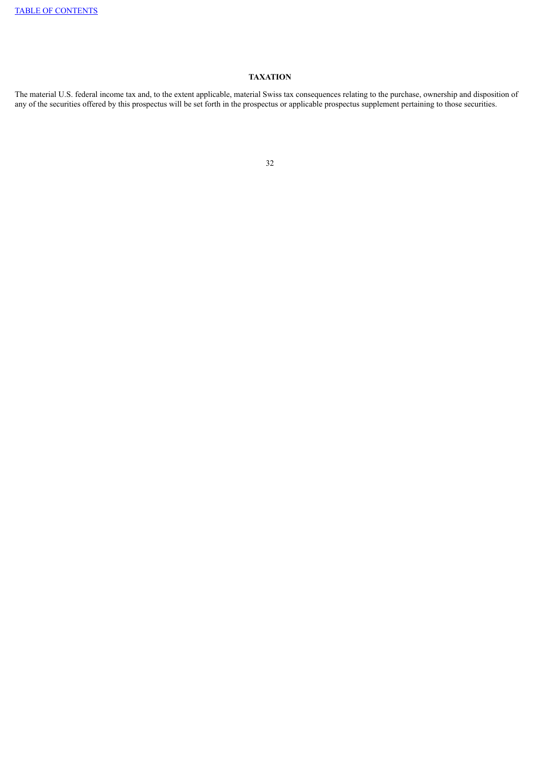## TAXATION

The material U.S. federal income tax and, to the extent applicable, material Swiss tax consequences relating to the purchase, ownership and disposition of any of the securities offered by this prospectus will be set forth in the prospectus or applicable prospectus supplement pertaining to those securities.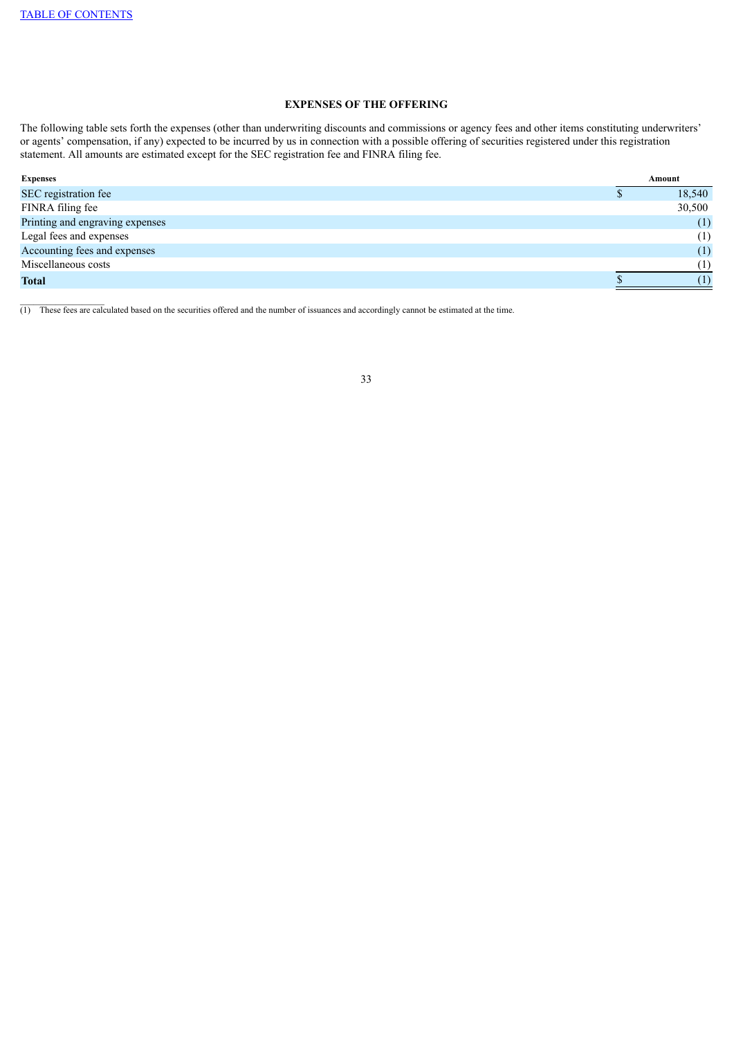## EXPENSES OF THE OFFERING

The following table sets forth the expenses (other than underwriting discounts and commissions or agency fees and other items constituting underwriters' or agents' compensation, if any) expected to be incurred by us in connection with a possible offering of securities registered under this registration statement. All amounts are estimated except for the SEC registration fee and FINRA filing fee.

| Expenses | Amount |
|---|---|
| SEC registration fee | $ 18,540 |
| FINRA filing fee | 30,500 |
| Printing and engraving expenses | (1) |
| Legal fees and expenses | (1) |
| Accounting fees and expenses | (1) |
| Miscellaneous costs | (1) |
| **Total** | $ (1) |

(1) These fees are calculated based on the securities offered and the number of issuances and accordingly cannot be estimated at the time.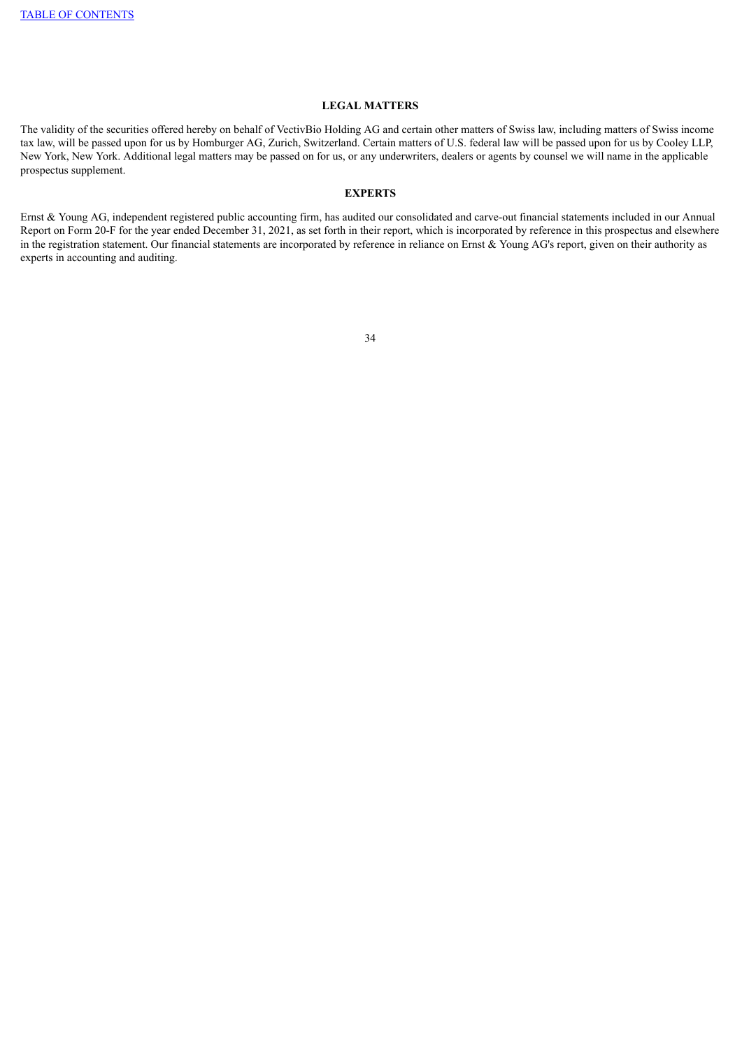## LEGAL MATTERS

The validity of the securities offered hereby on behalf of VectivBio Holding AG and certain other matters of Swiss law, including matters of Swiss income tax law, will be passed upon for us by Homburger AG, Zurich, Switzerland. Certain matters of U.S. federal law will be passed upon for us by Cooley LLP, New York, New York. Additional legal matters may be passed on for us, or any underwriters, dealers or agents by counsel we will name in the applicable prospectus supplement.

## EXPERTS

Ernst & Young AG, independent registered public accounting firm, has audited our consolidated and carve-out financial statements included in our Annual Report on Form 20-F for the year ended December 31, 2021, as set forth in their report, which is incorporated by reference in this prospectus and elsewhere in the registration statement. Our financial statements are incorporated by reference in reliance on Ernst & Young AG's report, given on their authority as experts in accounting and auditing.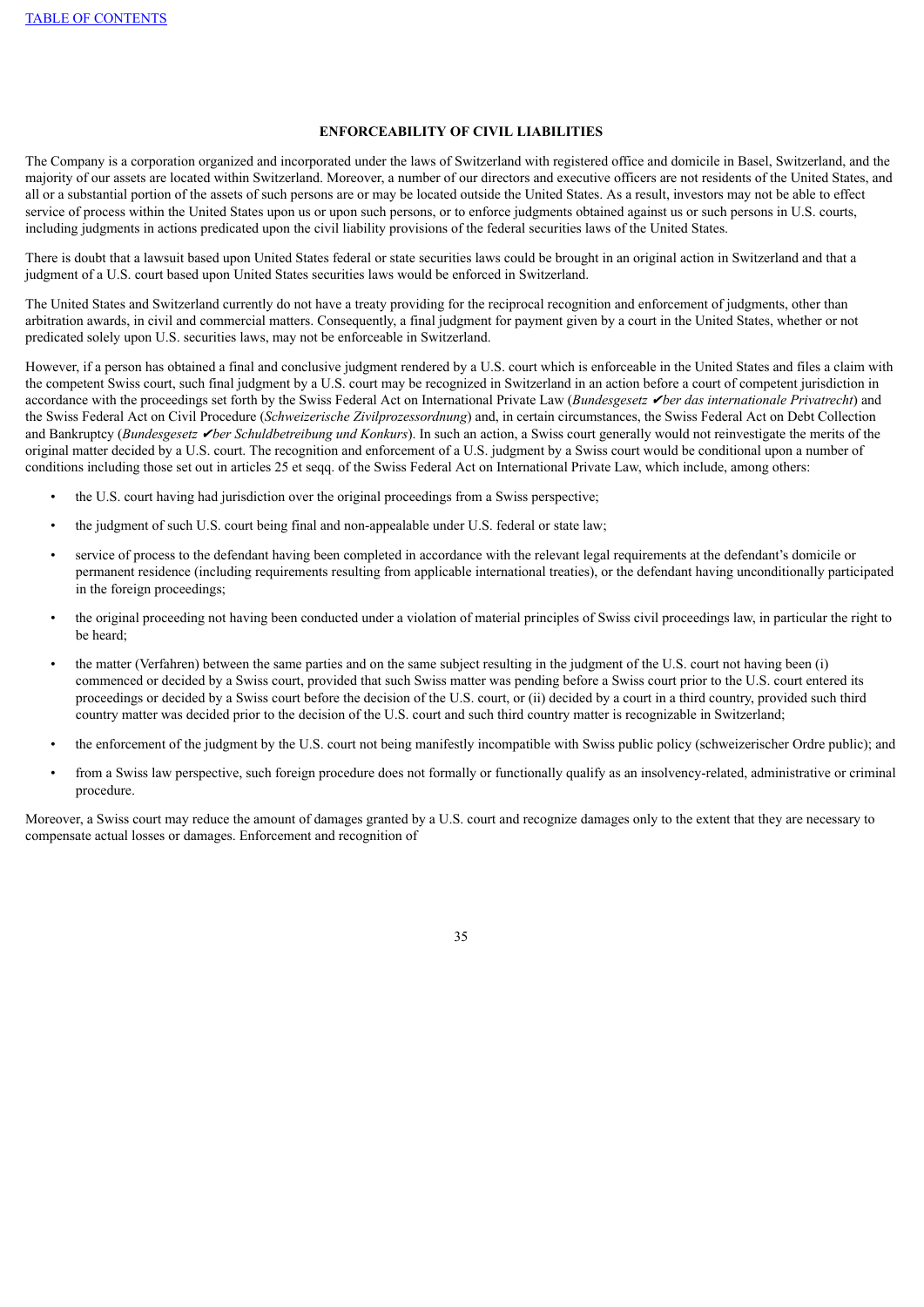## ENFORCEABILITY OF CIVIL LIABILITIES

The Company is a corporation organized and incorporated under the laws of Switzerland with registered office and domicile in Basel, Switzerland, and the majority of our assets are located within Switzerland. Moreover, a number of our directors and executive officers are not residents of the United States, and all or a substantial portion of the assets of such persons are or may be located outside the United States. As a result, investors may not be able to effect service of process within the United States upon us or upon such persons, or to enforce judgments obtained against us or such persons in U.S. courts, including judgments in actions predicated upon the civil liability provisions of the federal securities laws of the United States.

There is doubt that a lawsuit based upon United States federal or state securities laws could be brought in an original action in Switzerland and that a judgment of a U.S. court based upon United States securities laws would be enforced in Switzerland.

The United States and Switzerland currently do not have a treaty providing for the reciprocal recognition and enforcement of judgments, other than arbitration awards, in civil and commercial matters. Consequently, a final judgment for payment given by a court in the United States, whether or not predicated solely upon U.S. securities laws, may not be enforceable in Switzerland.

However, if a person has obtained a final and conclusive judgment rendered by a U.S. court which is enforceable in the United States and files a claim with the competent Swiss court, such final judgment by a U.S. court may be recognized in Switzerland in an action before a court of competent jurisdiction in accordance with the proceedings set forth by the Swiss Federal Act on International Private Law (*Bundesgesetz ✔ber das internationale Privatrecht*) and the Swiss Federal Act on Civil Procedure (*Schweizerische Zivilprozessordnung*) and, in certain circumstances, the Swiss Federal Act on Debt Collection and Bankruptcy (*Bundesgesetz ✔ber Schuldbetreibung und Konkurs*). In such an action, a Swiss court generally would not reinvestigate the merits of the original matter decided by a U.S. court. The recognition and enforcement of a U.S. judgment by a Swiss court would be conditional upon a number of conditions including those set out in articles 25 et seqq. of the Swiss Federal Act on International Private Law, which include, among others:

- the U.S. court having had jurisdiction over the original proceedings from a Swiss perspective;
- the judgment of such U.S. court being final and non-appealable under U.S. federal or state law;
- service of process to the defendant having been completed in accordance with the relevant legal requirements at the defendant's domicile or permanent residence (including requirements resulting from applicable international treaties), or the defendant having unconditionally participated in the foreign proceedings;
- the original proceeding not having been conducted under a violation of material principles of Swiss civil proceedings law, in particular the right to be heard;
- the matter (Verfahren) between the same parties and on the same subject resulting in the judgment of the U.S. court not having been (i) commenced or decided by a Swiss court, provided that such Swiss matter was pending before a Swiss court prior to the U.S. court entered its proceedings or decided by a Swiss court before the decision of the U.S. court, or (ii) decided by a court in a third country, provided such third country matter was decided prior to the decision of the U.S. court and such third country matter is recognizable in Switzerland;
- the enforcement of the judgment by the U.S. court not being manifestly incompatible with Swiss public policy (schweizerischer Ordre public); and
- from a Swiss law perspective, such foreign procedure does not formally or functionally qualify as an insolvency-related, administrative or criminal procedure.

Moreover, a Swiss court may reduce the amount of damages granted by a U.S. court and recognize damages only to the extent that they are necessary to compensate actual losses or damages. Enforcement and recognition of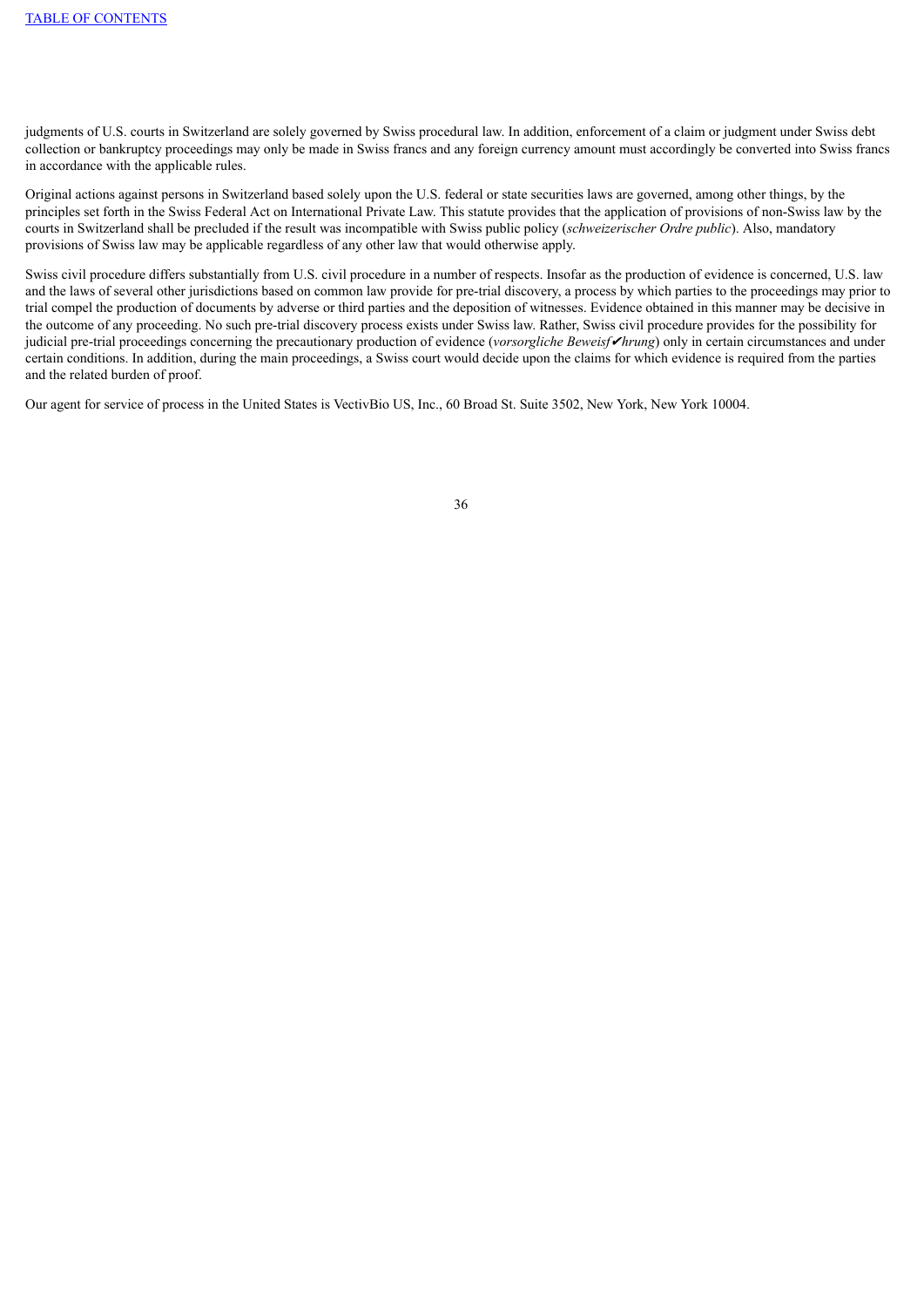judgments of U.S. courts in Switzerland are solely governed by Swiss procedural law. In addition, enforcement of a claim or judgment under Swiss debt collection or bankruptcy proceedings may only be made in Swiss francs and any foreign currency amount must accordingly be converted into Swiss francs in accordance with the applicable rules.

Original actions against persons in Switzerland based solely upon the U.S. federal or state securities laws are governed, among other things, by the principles set forth in the Swiss Federal Act on International Private Law. This statute provides that the application of provisions of non-Swiss law by the courts in Switzerland shall be precluded if the result was incompatible with Swiss public policy (*schweizerischer Ordre public*). Also, mandatory provisions of Swiss law may be applicable regardless of any other law that would otherwise apply.

Swiss civil procedure differs substantially from U.S. civil procedure in a number of respects. Insofar as the production of evidence is concerned, U.S. law and the laws of several other jurisdictions based on common law provide for pre-trial discovery, a process by which parties to the proceedings may prior to trial compel the production of documents by adverse or third parties and the deposition of witnesses. Evidence obtained in this manner may be decisive in the outcome of any proceeding. No such pre-trial discovery process exists under Swiss law. Rather, Swiss civil procedure provides for the possibility for judicial pre-trial proceedings concerning the precautionary production of evidence (*vorsorgliche Beweisf✔hrung*) only in certain circumstances and under certain conditions. In addition, during the main proceedings, a Swiss court would decide upon the claims for which evidence is required from the parties and the related burden of proof.

Our agent for service of process in the United States is VectivBio US, Inc., 60 Broad St. Suite 3502, New York, New York 10004.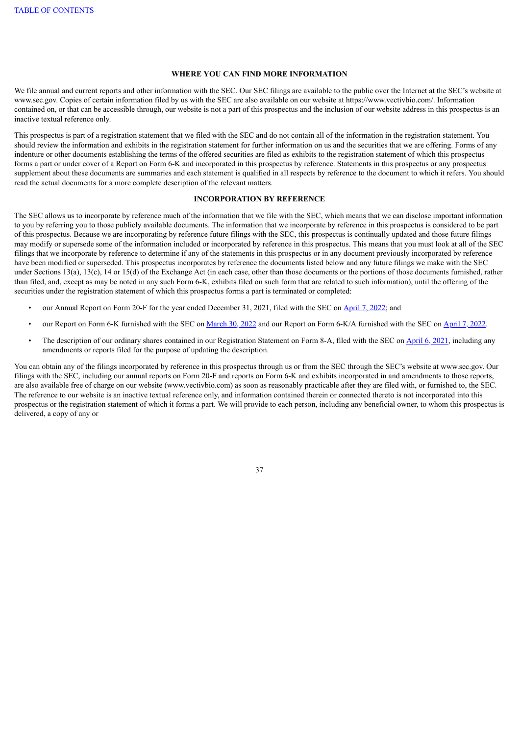## WHERE YOU CAN FIND MORE INFORMATION

We file annual and current reports and other information with the SEC. Our SEC filings are available to the public over the Internet at the SEC's website at www.sec.gov. Copies of certain information filed by us with the SEC are also available on our website at https://www.vectivbio.com/. Information contained on, or that can be accessible through, our website is not a part of this prospectus and the inclusion of our website address in this prospectus is an inactive textual reference only.

This prospectus is part of a registration statement that we filed with the SEC and do not contain all of the information in the registration statement. You should review the information and exhibits in the registration statement for further information on us and the securities that we are offering. Forms of any indenture or other documents establishing the terms of the offered securities are filed as exhibits to the registration statement of which this prospectus forms a part or under cover of a Report on Form 6-K and incorporated in this prospectus by reference. Statements in this prospectus or any prospectus supplement about these documents are summaries and each statement is qualified in all respects by reference to the document to which it refers. You should read the actual documents for a more complete description of the relevant matters.

## INCORPORATION BY REFERENCE

The SEC allows us to incorporate by reference much of the information that we file with the SEC, which means that we can disclose important information to you by referring you to those publicly available documents. The information that we incorporate by reference in this prospectus is considered to be part of this prospectus. Because we are incorporating by reference future filings with the SEC, this prospectus is continually updated and those future filings may modify or supersede some of the information included or incorporated by reference in this prospectus. This means that you must look at all of the SEC filings that we incorporate by reference to determine if any of the statements in this prospectus or in any document previously incorporated by reference have been modified or superseded. This prospectus incorporates by reference the documents listed below and any future filings we make with the SEC under Sections 13(a), 13(c), 14 or 15(d) of the Exchange Act (in each case, other than those documents or the portions of those documents furnished, rather than filed, and, except as may be noted in any such Form 6-K, exhibits filed on such form that are related to such information), until the offering of the securities under the registration statement of which this prospectus forms a part is terminated or completed:

- our Annual Report on Form 20-F for the year ended December 31, 2021, filed with the SEC on April 7, 2022; and
- our Report on Form 6-K furnished with the SEC on March 30, 2022 and our Report on Form 6-K/A furnished with the SEC on April 7, 2022.
- The description of our ordinary shares contained in our Registration Statement on Form 8-A, filed with the SEC on April 6, 2021, including any amendments or reports filed for the purpose of updating the description.

You can obtain any of the filings incorporated by reference in this prospectus through us or from the SEC through the SEC's website at www.sec.gov. Our filings with the SEC, including our annual reports on Form 20-F and reports on Form 6-K and exhibits incorporated in and amendments to those reports, are also available free of charge on our website (www.vectivbio.com) as soon as reasonably practicable after they are filed with, or furnished to, the SEC. The reference to our website is an inactive textual reference only, and information contained therein or connected thereto is not incorporated into this prospectus or the registration statement of which it forms a part. We will provide to each person, including any beneficial owner, to whom this prospectus is delivered, a copy of any or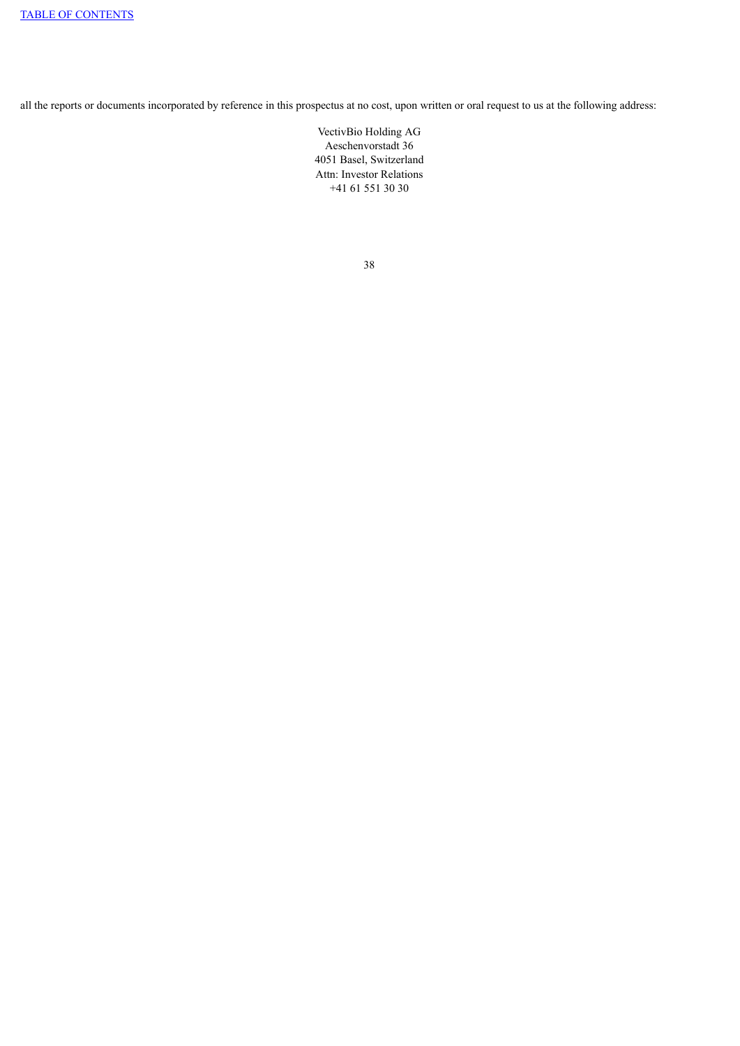all the reports or documents incorporated by reference in this prospectus at no cost, upon written or oral request to us at the following address:

VectivBio Holding AG
Aeschenvorstadt 36
4051 Basel, Switzerland
Attn: Investor Relations
+41 61 551 30 30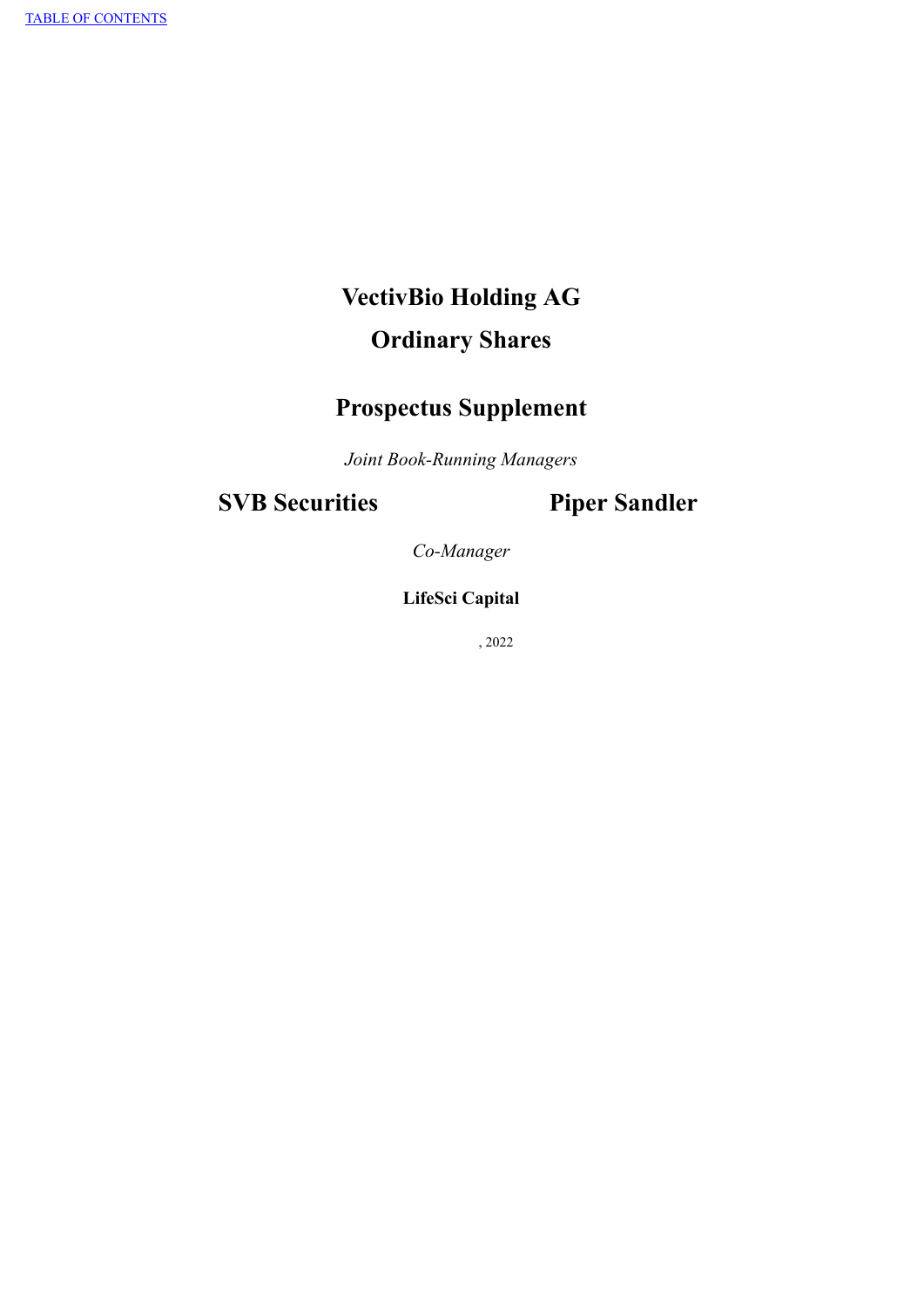[TABLE OF CONTENTS]

# VectivBio Holding AG

# Ordinary Shares

## Prospectus Supplement

*Joint Book-Running Managers*

**SVB Securities** **Piper Sandler**

*Co-Manager*

**LifeSci Capital**

, 2022